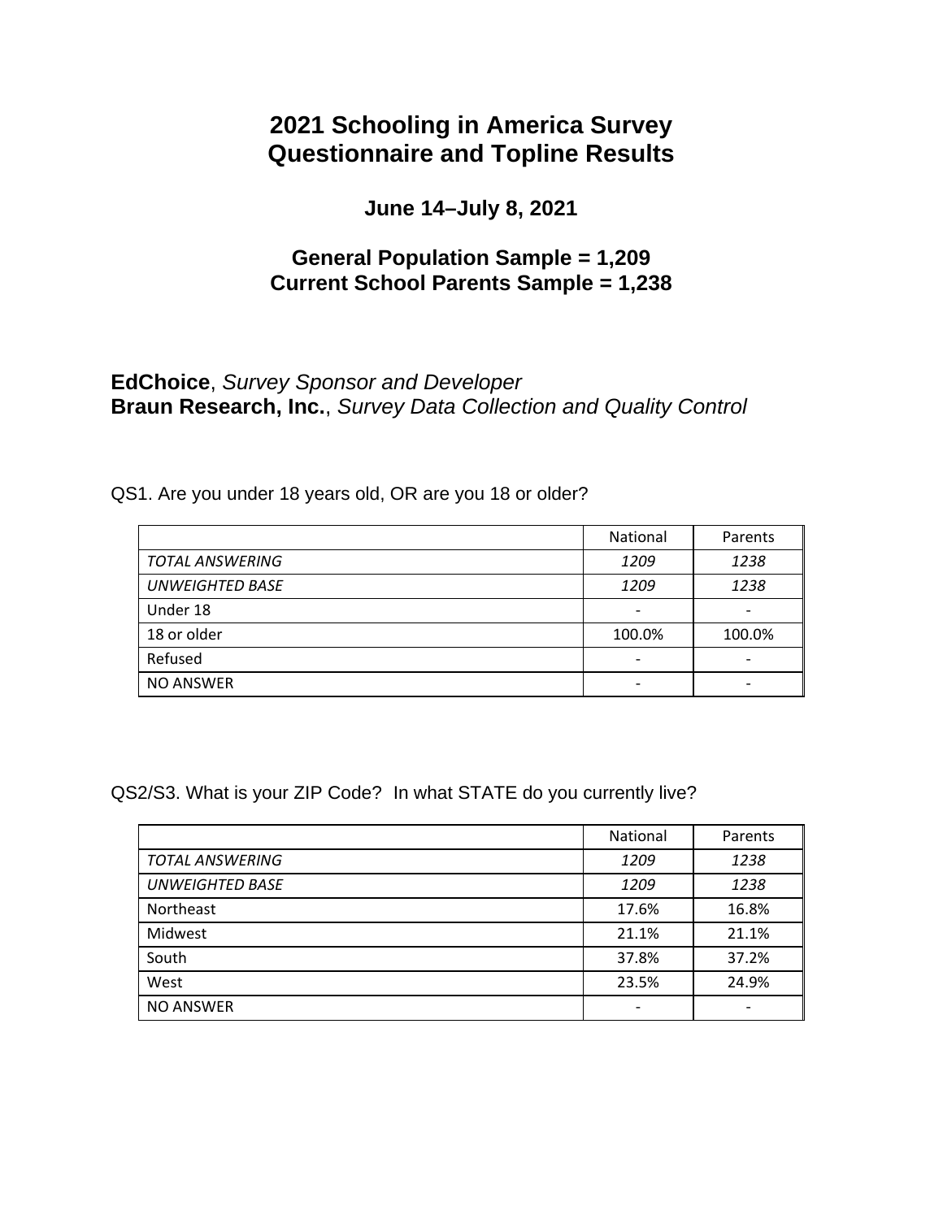# 2021 Schooling in America Survey
# Questionnaire and Topline Results

### June 14–July 8, 2021

### General Population Sample = 1,209
### Current School Parents Sample = 1,238

**EdChoice**, *Survey Sponsor and Developer*
**Braun Research, Inc.**, *Survey Data Collection and Quality Control*

QS1. Are you under 18 years old, OR are you 18 or older?

| | National | Parents |
|---|---|---|
| *TOTAL ANSWERING* | *1209* | *1238* |
| *UNWEIGHTED BASE* | *1209* | *1238* |
| Under 18 | - | - |
| 18 or older | 100.0% | 100.0% |
| Refused | - | - |
| NO ANSWER | - | - |

QS2/S3. What is your ZIP Code? In what STATE do you currently live?

| | National | Parents |
|---|---|---|
| *TOTAL ANSWERING* | *1209* | *1238* |
| *UNWEIGHTED BASE* | *1209* | *1238* |
| Northeast | 17.6% | 16.8% |
| Midwest | 21.1% | 21.1% |
| South | 37.8% | 37.2% |
| West | 23.5% | 24.9% |
| NO ANSWER | - | - |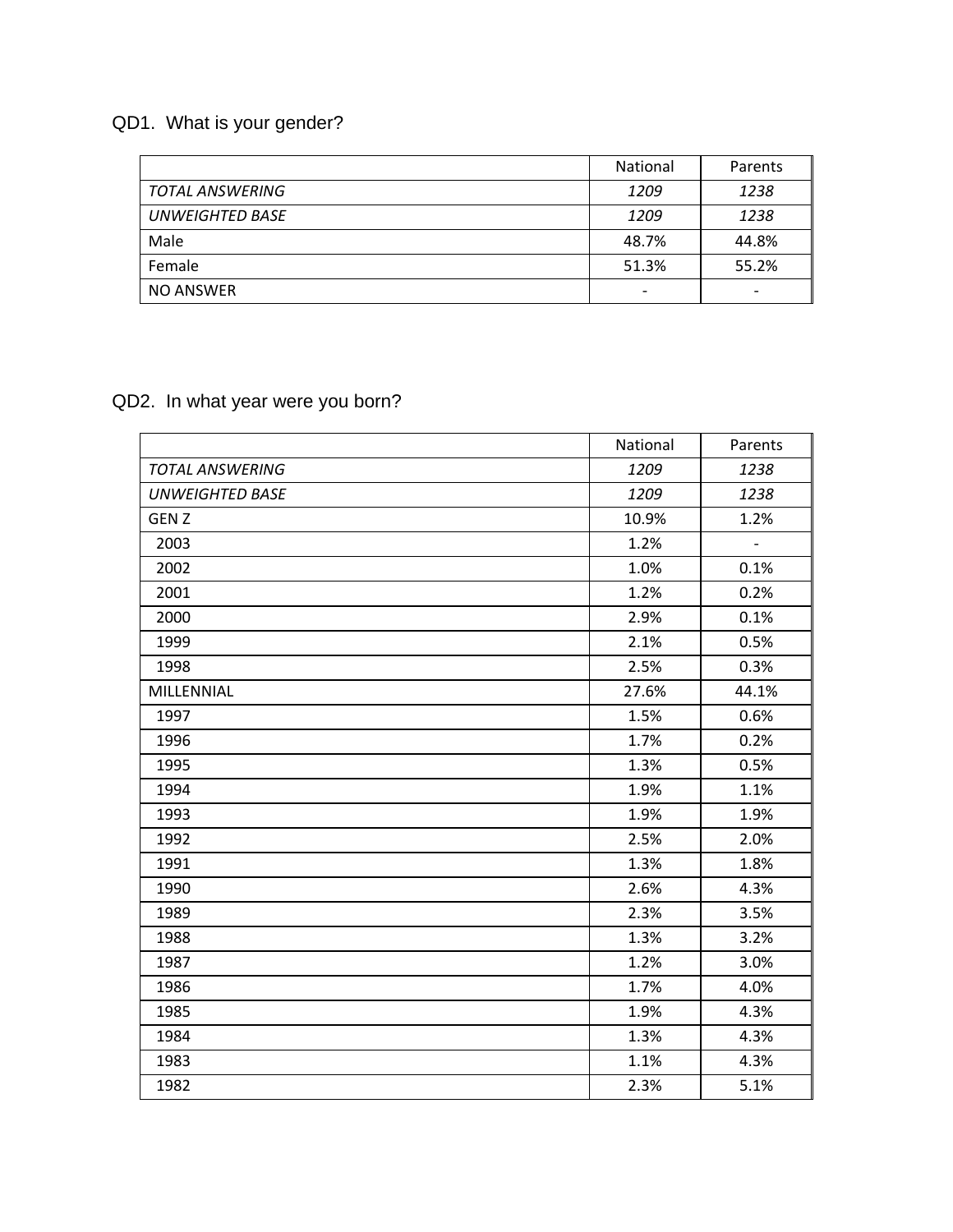QD1. What is your gender?

| | National | Parents |
|---|---|---|
| *TOTAL ANSWERING* | *1209* | *1238* |
| *UNWEIGHTED BASE* | *1209* | *1238* |
| Male | 48.7% | 44.8% |
| Female | 51.3% | 55.2% |
| NO ANSWER | - | - |

QD2. In what year were you born?

| | National | Parents |
|---|---|---|
| *TOTAL ANSWERING* | *1209* | *1238* |
| *UNWEIGHTED BASE* | *1209* | *1238* |
| GEN Z | 10.9% | 1.2% |
| 2003 | 1.2% | - |
| 2002 | 1.0% | 0.1% |
| 2001 | 1.2% | 0.2% |
| 2000 | 2.9% | 0.1% |
| 1999 | 2.1% | 0.5% |
| 1998 | 2.5% | 0.3% |
| MILLENNIAL | 27.6% | 44.1% |
| 1997 | 1.5% | 0.6% |
| 1996 | 1.7% | 0.2% |
| 1995 | 1.3% | 0.5% |
| 1994 | 1.9% | 1.1% |
| 1993 | 1.9% | 1.9% |
| 1992 | 2.5% | 2.0% |
| 1991 | 1.3% | 1.8% |
| 1990 | 2.6% | 4.3% |
| 1989 | 2.3% | 3.5% |
| 1988 | 1.3% | 3.2% |
| 1987 | 1.2% | 3.0% |
| 1986 | 1.7% | 4.0% |
| 1985 | 1.9% | 4.3% |
| 1984 | 1.3% | 4.3% |
| 1983 | 1.1% | 4.3% |
| 1982 | 2.3% | 5.1% |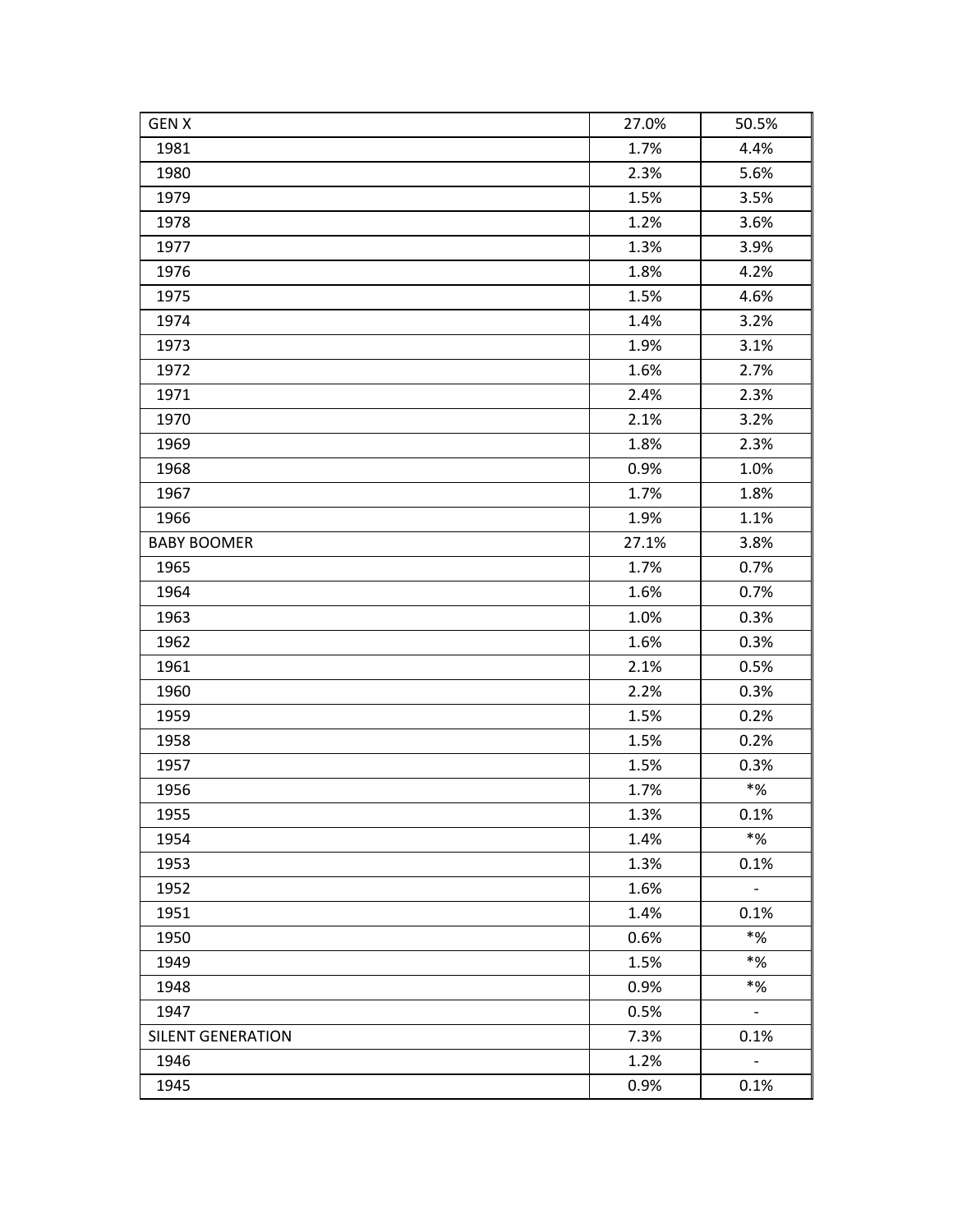| GEN X | 27.0% | 50.5% |
|---|---|---|
| 1981 | 1.7% | 4.4% |
| 1980 | 2.3% | 5.6% |
| 1979 | 1.5% | 3.5% |
| 1978 | 1.2% | 3.6% |
| 1977 | 1.3% | 3.9% |
| 1976 | 1.8% | 4.2% |
| 1975 | 1.5% | 4.6% |
| 1974 | 1.4% | 3.2% |
| 1973 | 1.9% | 3.1% |
| 1972 | 1.6% | 2.7% |
| 1971 | 2.4% | 2.3% |
| 1970 | 2.1% | 3.2% |
| 1969 | 1.8% | 2.3% |
| 1968 | 0.9% | 1.0% |
| 1967 | 1.7% | 1.8% |
| 1966 | 1.9% | 1.1% |
| BABY BOOMER | 27.1% | 3.8% |
| 1965 | 1.7% | 0.7% |
| 1964 | 1.6% | 0.7% |
| 1963 | 1.0% | 0.3% |
| 1962 | 1.6% | 0.3% |
| 1961 | 2.1% | 0.5% |
| 1960 | 2.2% | 0.3% |
| 1959 | 1.5% | 0.2% |
| 1958 | 1.5% | 0.2% |
| 1957 | 1.5% | 0.3% |
| 1956 | 1.7% | *% |
| 1955 | 1.3% | 0.1% |
| 1954 | 1.4% | *% |
| 1953 | 1.3% | 0.1% |
| 1952 | 1.6% | - |
| 1951 | 1.4% | 0.1% |
| 1950 | 0.6% | *% |
| 1949 | 1.5% | *% |
| 1948 | 0.9% | *% |
| 1947 | 0.5% | - |
| SILENT GENERATION | 7.3% | 0.1% |
| 1946 | 1.2% | - |
| 1945 | 0.9% | 0.1% |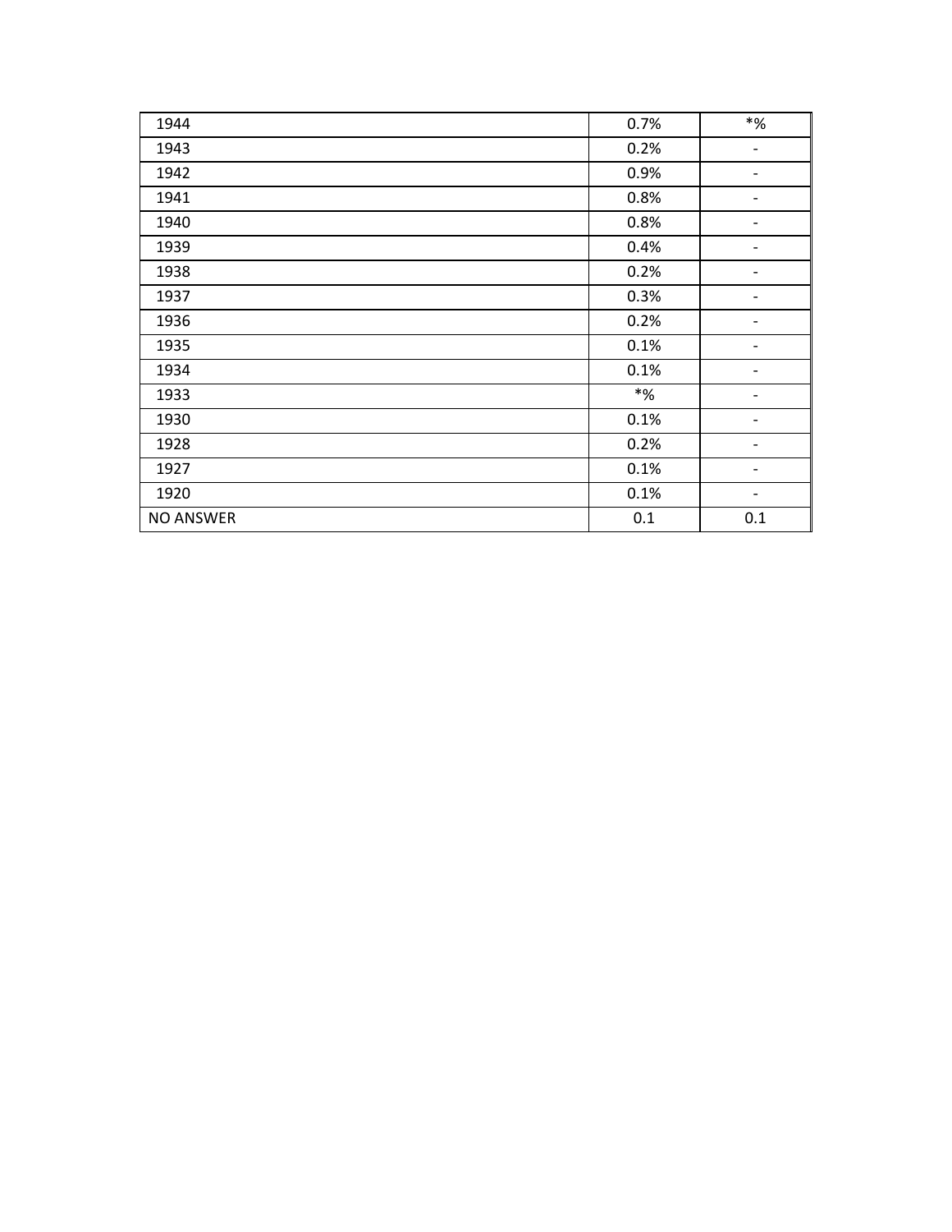| | | |
|---|---|---|
| 1944 | 0.7% | *% |
| 1943 | 0.2% | - |
| 1942 | 0.9% | - |
| 1941 | 0.8% | - |
| 1940 | 0.8% | - |
| 1939 | 0.4% | - |
| 1938 | 0.2% | - |
| 1937 | 0.3% | - |
| 1936 | 0.2% | - |
| 1935 | 0.1% | - |
| 1934 | 0.1% | - |
| 1933 | *% | - |
| 1930 | 0.1% | - |
| 1928 | 0.2% | - |
| 1927 | 0.1% | - |
| 1920 | 0.1% | - |
| NO ANSWER | 0.1 | 0.1 |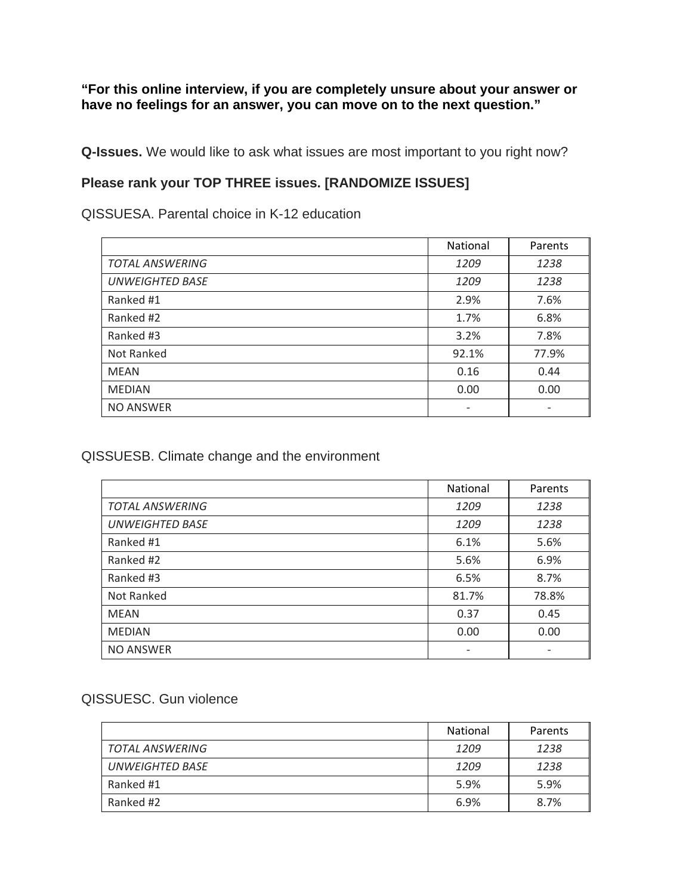**“For this online interview, if you are completely unsure about your answer or have no feelings for an answer, you can move on to the next question.”**

**Q-Issues.** We would like to ask what issues are most important to you right now?

**Please rank your TOP THREE issues. [RANDOMIZE ISSUES]**

QISSUESA. Parental choice in K-12 education

| | National | Parents |
|---|---|---|
| *TOTAL ANSWERING* | *1209* | *1238* |
| *UNWEIGHTED BASE* | *1209* | *1238* |
| Ranked #1 | 2.9% | 7.6% |
| Ranked #2 | 1.7% | 6.8% |
| Ranked #3 | 3.2% | 7.8% |
| Not Ranked | 92.1% | 77.9% |
| MEAN | 0.16 | 0.44 |
| MEDIAN | 0.00 | 0.00 |
| NO ANSWER | - | - |

QISSUESB. Climate change and the environment

| | National | Parents |
|---|---|---|
| *TOTAL ANSWERING* | *1209* | *1238* |
| *UNWEIGHTED BASE* | *1209* | *1238* |
| Ranked #1 | 6.1% | 5.6% |
| Ranked #2 | 5.6% | 6.9% |
| Ranked #3 | 6.5% | 8.7% |
| Not Ranked | 81.7% | 78.8% |
| MEAN | 0.37 | 0.45 |
| MEDIAN | 0.00 | 0.00 |
| NO ANSWER | - | - |

QISSUESC. Gun violence

| | National | Parents |
|---|---|---|
| *TOTAL ANSWERING* | *1209* | *1238* |
| *UNWEIGHTED BASE* | *1209* | *1238* |
| Ranked #1 | 5.9% | 5.9% |
| Ranked #2 | 6.9% | 8.7% |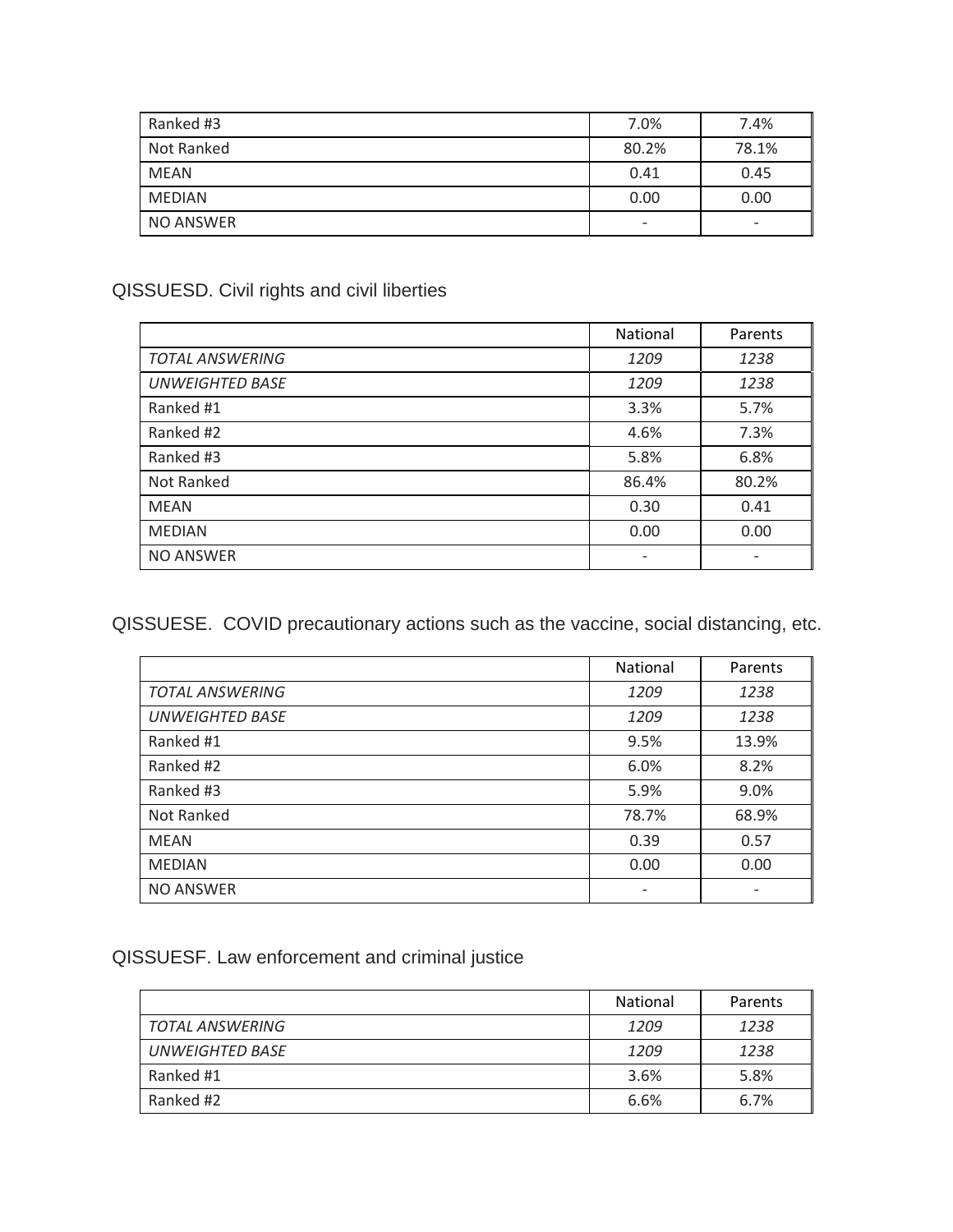| | | |
|---|---|---|
| Ranked #3 | 7.0% | 7.4% |
| Not Ranked | 80.2% | 78.1% |
| MEAN | 0.41 | 0.45 |
| MEDIAN | 0.00 | 0.00 |
| NO ANSWER | - | - |

QISSUESD. Civil rights and civil liberties

| | National | Parents |
|---|---|---|
| *TOTAL ANSWERING* | *1209* | *1238* |
| *UNWEIGHTED BASE* | *1209* | *1238* |
| Ranked #1 | 3.3% | 5.7% |
| Ranked #2 | 4.6% | 7.3% |
| Ranked #3 | 5.8% | 6.8% |
| Not Ranked | 86.4% | 80.2% |
| MEAN | 0.30 | 0.41 |
| MEDIAN | 0.00 | 0.00 |
| NO ANSWER | - | - |

QISSUESE. COVID precautionary actions such as the vaccine, social distancing, etc.

| | National | Parents |
|---|---|---|
| *TOTAL ANSWERING* | *1209* | *1238* |
| *UNWEIGHTED BASE* | *1209* | *1238* |
| Ranked #1 | 9.5% | 13.9% |
| Ranked #2 | 6.0% | 8.2% |
| Ranked #3 | 5.9% | 9.0% |
| Not Ranked | 78.7% | 68.9% |
| MEAN | 0.39 | 0.57 |
| MEDIAN | 0.00 | 0.00 |
| NO ANSWER | - | - |

QISSUESF. Law enforcement and criminal justice

| | National | Parents |
|---|---|---|
| *TOTAL ANSWERING* | *1209* | *1238* |
| *UNWEIGHTED BASE* | *1209* | *1238* |
| Ranked #1 | 3.6% | 5.8% |
| Ranked #2 | 6.6% | 6.7% |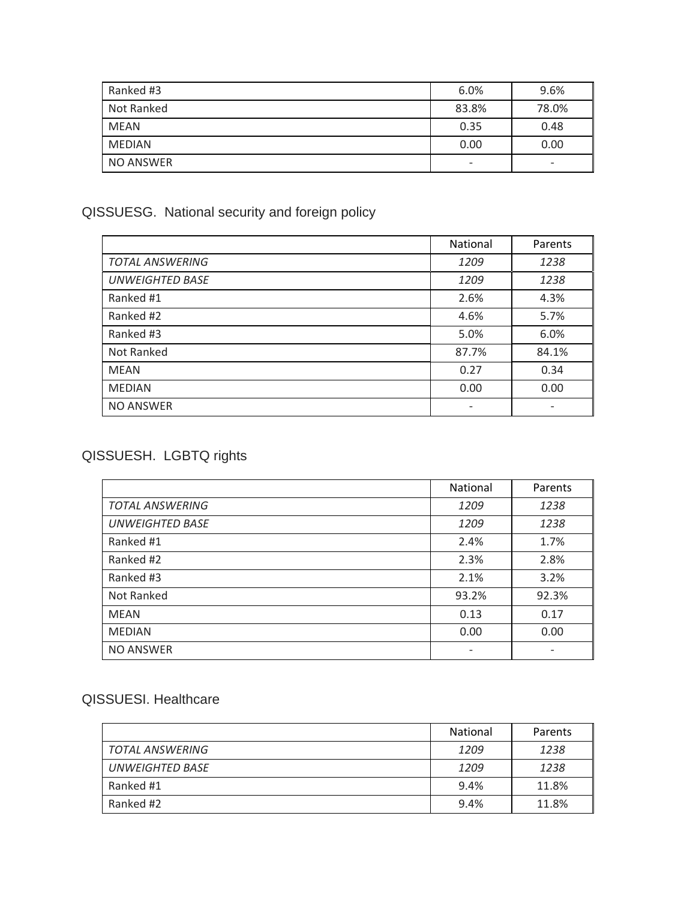| | | |
|---|---|---|
| Ranked #3 | 6.0% | 9.6% |
| Not Ranked | 83.8% | 78.0% |
| MEAN | 0.35 | 0.48 |
| MEDIAN | 0.00 | 0.00 |
| NO ANSWER | - | - |

QISSUESG. National security and foreign policy

| | National | Parents |
|---|---|---|
| *TOTAL ANSWERING* | *1209* | *1238* |
| *UNWEIGHTED BASE* | *1209* | *1238* |
| Ranked #1 | 2.6% | 4.3% |
| Ranked #2 | 4.6% | 5.7% |
| Ranked #3 | 5.0% | 6.0% |
| Not Ranked | 87.7% | 84.1% |
| MEAN | 0.27 | 0.34 |
| MEDIAN | 0.00 | 0.00 |
| NO ANSWER | - | - |

QISSUESH. LGBTQ rights

| | National | Parents |
|---|---|---|
| *TOTAL ANSWERING* | *1209* | *1238* |
| *UNWEIGHTED BASE* | *1209* | *1238* |
| Ranked #1 | 2.4% | 1.7% |
| Ranked #2 | 2.3% | 2.8% |
| Ranked #3 | 2.1% | 3.2% |
| Not Ranked | 93.2% | 92.3% |
| MEAN | 0.13 | 0.17 |
| MEDIAN | 0.00 | 0.00 |
| NO ANSWER | - | - |

QISSUESI. Healthcare

| | National | Parents |
|---|---|---|
| *TOTAL ANSWERING* | *1209* | *1238* |
| *UNWEIGHTED BASE* | *1209* | *1238* |
| Ranked #1 | 9.4% | 11.8% |
| Ranked #2 | 9.4% | 11.8% |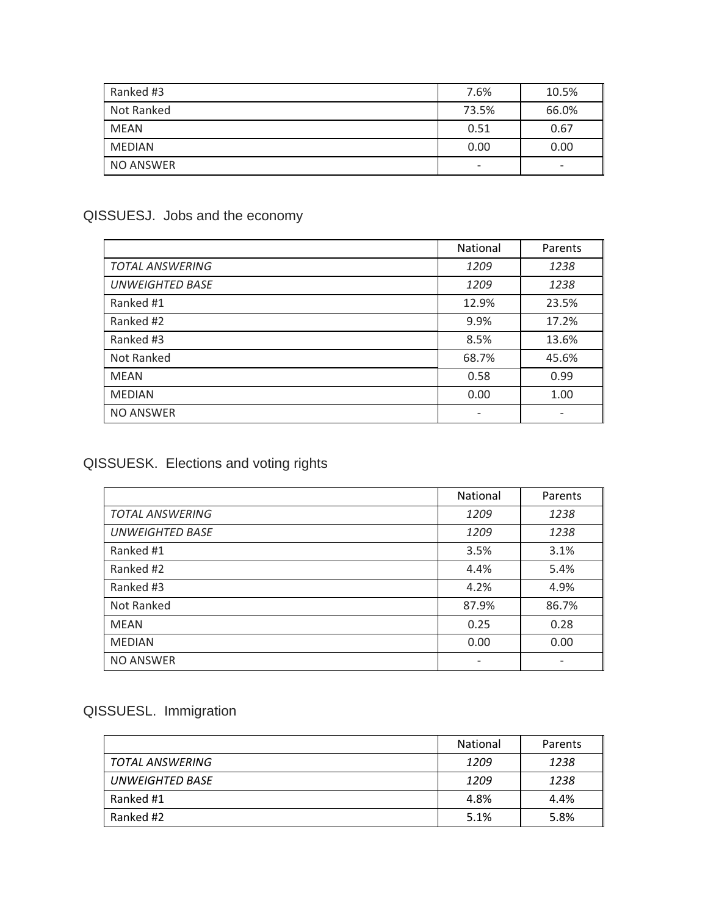| | | |
|---|---|---|
| Ranked #3 | 7.6% | 10.5% |
| Not Ranked | 73.5% | 66.0% |
| MEAN | 0.51 | 0.67 |
| MEDIAN | 0.00 | 0.00 |
| NO ANSWER | - | - |

QISSUESJ. Jobs and the economy

| | National | Parents |
|---|---|---|
| *TOTAL ANSWERING* | *1209* | *1238* |
| *UNWEIGHTED BASE* | *1209* | *1238* |
| Ranked #1 | 12.9% | 23.5% |
| Ranked #2 | 9.9% | 17.2% |
| Ranked #3 | 8.5% | 13.6% |
| Not Ranked | 68.7% | 45.6% |
| MEAN | 0.58 | 0.99 |
| MEDIAN | 0.00 | 1.00 |
| NO ANSWER | - | - |

QISSUESK. Elections and voting rights

| | National | Parents |
|---|---|---|
| *TOTAL ANSWERING* | *1209* | *1238* |
| *UNWEIGHTED BASE* | *1209* | *1238* |
| Ranked #1 | 3.5% | 3.1% |
| Ranked #2 | 4.4% | 5.4% |
| Ranked #3 | 4.2% | 4.9% |
| Not Ranked | 87.9% | 86.7% |
| MEAN | 0.25 | 0.28 |
| MEDIAN | 0.00 | 0.00 |
| NO ANSWER | - | - |

QISSUESL. Immigration

| | National | Parents |
|---|---|---|
| *TOTAL ANSWERING* | *1209* | *1238* |
| *UNWEIGHTED BASE* | *1209* | *1238* |
| Ranked #1 | 4.8% | 4.4% |
| Ranked #2 | 5.1% | 5.8% |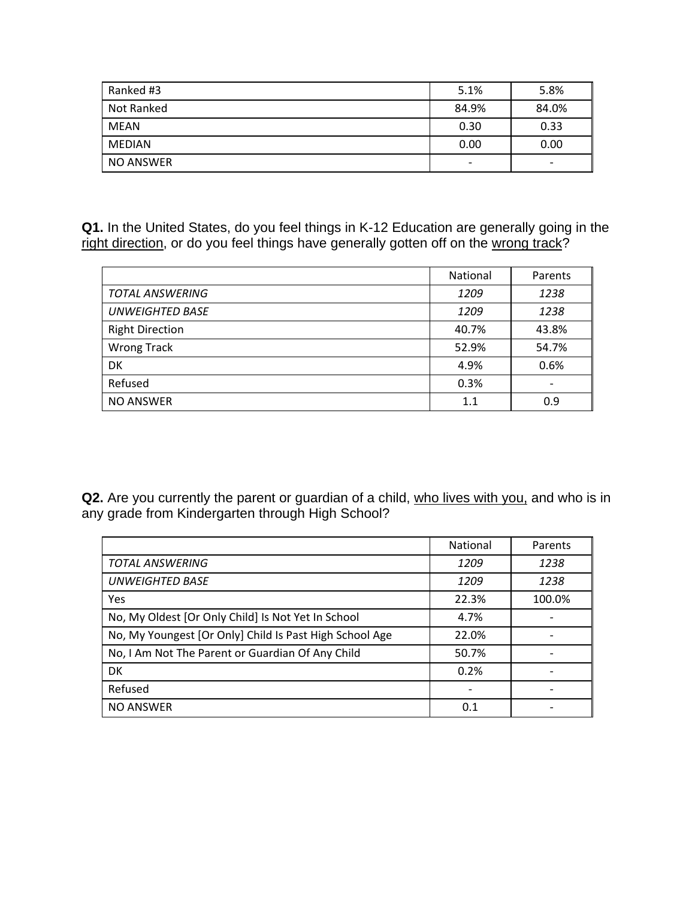| | | |
|---|---|---|
| Ranked #3 | 5.1% | 5.8% |
| Not Ranked | 84.9% | 84.0% |
| MEAN | 0.30 | 0.33 |
| MEDIAN | 0.00 | 0.00 |
| NO ANSWER | - | - |

**Q1.** In the United States, do you feel things in K-12 Education are generally going in the right direction, or do you feel things have generally gotten off on the wrong track?

| | National | Parents |
|---|---|---|
| *TOTAL ANSWERING* | *1209* | *1238* |
| *UNWEIGHTED BASE* | *1209* | *1238* |
| Right Direction | 40.7% | 43.8% |
| Wrong Track | 52.9% | 54.7% |
| DK | 4.9% | 0.6% |
| Refused | 0.3% | - |
| NO ANSWER | 1.1 | 0.9 |

**Q2.** Are you currently the parent or guardian of a child, who lives with you, and who is in any grade from Kindergarten through High School?

| | National | Parents |
|---|---|---|
| *TOTAL ANSWERING* | *1209* | *1238* |
| *UNWEIGHTED BASE* | *1209* | *1238* |
| Yes | 22.3% | 100.0% |
| No, My Oldest [Or Only Child] Is Not Yet In School | 4.7% | - |
| No, My Youngest [Or Only] Child Is Past High School Age | 22.0% | - |
| No, I Am Not The Parent or Guardian Of Any Child | 50.7% | - |
| DK | 0.2% | - |
| Refused | - | - |
| NO ANSWER | 0.1 | - |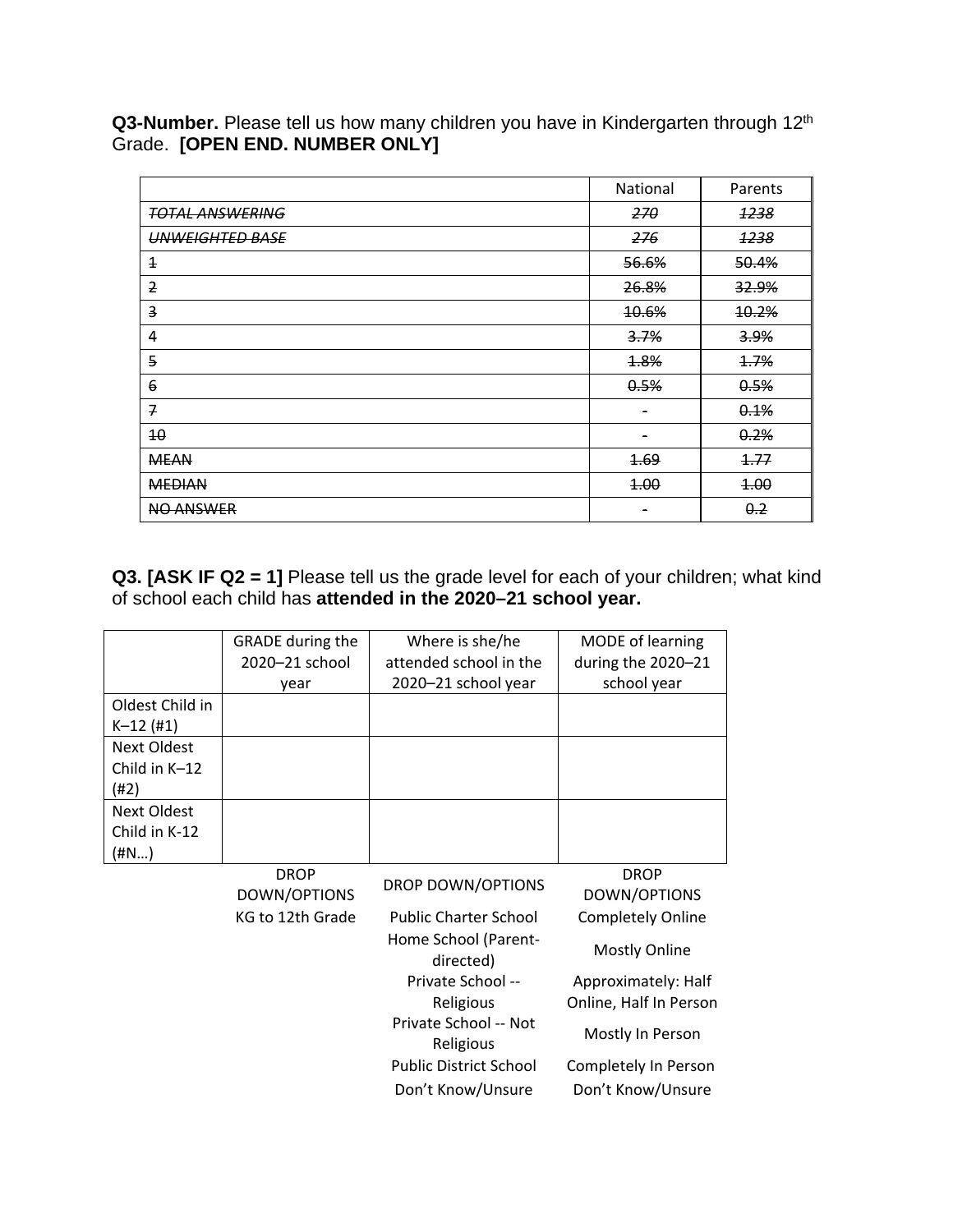**Q3-Number.** Please tell us how many children you have in Kindergarten through 12th Grade. **[OPEN END. NUMBER ONLY]**

| | National | Parents |
|---|---|---|
| ~~TOTAL ANSWERING~~ | ~~270~~ | ~~1238~~ |
| ~~UNWEIGHTED BASE~~ | ~~276~~ | ~~1238~~ |
| ~~1~~ | ~~56.6%~~ | ~~50.4%~~ |
| ~~2~~ | ~~26.8%~~ | ~~32.9%~~ |
| ~~3~~ | ~~10.6%~~ | ~~10.2%~~ |
| 4 | ~~3.7%~~ | ~~3.9%~~ |
| ~~5~~ | ~~1.8%~~ | ~~1.7%~~ |
| ~~6~~ | ~~0.5%~~ | ~~0.5%~~ |
| ~~7~~ | - | ~~0.1%~~ |
| ~~10~~ | - | ~~0.2%~~ |
| ~~MEAN~~ | ~~1.69~~ | ~~1.77~~ |
| ~~MEDIAN~~ | ~~1.00~~ | ~~1.00~~ |
| ~~NO ANSWER~~ | - | ~~0.2~~ |

**Q3. [ASK IF Q2 = 1]** Please tell us the grade level for each of your children; what kind of school each child has **attended in the 2020–21 school year.**

| | GRADE during the 2020–21 school year | Where is she/he attended school in the 2020–21 school year | MODE of learning during the 2020–21 school year |
|---|---|---|---|
| Oldest Child in K–12 (#1) | | | |
| Next Oldest Child in K–12 (#2) | | | |
| Next Oldest Child in K-12 (#N…) | | | |
| | DROP DOWN/OPTIONS | DROP DOWN/OPTIONS | DROP DOWN/OPTIONS |
| | KG to 12th Grade | Public Charter School | Completely Online |
| | | Home School (Parent-directed) | Mostly Online |
| | | Private School -- Religious | Approximately: Half Online, Half In Person |
| | | Private School -- Not Religious | Mostly In Person |
| | | Public District School | Completely In Person |
| | | Don't Know/Unsure | Don't Know/Unsure |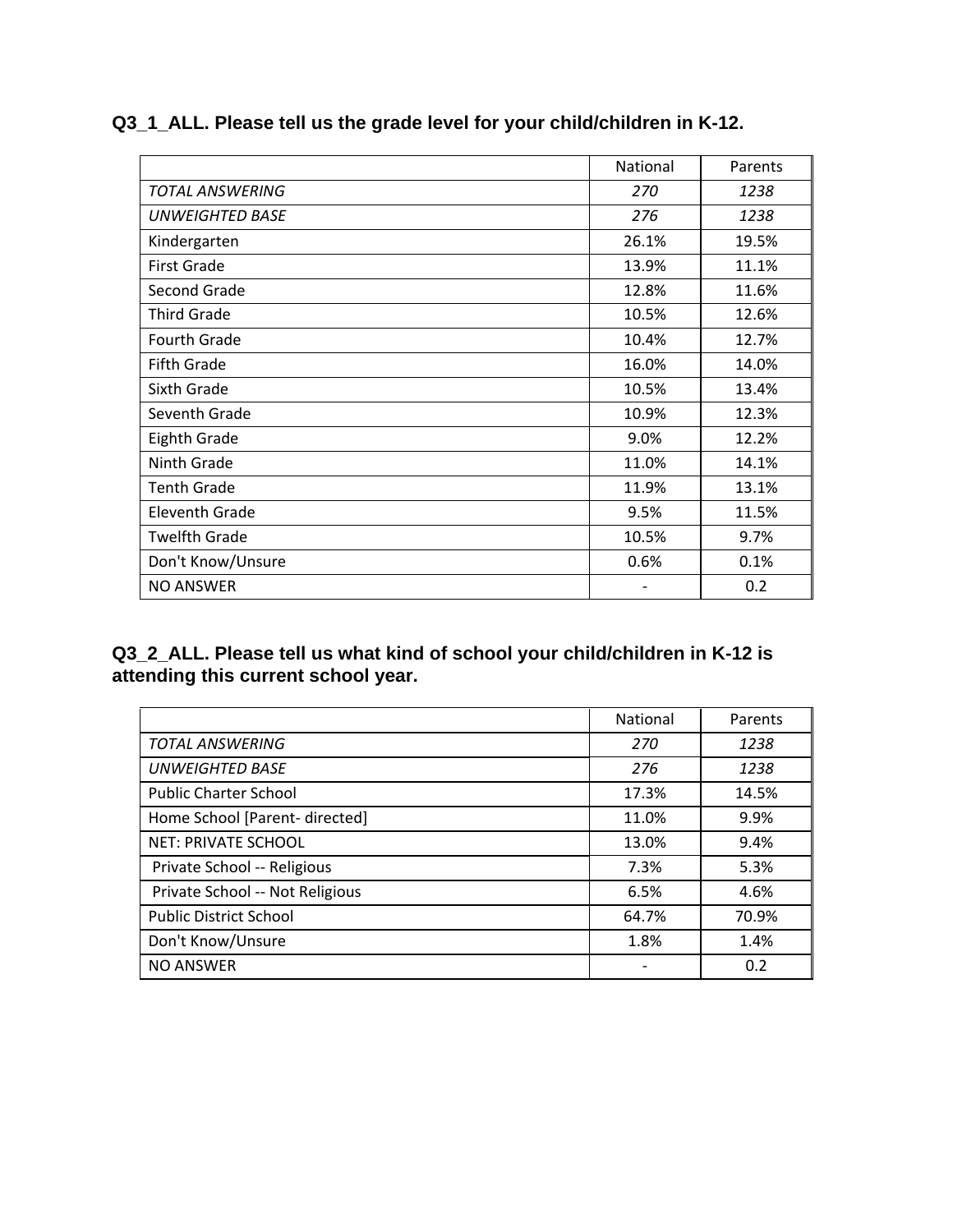**Q3_1_ALL. Please tell us the grade level for your child/children in K-12.**

| | National | Parents |
|---|---|---|
| *TOTAL ANSWERING* | *270* | *1238* |
| *UNWEIGHTED BASE* | *276* | *1238* |
| Kindergarten | 26.1% | 19.5% |
| First Grade | 13.9% | 11.1% |
| Second Grade | 12.8% | 11.6% |
| Third Grade | 10.5% | 12.6% |
| Fourth Grade | 10.4% | 12.7% |
| Fifth Grade | 16.0% | 14.0% |
| Sixth Grade | 10.5% | 13.4% |
| Seventh Grade | 10.9% | 12.3% |
| Eighth Grade | 9.0% | 12.2% |
| Ninth Grade | 11.0% | 14.1% |
| Tenth Grade | 11.9% | 13.1% |
| Eleventh Grade | 9.5% | 11.5% |
| Twelfth Grade | 10.5% | 9.7% |
| Don't Know/Unsure | 0.6% | 0.1% |
| NO ANSWER | - | 0.2 |

**Q3_2_ALL. Please tell us what kind of school your child/children in K-12 is attending this current school year.**

| | National | Parents |
|---|---|---|
| *TOTAL ANSWERING* | *270* | *1238* |
| *UNWEIGHTED BASE* | *276* | *1238* |
| Public Charter School | 17.3% | 14.5% |
| Home School [Parent- directed] | 11.0% | 9.9% |
| NET: PRIVATE SCHOOL | 13.0% | 9.4% |
| Private School -- Religious | 7.3% | 5.3% |
| Private School -- Not Religious | 6.5% | 4.6% |
| Public District School | 64.7% | 70.9% |
| Don't Know/Unsure | 1.8% | 1.4% |
| NO ANSWER | - | 0.2 |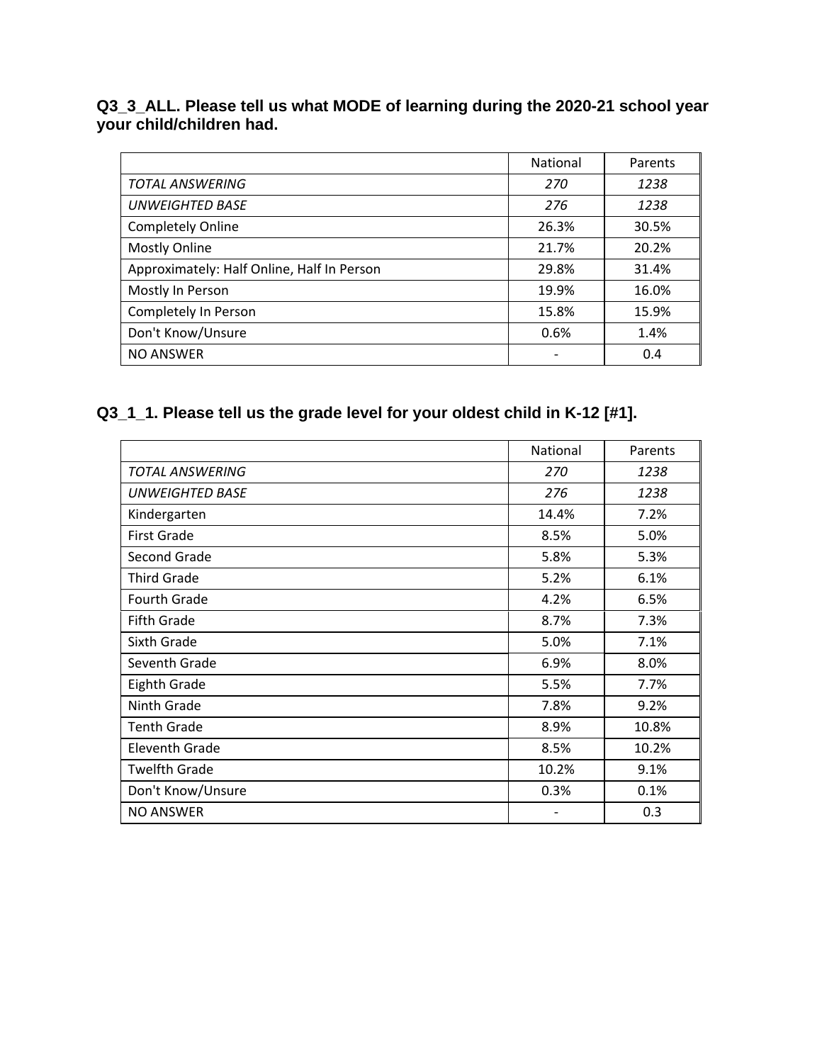### Q3_3_ALL. Please tell us what MODE of learning during the 2020-21 school year your child/children had.

| | National | Parents |
|---|---|---|
| *TOTAL ANSWERING* | *270* | *1238* |
| *UNWEIGHTED BASE* | *276* | *1238* |
| Completely Online | 26.3% | 30.5% |
| Mostly Online | 21.7% | 20.2% |
| Approximately: Half Online, Half In Person | 29.8% | 31.4% |
| Mostly In Person | 19.9% | 16.0% |
| Completely In Person | 15.8% | 15.9% |
| Don't Know/Unsure | 0.6% | 1.4% |
| NO ANSWER | - | 0.4 |

### Q3_1_1. Please tell us the grade level for your oldest child in K-12 [#1].

| | National | Parents |
|---|---|---|
| *TOTAL ANSWERING* | *270* | *1238* |
| *UNWEIGHTED BASE* | *276* | *1238* |
| Kindergarten | 14.4% | 7.2% |
| First Grade | 8.5% | 5.0% |
| Second Grade | 5.8% | 5.3% |
| Third Grade | 5.2% | 6.1% |
| Fourth Grade | 4.2% | 6.5% |
| Fifth Grade | 8.7% | 7.3% |
| Sixth Grade | 5.0% | 7.1% |
| Seventh Grade | 6.9% | 8.0% |
| Eighth Grade | 5.5% | 7.7% |
| Ninth Grade | 7.8% | 9.2% |
| Tenth Grade | 8.9% | 10.8% |
| Eleventh Grade | 8.5% | 10.2% |
| Twelfth Grade | 10.2% | 9.1% |
| Don't Know/Unsure | 0.3% | 0.1% |
| NO ANSWER | - | 0.3 |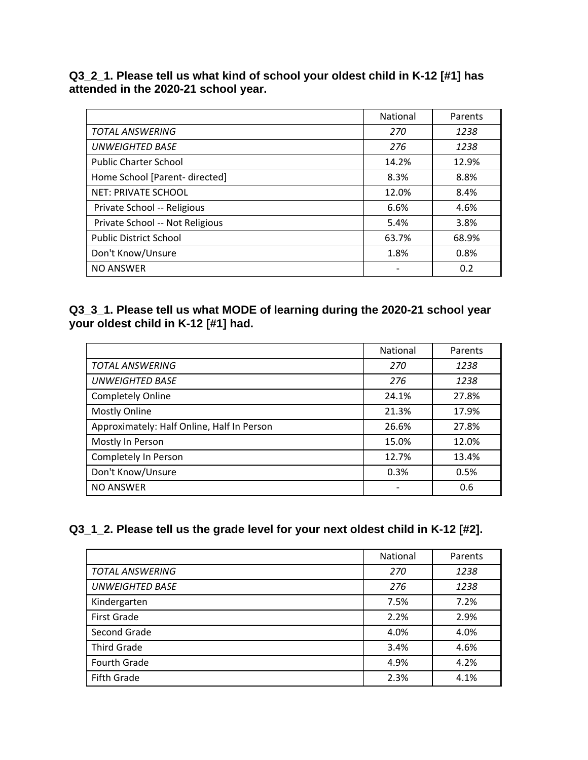**Q3_2_1. Please tell us what kind of school your oldest child in K-12 [#1] has attended in the 2020-21 school year.**

| | National | Parents |
|---|---|---|
| *TOTAL ANSWERING* | *270* | *1238* |
| *UNWEIGHTED BASE* | *276* | *1238* |
| Public Charter School | 14.2% | 12.9% |
| Home School [Parent- directed] | 8.3% | 8.8% |
| NET: PRIVATE SCHOOL | 12.0% | 8.4% |
| Private School -- Religious | 6.6% | 4.6% |
| Private School -- Not Religious | 5.4% | 3.8% |
| Public District School | 63.7% | 68.9% |
| Don't Know/Unsure | 1.8% | 0.8% |
| NO ANSWER | - | 0.2 |

**Q3_3_1. Please tell us what MODE of learning during the 2020-21 school year your oldest child in K-12 [#1] had.**

| | National | Parents |
|---|---|---|
| *TOTAL ANSWERING* | *270* | *1238* |
| *UNWEIGHTED BASE* | *276* | *1238* |
| Completely Online | 24.1% | 27.8% |
| Mostly Online | 21.3% | 17.9% |
| Approximately: Half Online, Half In Person | 26.6% | 27.8% |
| Mostly In Person | 15.0% | 12.0% |
| Completely In Person | 12.7% | 13.4% |
| Don't Know/Unsure | 0.3% | 0.5% |
| NO ANSWER | - | 0.6 |

**Q3_1_2. Please tell us the grade level for your next oldest child in K-12 [#2].**

| | National | Parents |
|---|---|---|
| *TOTAL ANSWERING* | *270* | *1238* |
| *UNWEIGHTED BASE* | *276* | *1238* |
| Kindergarten | 7.5% | 7.2% |
| First Grade | 2.2% | 2.9% |
| Second Grade | 4.0% | 4.0% |
| Third Grade | 3.4% | 4.6% |
| Fourth Grade | 4.9% | 4.2% |
| Fifth Grade | 2.3% | 4.1% |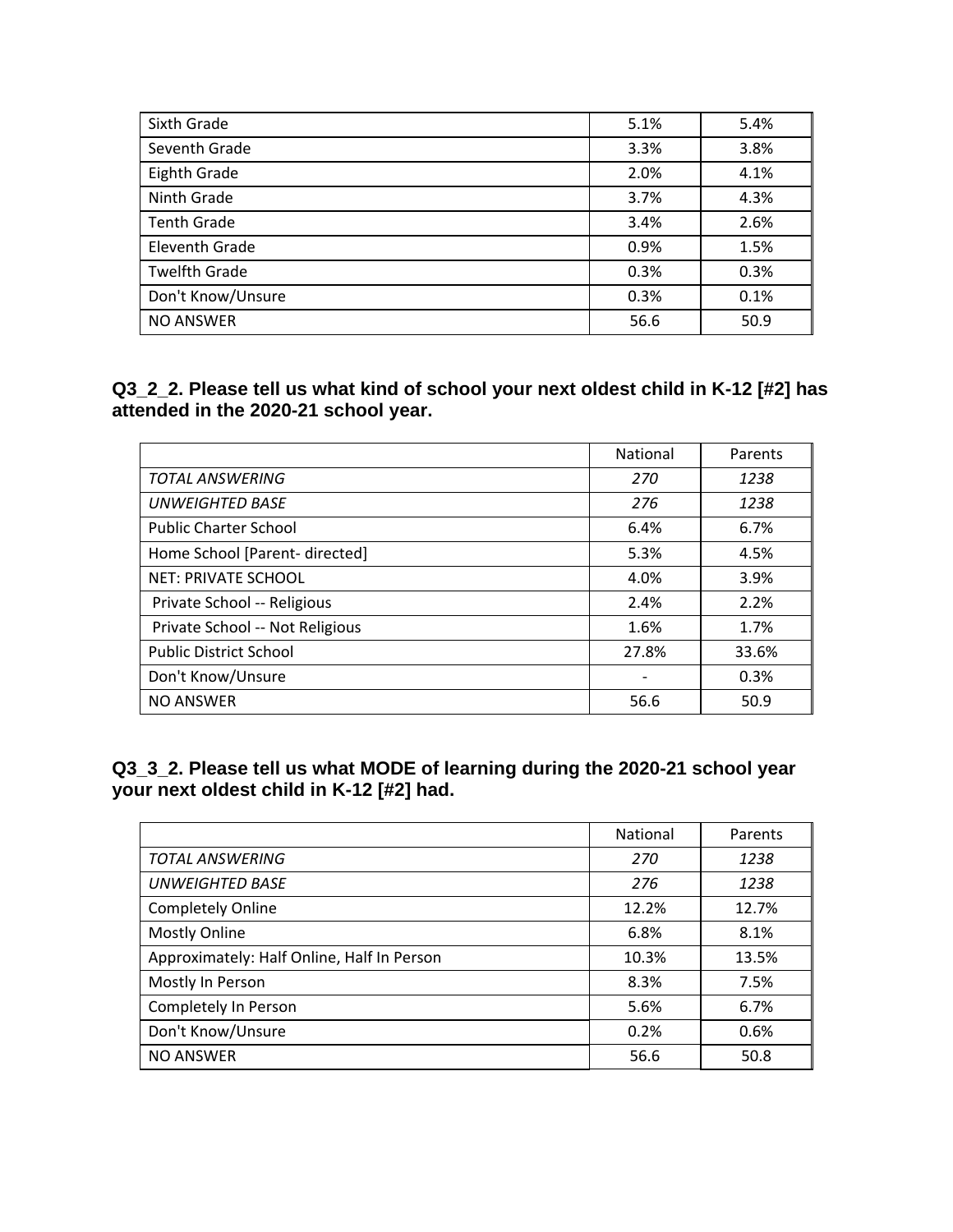| | | |
|---|---|---|
| Sixth Grade | 5.1% | 5.4% |
| Seventh Grade | 3.3% | 3.8% |
| Eighth Grade | 2.0% | 4.1% |
| Ninth Grade | 3.7% | 4.3% |
| Tenth Grade | 3.4% | 2.6% |
| Eleventh Grade | 0.9% | 1.5% |
| Twelfth Grade | 0.3% | 0.3% |
| Don't Know/Unsure | 0.3% | 0.1% |
| NO ANSWER | 56.6 | 50.9 |

**Q3_2_2. Please tell us what kind of school your next oldest child in K-12 [#2] has attended in the 2020-21 school year.**

| | National | Parents |
|---|---|---|
| *TOTAL ANSWERING* | *270* | *1238* |
| *UNWEIGHTED BASE* | *276* | *1238* |
| Public Charter School | 6.4% | 6.7% |
| Home School [Parent- directed] | 5.3% | 4.5% |
| NET: PRIVATE SCHOOL | 4.0% | 3.9% |
| Private School -- Religious | 2.4% | 2.2% |
| Private School -- Not Religious | 1.6% | 1.7% |
| Public District School | 27.8% | 33.6% |
| Don't Know/Unsure | - | 0.3% |
| NO ANSWER | 56.6 | 50.9 |

**Q3_3_2. Please tell us what MODE of learning during the 2020-21 school year your next oldest child in K-12 [#2] had.**

| | National | Parents |
|---|---|---|
| *TOTAL ANSWERING* | *270* | *1238* |
| *UNWEIGHTED BASE* | *276* | *1238* |
| Completely Online | 12.2% | 12.7% |
| Mostly Online | 6.8% | 8.1% |
| Approximately: Half Online, Half In Person | 10.3% | 13.5% |
| Mostly In Person | 8.3% | 7.5% |
| Completely In Person | 5.6% | 6.7% |
| Don't Know/Unsure | 0.2% | 0.6% |
| NO ANSWER | 56.6 | 50.8 |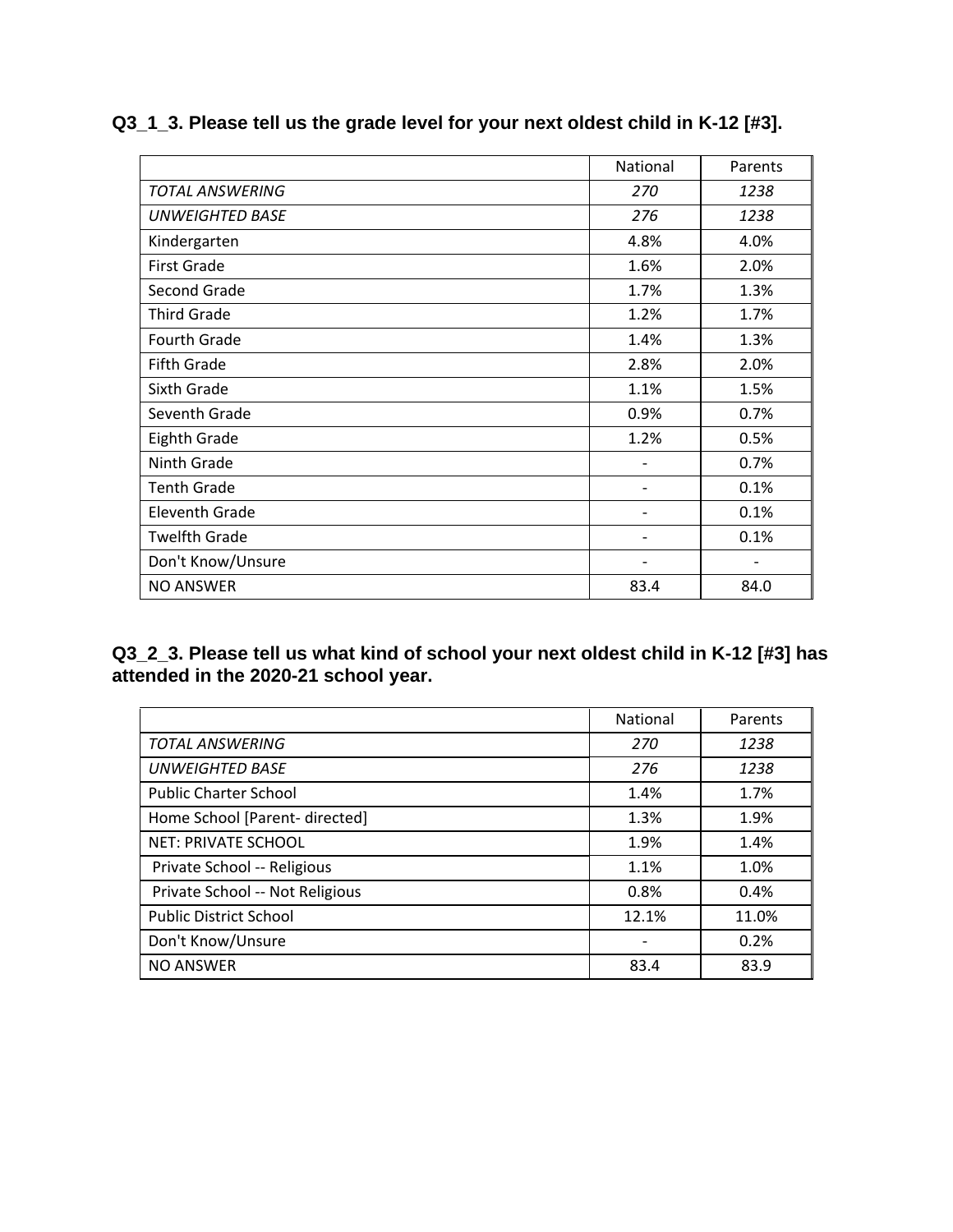**Q3_1_3. Please tell us the grade level for your next oldest child in K-12 [#3].**

| | National | Parents |
|---|---|---|
| *TOTAL ANSWERING* | *270* | *1238* |
| *UNWEIGHTED BASE* | *276* | *1238* |
| Kindergarten | 4.8% | 4.0% |
| First Grade | 1.6% | 2.0% |
| Second Grade | 1.7% | 1.3% |
| Third Grade | 1.2% | 1.7% |
| Fourth Grade | 1.4% | 1.3% |
| Fifth Grade | 2.8% | 2.0% |
| Sixth Grade | 1.1% | 1.5% |
| Seventh Grade | 0.9% | 0.7% |
| Eighth Grade | 1.2% | 0.5% |
| Ninth Grade | - | 0.7% |
| Tenth Grade | - | 0.1% |
| Eleventh Grade | - | 0.1% |
| Twelfth Grade | - | 0.1% |
| Don't Know/Unsure | - | - |
| NO ANSWER | 83.4 | 84.0 |

**Q3_2_3. Please tell us what kind of school your next oldest child in K-12 [#3] has attended in the 2020-21 school year.**

| | National | Parents |
|---|---|---|
| *TOTAL ANSWERING* | *270* | *1238* |
| *UNWEIGHTED BASE* | *276* | *1238* |
| Public Charter School | 1.4% | 1.7% |
| Home School [Parent- directed] | 1.3% | 1.9% |
| NET: PRIVATE SCHOOL | 1.9% | 1.4% |
| Private School -- Religious | 1.1% | 1.0% |
| Private School -- Not Religious | 0.8% | 0.4% |
| Public District School | 12.1% | 11.0% |
| Don't Know/Unsure | - | 0.2% |
| NO ANSWER | 83.4 | 83.9 |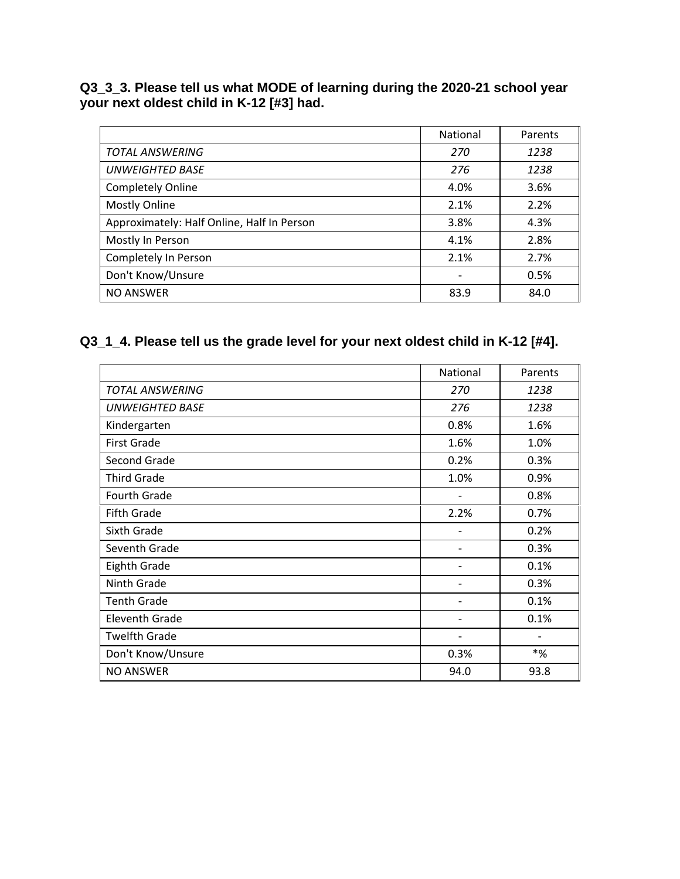### Q3_3_3. Please tell us what MODE of learning during the 2020-21 school year your next oldest child in K-12 [#3] had.

| | National | Parents |
|---|---|---|
| *TOTAL ANSWERING* | *270* | *1238* |
| *UNWEIGHTED BASE* | *276* | *1238* |
| Completely Online | 4.0% | 3.6% |
| Mostly Online | 2.1% | 2.2% |
| Approximately: Half Online, Half In Person | 3.8% | 4.3% |
| Mostly In Person | 4.1% | 2.8% |
| Completely In Person | 2.1% | 2.7% |
| Don't Know/Unsure | - | 0.5% |
| NO ANSWER | 83.9 | 84.0 |

### Q3_1_4. Please tell us the grade level for your next oldest child in K-12 [#4].

| | National | Parents |
|---|---|---|
| *TOTAL ANSWERING* | *270* | *1238* |
| *UNWEIGHTED BASE* | *276* | *1238* |
| Kindergarten | 0.8% | 1.6% |
| First Grade | 1.6% | 1.0% |
| Second Grade | 0.2% | 0.3% |
| Third Grade | 1.0% | 0.9% |
| Fourth Grade | - | 0.8% |
| Fifth Grade | 2.2% | 0.7% |
| Sixth Grade | - | 0.2% |
| Seventh Grade | - | 0.3% |
| Eighth Grade | - | 0.1% |
| Ninth Grade | - | 0.3% |
| Tenth Grade | - | 0.1% |
| Eleventh Grade | - | 0.1% |
| Twelfth Grade | - | - |
| Don't Know/Unsure | 0.3% | *% |
| NO ANSWER | 94.0 | 93.8 |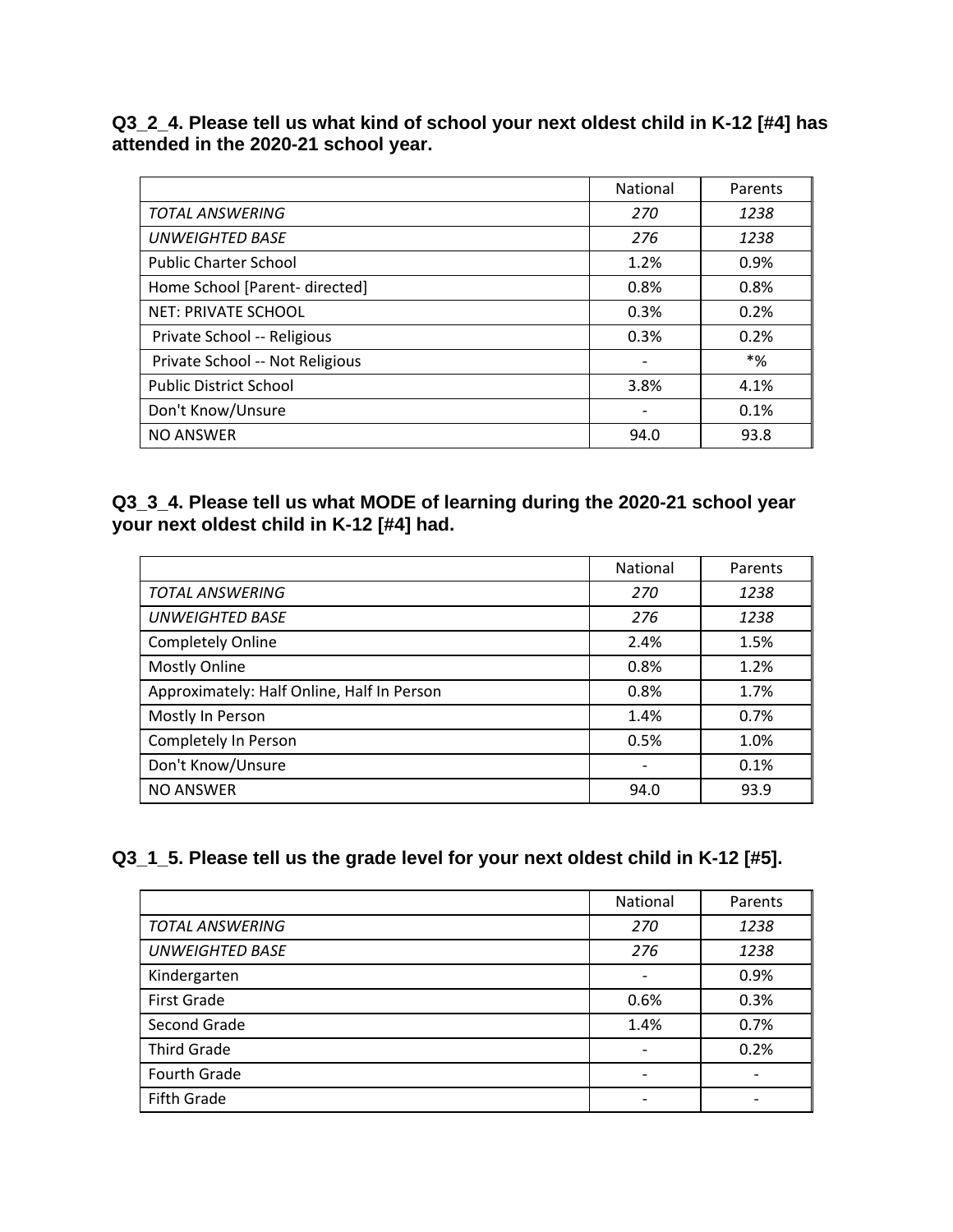**Q3_2_4. Please tell us what kind of school your next oldest child in K-12 [#4] has attended in the 2020-21 school year.**

| | National | Parents |
|---|---|---|
| *TOTAL ANSWERING* | *270* | *1238* |
| *UNWEIGHTED BASE* | *276* | *1238* |
| Public Charter School | 1.2% | 0.9% |
| Home School [Parent- directed] | 0.8% | 0.8% |
| NET: PRIVATE SCHOOL | 0.3% | 0.2% |
| Private School -- Religious | 0.3% | 0.2% |
| Private School -- Not Religious | - | *% |
| Public District School | 3.8% | 4.1% |
| Don't Know/Unsure | - | 0.1% |
| NO ANSWER | 94.0 | 93.8 |

**Q3_3_4. Please tell us what MODE of learning during the 2020-21 school year your next oldest child in K-12 [#4] had.**

| | National | Parents |
|---|---|---|
| *TOTAL ANSWERING* | *270* | *1238* |
| *UNWEIGHTED BASE* | *276* | *1238* |
| Completely Online | 2.4% | 1.5% |
| Mostly Online | 0.8% | 1.2% |
| Approximately: Half Online, Half In Person | 0.8% | 1.7% |
| Mostly In Person | 1.4% | 0.7% |
| Completely In Person | 0.5% | 1.0% |
| Don't Know/Unsure | - | 0.1% |
| NO ANSWER | 94.0 | 93.9 |

**Q3_1_5. Please tell us the grade level for your next oldest child in K-12 [#5].**

| | National | Parents |
|---|---|---|
| *TOTAL ANSWERING* | *270* | *1238* |
| *UNWEIGHTED BASE* | *276* | *1238* |
| Kindergarten | - | 0.9% |
| First Grade | 0.6% | 0.3% |
| Second Grade | 1.4% | 0.7% |
| Third Grade | - | 0.2% |
| Fourth Grade | - | - |
| Fifth Grade | - | - |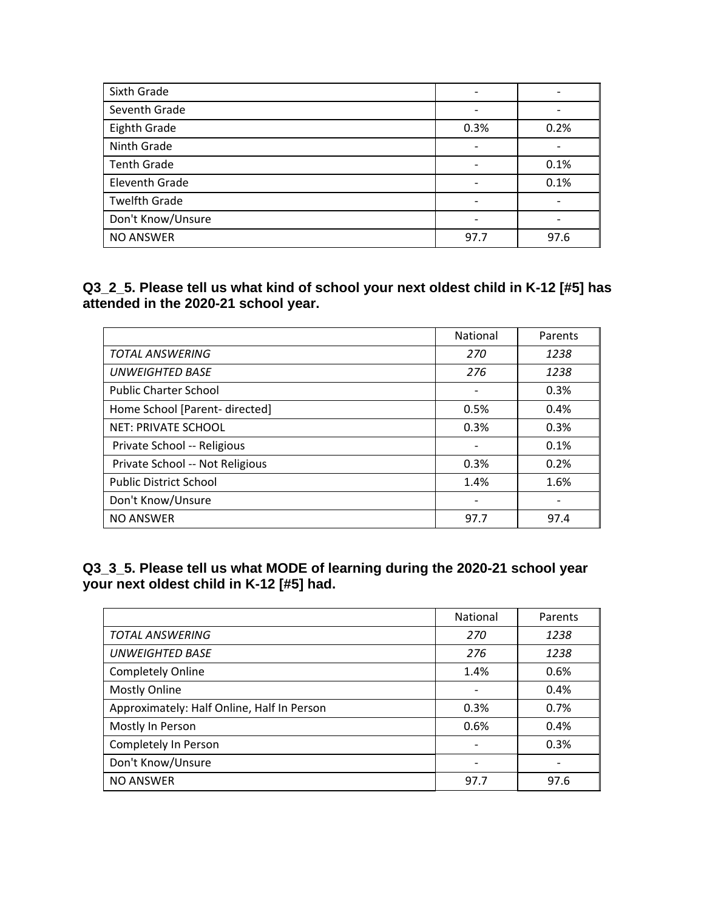| Sixth Grade | - | - |
|---|---|---|
| Seventh Grade | - | - |
| Eighth Grade | 0.3% | 0.2% |
| Ninth Grade | - | - |
| Tenth Grade | - | 0.1% |
| Eleventh Grade | - | 0.1% |
| Twelfth Grade | - | - |
| Don't Know/Unsure | - | - |
| NO ANSWER | 97.7 | 97.6 |

### Q3_2_5. Please tell us what kind of school your next oldest child in K-12 [#5] has attended in the 2020-21 school year.

| | National | Parents |
|---|---|---|
| *TOTAL ANSWERING* | *270* | *1238* |
| *UNWEIGHTED BASE* | *276* | *1238* |
| Public Charter School | - | 0.3% |
| Home School [Parent- directed] | 0.5% | 0.4% |
| NET: PRIVATE SCHOOL | 0.3% | 0.3% |
| Private School -- Religious | - | 0.1% |
| Private School -- Not Religious | 0.3% | 0.2% |
| Public District School | 1.4% | 1.6% |
| Don't Know/Unsure | - | - |
| NO ANSWER | 97.7 | 97.4 |

### Q3_3_5. Please tell us what MODE of learning during the 2020-21 school year your next oldest child in K-12 [#5] had.

| | National | Parents |
|---|---|---|
| *TOTAL ANSWERING* | *270* | *1238* |
| *UNWEIGHTED BASE* | *276* | *1238* |
| Completely Online | 1.4% | 0.6% |
| Mostly Online | - | 0.4% |
| Approximately: Half Online, Half In Person | 0.3% | 0.7% |
| Mostly In Person | 0.6% | 0.4% |
| Completely In Person | - | 0.3% |
| Don't Know/Unsure | - | - |
| NO ANSWER | 97.7 | 97.6 |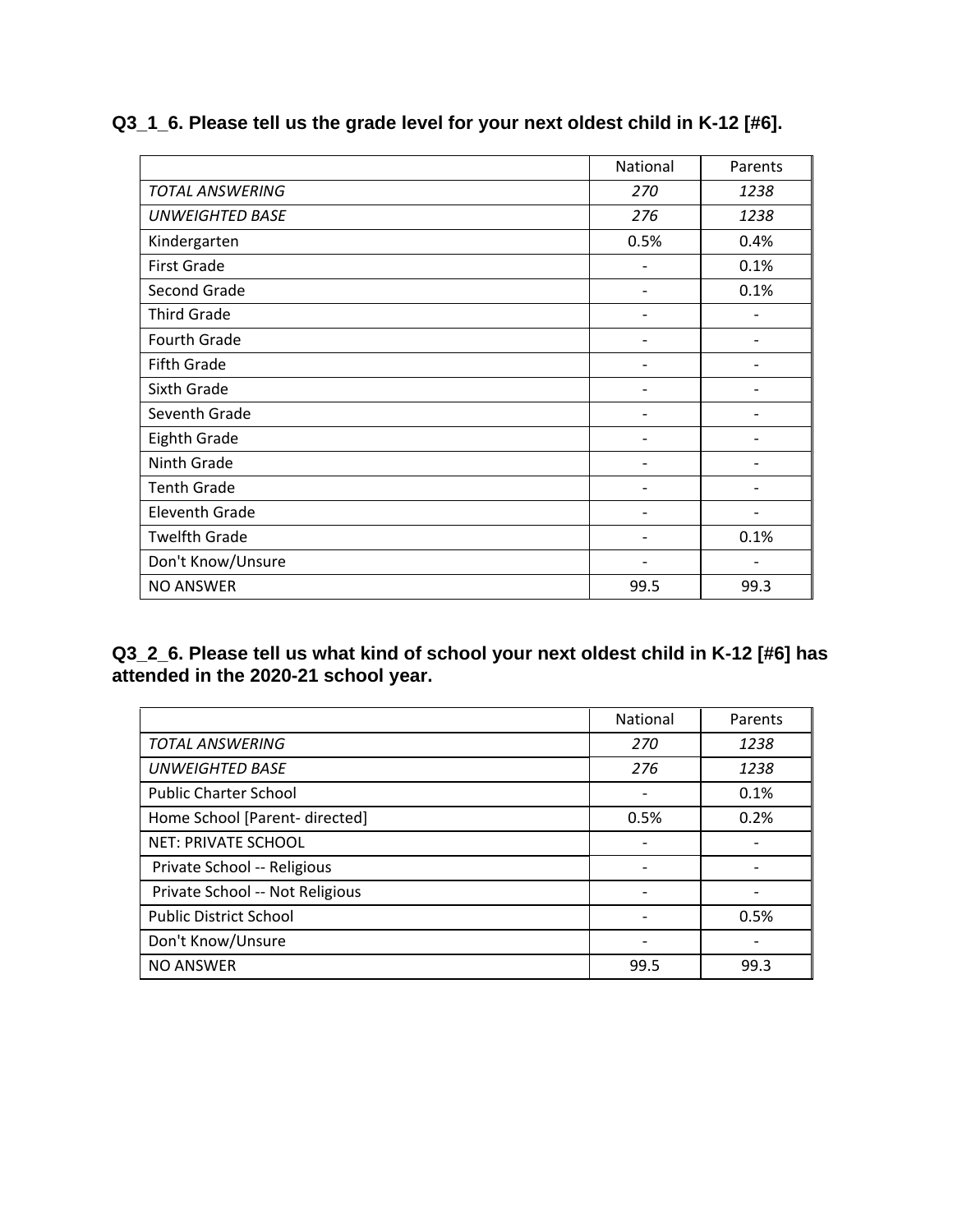**Q3_1_6. Please tell us the grade level for your next oldest child in K-12 [#6].**

| | National | Parents |
|---|---|---|
| *TOTAL ANSWERING* | *270* | *1238* |
| *UNWEIGHTED BASE* | *276* | *1238* |
| Kindergarten | 0.5% | 0.4% |
| First Grade | - | 0.1% |
| Second Grade | - | 0.1% |
| Third Grade | - | - |
| Fourth Grade | - | - |
| Fifth Grade | - | - |
| Sixth Grade | - | - |
| Seventh Grade | - | - |
| Eighth Grade | - | - |
| Ninth Grade | - | - |
| Tenth Grade | - | - |
| Eleventh Grade | - | - |
| Twelfth Grade | - | 0.1% |
| Don't Know/Unsure | - | - |
| NO ANSWER | 99.5 | 99.3 |

**Q3_2_6. Please tell us what kind of school your next oldest child in K-12 [#6] has attended in the 2020-21 school year.**

| | National | Parents |
|---|---|---|
| *TOTAL ANSWERING* | *270* | *1238* |
| *UNWEIGHTED BASE* | *276* | *1238* |
| Public Charter School | - | 0.1% |
| Home School [Parent- directed] | 0.5% | 0.2% |
| NET: PRIVATE SCHOOL | - | - |
| Private School -- Religious | - | - |
| Private School -- Not Religious | - | - |
| Public District School | - | 0.5% |
| Don't Know/Unsure | - | - |
| NO ANSWER | 99.5 | 99.3 |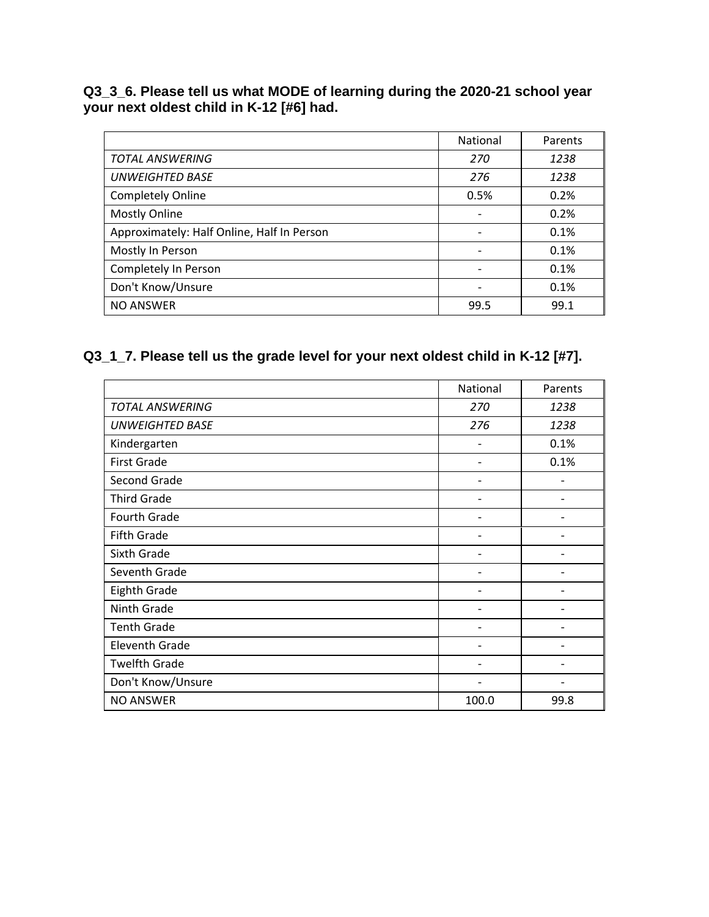**Q3_3_6. Please tell us what MODE of learning during the 2020-21 school year your next oldest child in K-12 [#6] had.**

| | National | Parents |
|---|---|---|
| *TOTAL ANSWERING* | *270* | *1238* |
| *UNWEIGHTED BASE* | *276* | *1238* |
| Completely Online | 0.5% | 0.2% |
| Mostly Online | - | 0.2% |
| Approximately: Half Online, Half In Person | - | 0.1% |
| Mostly In Person | - | 0.1% |
| Completely In Person | - | 0.1% |
| Don't Know/Unsure | - | 0.1% |
| NO ANSWER | 99.5 | 99.1 |

**Q3_1_7. Please tell us the grade level for your next oldest child in K-12 [#7].**

| | National | Parents |
|---|---|---|
| *TOTAL ANSWERING* | *270* | *1238* |
| *UNWEIGHTED BASE* | *276* | *1238* |
| Kindergarten | - | 0.1% |
| First Grade | - | 0.1% |
| Second Grade | - | - |
| Third Grade | - | - |
| Fourth Grade | - | - |
| Fifth Grade | - | - |
| Sixth Grade | - | - |
| Seventh Grade | - | - |
| Eighth Grade | - | - |
| Ninth Grade | - | - |
| Tenth Grade | - | - |
| Eleventh Grade | - | - |
| Twelfth Grade | - | - |
| Don't Know/Unsure | - | - |
| NO ANSWER | 100.0 | 99.8 |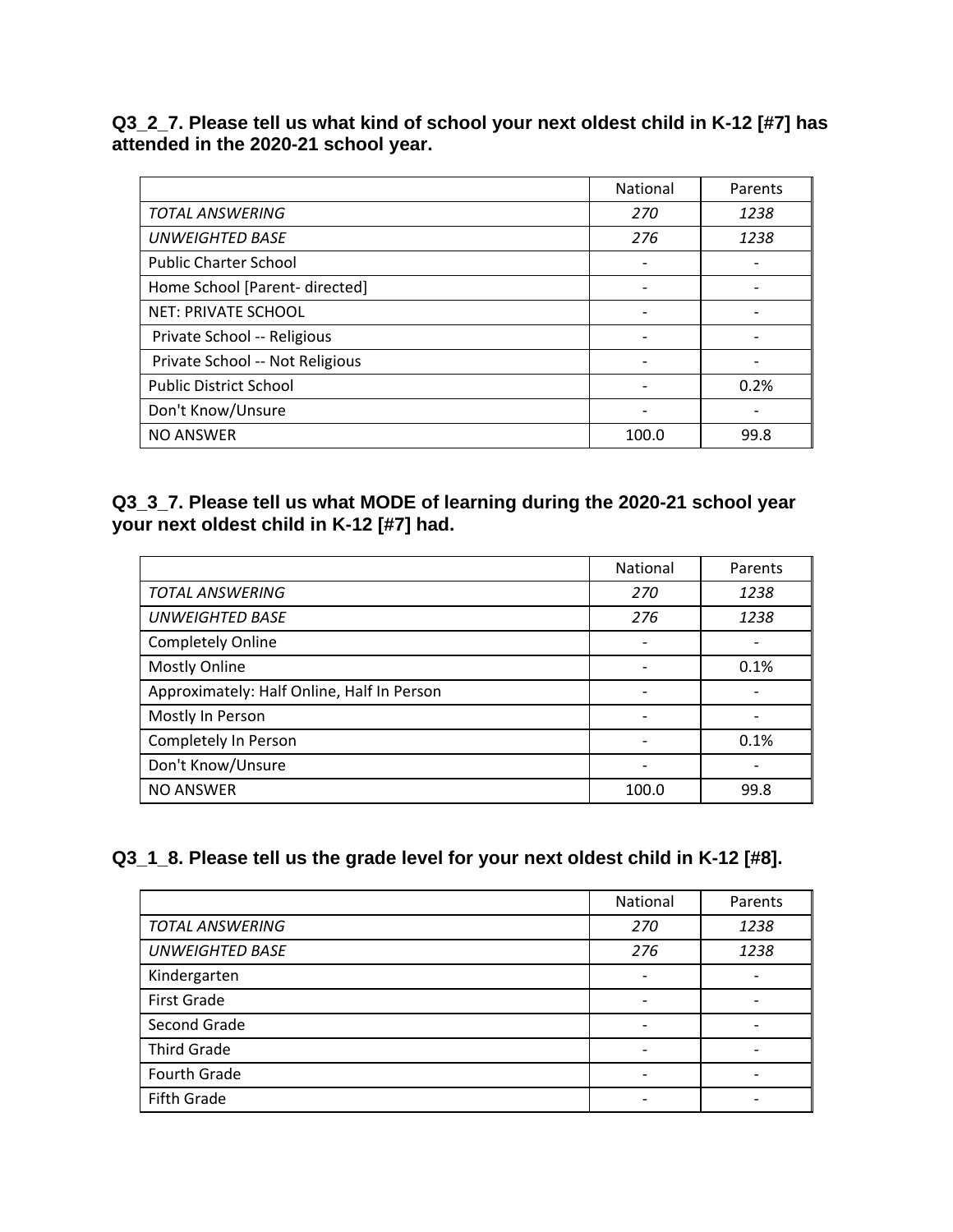**Q3_2_7. Please tell us what kind of school your next oldest child in K-12 [#7] has attended in the 2020-21 school year.**

| | National | Parents |
|---|---|---|
| *TOTAL ANSWERING* | *270* | *1238* |
| *UNWEIGHTED BASE* | *276* | *1238* |
| Public Charter School | - | - |
| Home School [Parent- directed] | - | - |
| NET: PRIVATE SCHOOL | - | - |
| Private School -- Religious | - | - |
| Private School -- Not Religious | - | - |
| Public District School | - | 0.2% |
| Don't Know/Unsure | - | - |
| NO ANSWER | 100.0 | 99.8 |

**Q3_3_7. Please tell us what MODE of learning during the 2020-21 school year your next oldest child in K-12 [#7] had.**

| | National | Parents |
|---|---|---|
| *TOTAL ANSWERING* | *270* | *1238* |
| *UNWEIGHTED BASE* | *276* | *1238* |
| Completely Online | - | - |
| Mostly Online | - | 0.1% |
| Approximately: Half Online, Half In Person | - | - |
| Mostly In Person | - | - |
| Completely In Person | - | 0.1% |
| Don't Know/Unsure | - | - |
| NO ANSWER | 100.0 | 99.8 |

**Q3_1_8. Please tell us the grade level for your next oldest child in K-12 [#8].**

| | National | Parents |
|---|---|---|
| *TOTAL ANSWERING* | *270* | *1238* |
| *UNWEIGHTED BASE* | *276* | *1238* |
| Kindergarten | - | - |
| First Grade | - | - |
| Second Grade | - | - |
| Third Grade | - | - |
| Fourth Grade | - | - |
| Fifth Grade | - | - |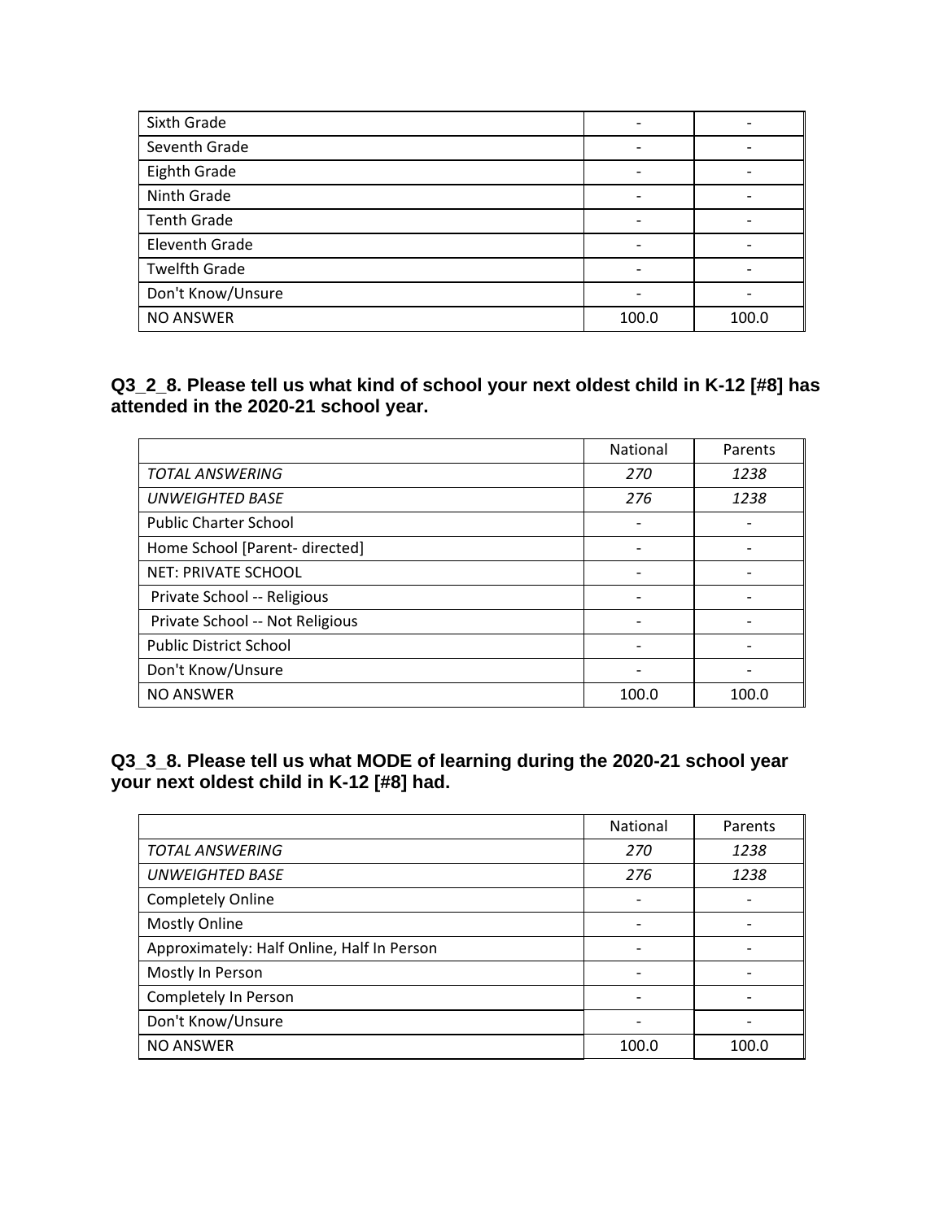| | | |
|---|---|---|
| Sixth Grade | - | - |
| Seventh Grade | - | - |
| Eighth Grade | - | - |
| Ninth Grade | - | - |
| Tenth Grade | - | - |
| Eleventh Grade | - | - |
| Twelfth Grade | - | - |
| Don't Know/Unsure | - | - |
| NO ANSWER | 100.0 | 100.0 |

### Q3_2_8. Please tell us what kind of school your next oldest child in K-12 [#8] has attended in the 2020-21 school year.

| | National | Parents |
|---|---|---|
| *TOTAL ANSWERING* | *270* | *1238* |
| *UNWEIGHTED BASE* | *276* | *1238* |
| Public Charter School | - | - |
| Home School [Parent- directed] | - | - |
| NET: PRIVATE SCHOOL | - | - |
| Private School -- Religious | - | - |
| Private School -- Not Religious | - | - |
| Public District School | - | - |
| Don't Know/Unsure | - | - |
| NO ANSWER | 100.0 | 100.0 |

### Q3_3_8. Please tell us what MODE of learning during the 2020-21 school year your next oldest child in K-12 [#8] had.

| | National | Parents |
|---|---|---|
| *TOTAL ANSWERING* | *270* | *1238* |
| *UNWEIGHTED BASE* | *276* | *1238* |
| Completely Online | - | - |
| Mostly Online | - | - |
| Approximately: Half Online, Half In Person | - | - |
| Mostly In Person | - | - |
| Completely In Person | - | - |
| Don't Know/Unsure | - | - |
| NO ANSWER | 100.0 | 100.0 |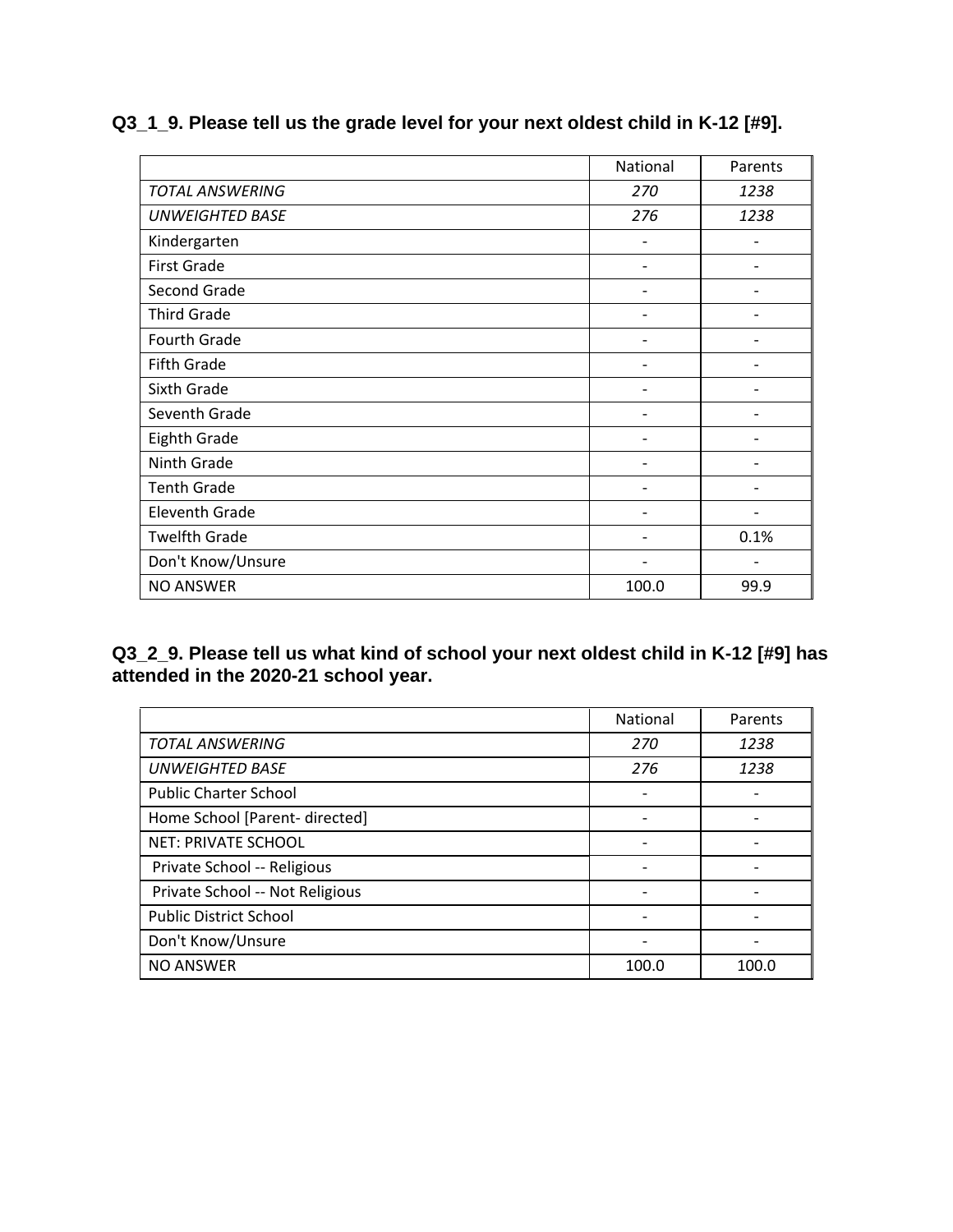**Q3_1_9. Please tell us the grade level for your next oldest child in K-12 [#9].**

| | National | Parents |
|---|---|---|
| *TOTAL ANSWERING* | *270* | *1238* |
| *UNWEIGHTED BASE* | *276* | *1238* |
| Kindergarten | - | - |
| First Grade | - | - |
| Second Grade | - | - |
| Third Grade | - | - |
| Fourth Grade | - | - |
| Fifth Grade | - | - |
| Sixth Grade | - | - |
| Seventh Grade | - | - |
| Eighth Grade | - | - |
| Ninth Grade | - | - |
| Tenth Grade | - | - |
| Eleventh Grade | - | - |
| Twelfth Grade | - | 0.1% |
| Don't Know/Unsure | - | - |
| NO ANSWER | 100.0 | 99.9 |

**Q3_2_9. Please tell us what kind of school your next oldest child in K-12 [#9] has attended in the 2020-21 school year.**

| | National | Parents |
|---|---|---|
| *TOTAL ANSWERING* | *270* | *1238* |
| *UNWEIGHTED BASE* | *276* | *1238* |
| Public Charter School | - | - |
| Home School [Parent- directed] | - | - |
| NET: PRIVATE SCHOOL | - | - |
| Private School -- Religious | - | - |
| Private School -- Not Religious | - | - |
| Public District School | - | - |
| Don't Know/Unsure | - | - |
| NO ANSWER | 100.0 | 100.0 |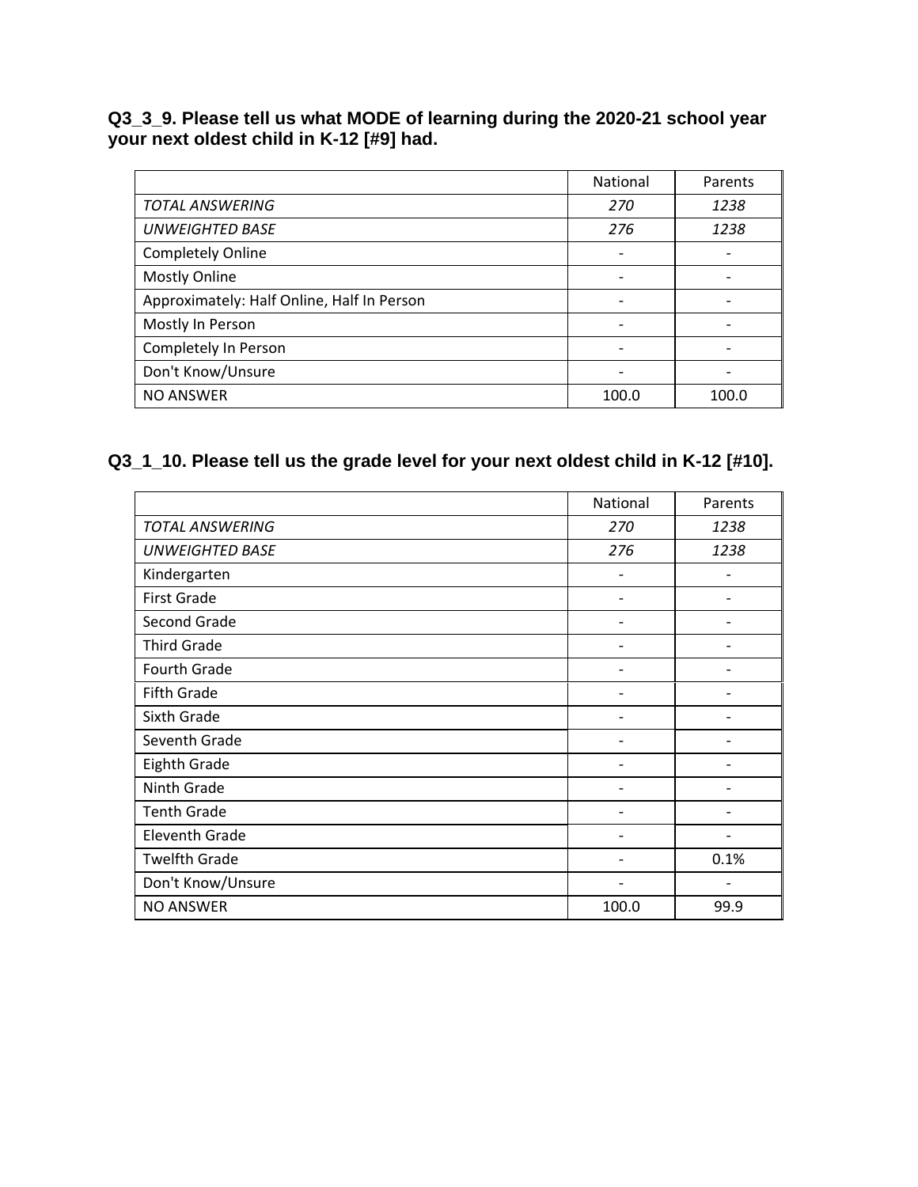**Q3_3_9. Please tell us what MODE of learning during the 2020-21 school year your next oldest child in K-12 [#9] had.**

| | National | Parents |
|---|---|---|
| *TOTAL ANSWERING* | *270* | *1238* |
| *UNWEIGHTED BASE* | *276* | *1238* |
| Completely Online | - | - |
| Mostly Online | - | - |
| Approximately: Half Online, Half In Person | - | - |
| Mostly In Person | - | - |
| Completely In Person | - | - |
| Don't Know/Unsure | - | - |
| NO ANSWER | 100.0 | 100.0 |

**Q3_1_10. Please tell us the grade level for your next oldest child in K-12 [#10].**

| | National | Parents |
|---|---|---|
| *TOTAL ANSWERING* | *270* | *1238* |
| *UNWEIGHTED BASE* | *276* | *1238* |
| Kindergarten | - | - |
| First Grade | - | - |
| Second Grade | - | - |
| Third Grade | - | - |
| Fourth Grade | - | - |
| Fifth Grade | - | - |
| Sixth Grade | - | - |
| Seventh Grade | - | - |
| Eighth Grade | - | - |
| Ninth Grade | - | - |
| Tenth Grade | - | - |
| Eleventh Grade | - | - |
| Twelfth Grade | - | 0.1% |
| Don't Know/Unsure | - | - |
| NO ANSWER | 100.0 | 99.9 |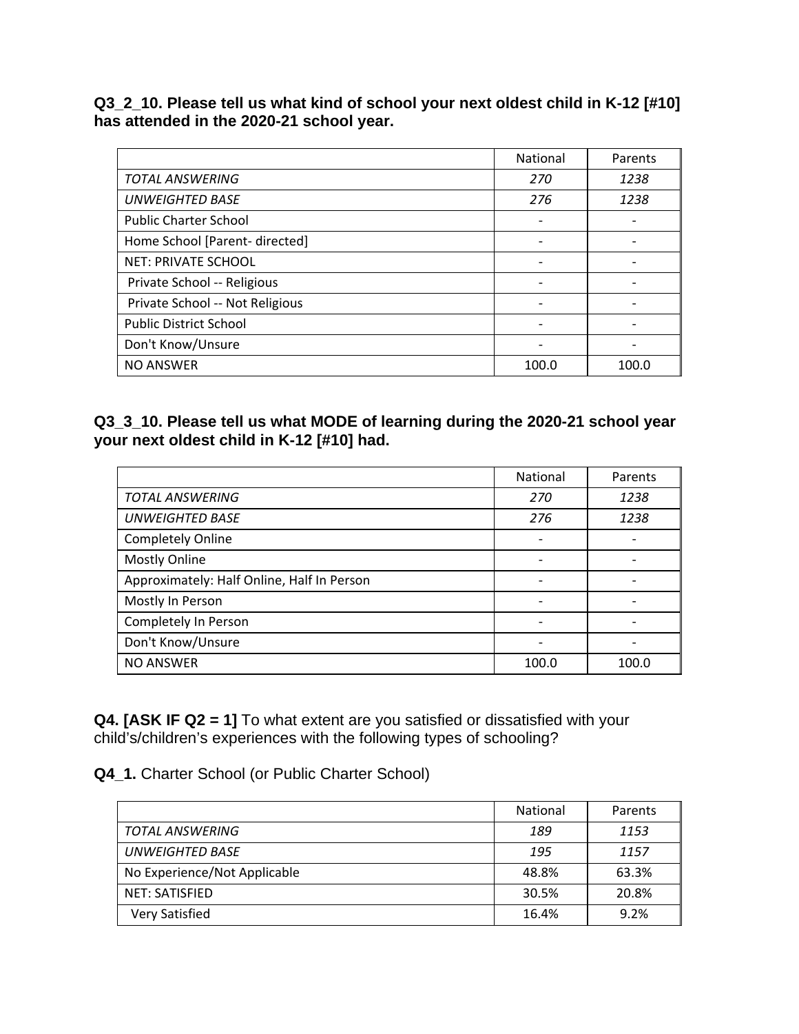**Q3_2_10. Please tell us what kind of school your next oldest child in K-12 [#10] has attended in the 2020-21 school year.**

| | National | Parents |
|---|---|---|
| *TOTAL ANSWERING* | *270* | *1238* |
| *UNWEIGHTED BASE* | *276* | *1238* |
| Public Charter School | - | - |
| Home School [Parent- directed] | - | - |
| NET: PRIVATE SCHOOL | - | - |
| Private School -- Religious | - | - |
| Private School -- Not Religious | - | - |
| Public District School | - | - |
| Don't Know/Unsure | - | - |
| NO ANSWER | 100.0 | 100.0 |

**Q3_3_10. Please tell us what MODE of learning during the 2020-21 school year your next oldest child in K-12 [#10] had.**

| | National | Parents |
|---|---|---|
| *TOTAL ANSWERING* | *270* | *1238* |
| *UNWEIGHTED BASE* | *276* | *1238* |
| Completely Online | - | - |
| Mostly Online | - | - |
| Approximately: Half Online, Half In Person | - | - |
| Mostly In Person | - | - |
| Completely In Person | - | - |
| Don't Know/Unsure | - | - |
| NO ANSWER | 100.0 | 100.0 |

**Q4. [ASK IF Q2 = 1]** To what extent are you satisfied or dissatisfied with your child's/children's experiences with the following types of schooling?

**Q4_1.** Charter School (or Public Charter School)

| | National | Parents |
|---|---|---|
| *TOTAL ANSWERING* | *189* | *1153* |
| *UNWEIGHTED BASE* | *195* | *1157* |
| No Experience/Not Applicable | 48.8% | 63.3% |
| NET: SATISFIED | 30.5% | 20.8% |
| Very Satisfied | 16.4% | 9.2% |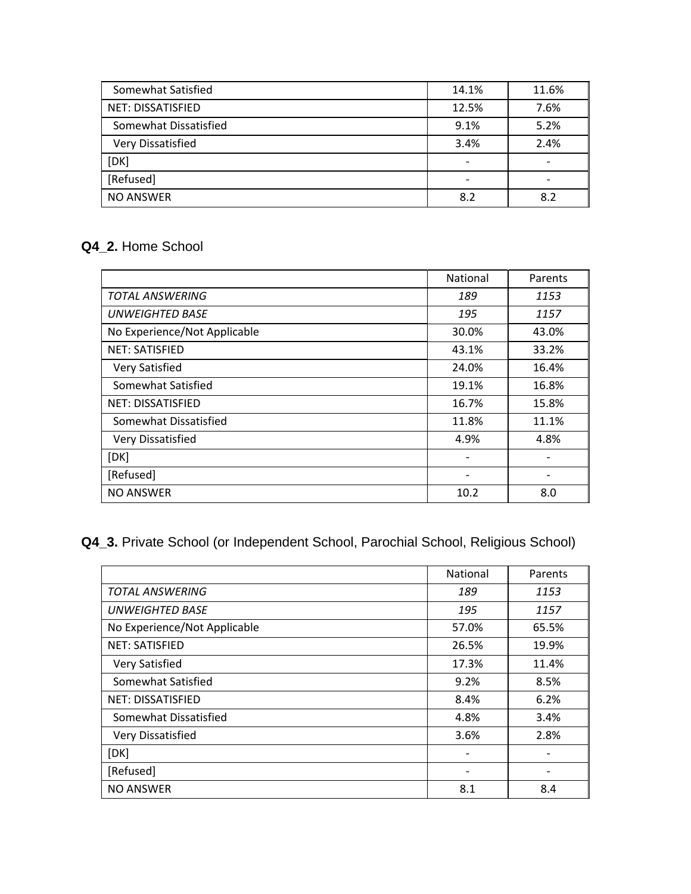| | | |
|---|---|---|
| Somewhat Satisfied | 14.1% | 11.6% |
| NET: DISSATISFIED | 12.5% | 7.6% |
| Somewhat Dissatisfied | 9.1% | 5.2% |
| Very Dissatisfied | 3.4% | 2.4% |
| [DK] | - | - |
| [Refused] | - | - |
| NO ANSWER | 8.2 | 8.2 |

## **Q4_2.** Home School

| | National | Parents |
|---|---|---|
| *TOTAL ANSWERING* | *189* | *1153* |
| *UNWEIGHTED BASE* | *195* | *1157* |
| No Experience/Not Applicable | 30.0% | 43.0% |
| NET: SATISFIED | 43.1% | 33.2% |
| Very Satisfied | 24.0% | 16.4% |
| Somewhat Satisfied | 19.1% | 16.8% |
| NET: DISSATISFIED | 16.7% | 15.8% |
| Somewhat Dissatisfied | 11.8% | 11.1% |
| Very Dissatisfied | 4.9% | 4.8% |
| [DK] | - | - |
| [Refused] | - | - |
| NO ANSWER | 10.2 | 8.0 |

## **Q4_3.** Private School (or Independent School, Parochial School, Religious School)

| | National | Parents |
|---|---|---|
| *TOTAL ANSWERING* | *189* | *1153* |
| *UNWEIGHTED BASE* | *195* | *1157* |
| No Experience/Not Applicable | 57.0% | 65.5% |
| NET: SATISFIED | 26.5% | 19.9% |
| Very Satisfied | 17.3% | 11.4% |
| Somewhat Satisfied | 9.2% | 8.5% |
| NET: DISSATISFIED | 8.4% | 6.2% |
| Somewhat Dissatisfied | 4.8% | 3.4% |
| Very Dissatisfied | 3.6% | 2.8% |
| [DK] | - | - |
| [Refused] | - | - |
| NO ANSWER | 8.1 | 8.4 |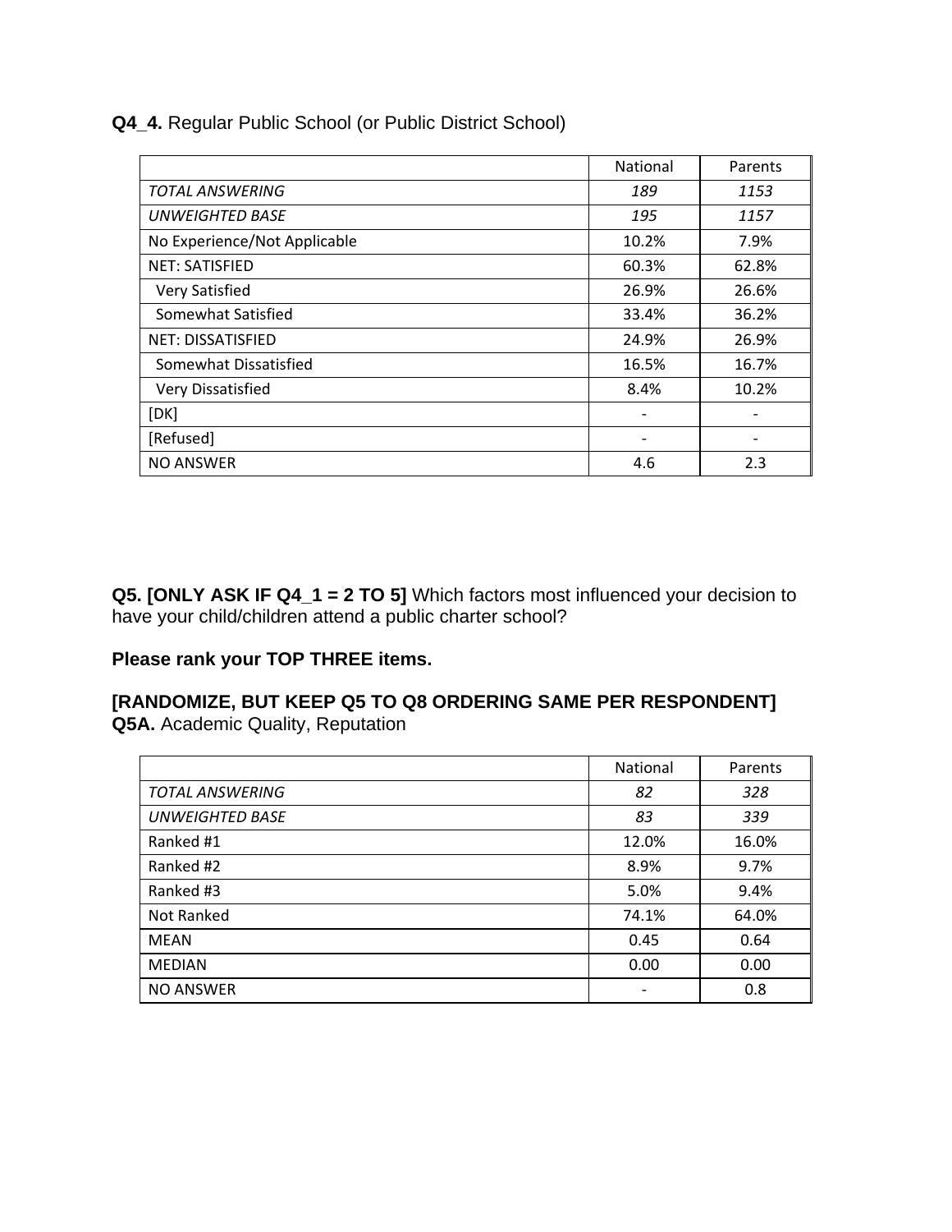**Q4_4.** Regular Public School (or Public District School)

| | National | Parents |
|---|---|---|
| *TOTAL ANSWERING* | *189* | *1153* |
| *UNWEIGHTED BASE* | *195* | *1157* |
| No Experience/Not Applicable | 10.2% | 7.9% |
| NET: SATISFIED | 60.3% | 62.8% |
| Very Satisfied | 26.9% | 26.6% |
| Somewhat Satisfied | 33.4% | 36.2% |
| NET: DISSATISFIED | 24.9% | 26.9% |
| Somewhat Dissatisfied | 16.5% | 16.7% |
| Very Dissatisfied | 8.4% | 10.2% |
| [DK] | - | - |
| [Refused] | - | - |
| NO ANSWER | 4.6 | 2.3 |

**Q5. [ONLY ASK IF Q4_1 = 2 TO 5]** Which factors most influenced your decision to have your child/children attend a public charter school?

**Please rank your TOP THREE items.**

**[RANDOMIZE, BUT KEEP Q5 TO Q8 ORDERING SAME PER RESPONDENT]**
**Q5A.** Academic Quality, Reputation

| | National | Parents |
|---|---|---|
| *TOTAL ANSWERING* | *82* | *328* |
| *UNWEIGHTED BASE* | *83* | *339* |
| Ranked #1 | 12.0% | 16.0% |
| Ranked #2 | 8.9% | 9.7% |
| Ranked #3 | 5.0% | 9.4% |
| Not Ranked | 74.1% | 64.0% |
| MEAN | 0.45 | 0.64 |
| MEDIAN | 0.00 | 0.00 |
| NO ANSWER | - | 0.8 |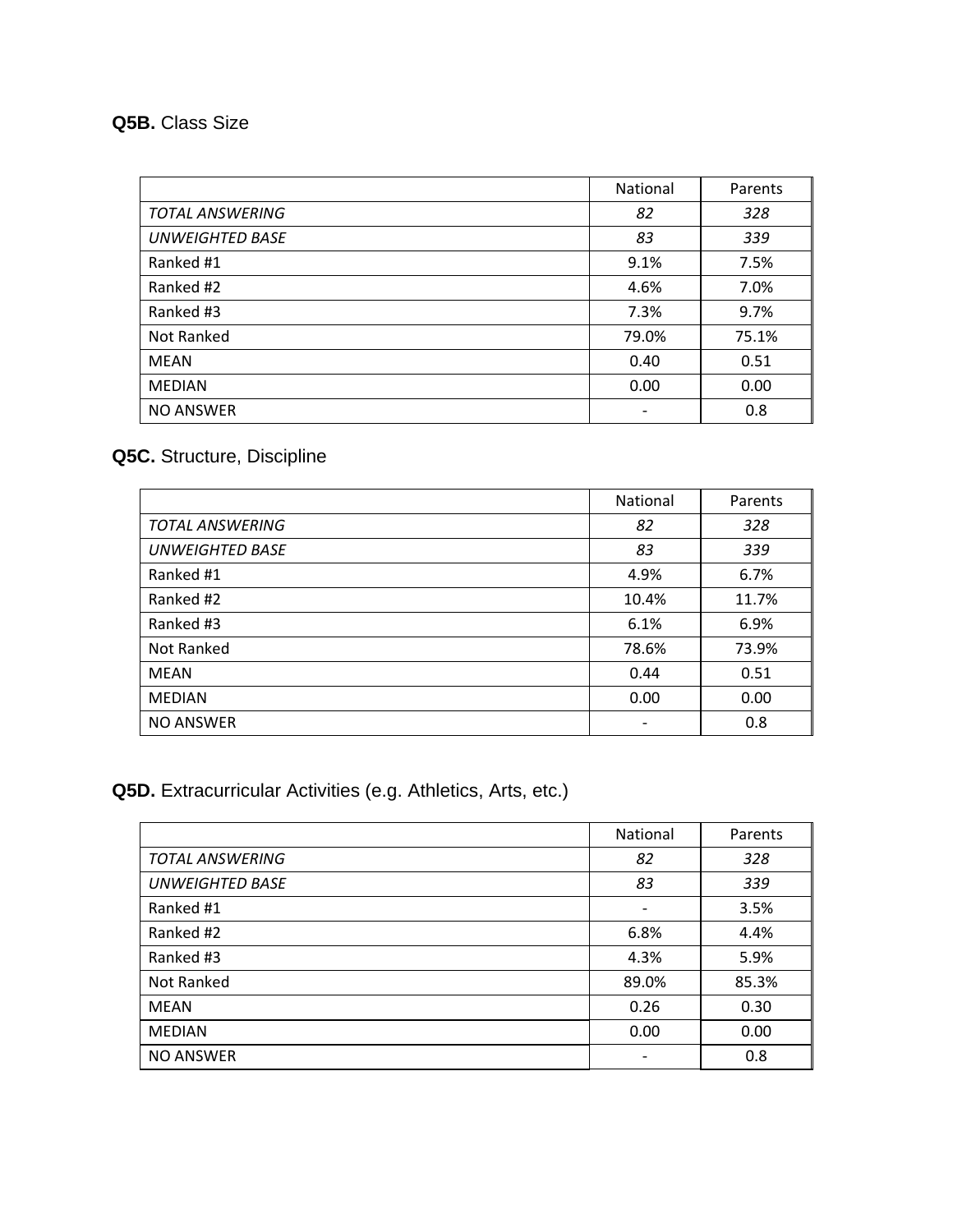**Q5B.** Class Size

| | National | Parents |
|---|---|---|
| *TOTAL ANSWERING* | *82* | *328* |
| *UNWEIGHTED BASE* | *83* | *339* |
| Ranked #1 | 9.1% | 7.5% |
| Ranked #2 | 4.6% | 7.0% |
| Ranked #3 | 7.3% | 9.7% |
| Not Ranked | 79.0% | 75.1% |
| MEAN | 0.40 | 0.51 |
| MEDIAN | 0.00 | 0.00 |
| NO ANSWER | - | 0.8 |

**Q5C.** Structure, Discipline

| | National | Parents |
|---|---|---|
| *TOTAL ANSWERING* | *82* | *328* |
| *UNWEIGHTED BASE* | *83* | *339* |
| Ranked #1 | 4.9% | 6.7% |
| Ranked #2 | 10.4% | 11.7% |
| Ranked #3 | 6.1% | 6.9% |
| Not Ranked | 78.6% | 73.9% |
| MEAN | 0.44 | 0.51 |
| MEDIAN | 0.00 | 0.00 |
| NO ANSWER | - | 0.8 |

**Q5D.** Extracurricular Activities (e.g. Athletics, Arts, etc.)

| | National | Parents |
|---|---|---|
| *TOTAL ANSWERING* | *82* | *328* |
| *UNWEIGHTED BASE* | *83* | *339* |
| Ranked #1 | - | 3.5% |
| Ranked #2 | 6.8% | 4.4% |
| Ranked #3 | 4.3% | 5.9% |
| Not Ranked | 89.0% | 85.3% |
| MEAN | 0.26 | 0.30 |
| MEDIAN | 0.00 | 0.00 |
| NO ANSWER | - | 0.8 |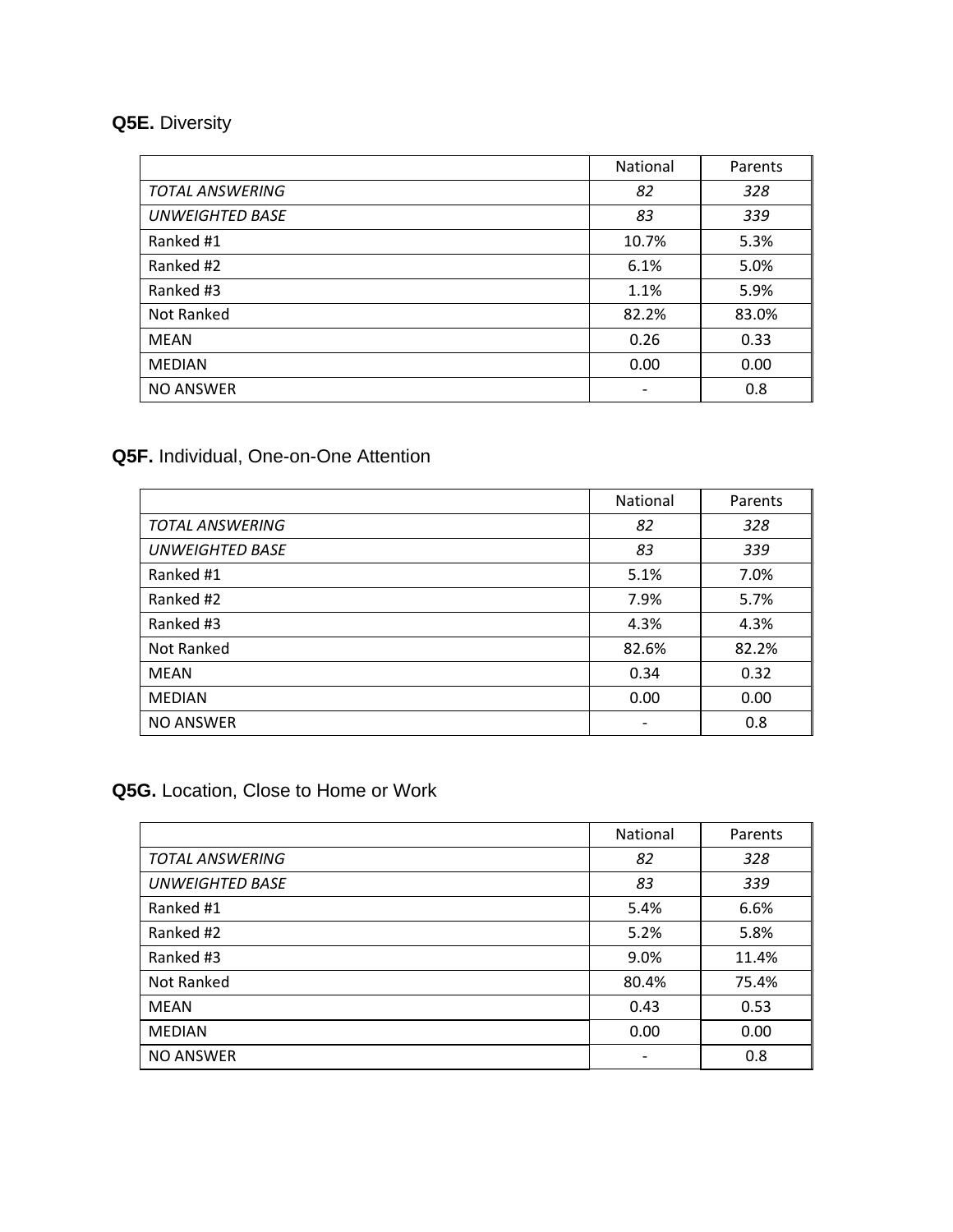**Q5E.** Diversity

| | National | Parents |
|---|---|---|
| *TOTAL ANSWERING* | *82* | *328* |
| *UNWEIGHTED BASE* | *83* | *339* |
| Ranked #1 | 10.7% | 5.3% |
| Ranked #2 | 6.1% | 5.0% |
| Ranked #3 | 1.1% | 5.9% |
| Not Ranked | 82.2% | 83.0% |
| MEAN | 0.26 | 0.33 |
| MEDIAN | 0.00 | 0.00 |
| NO ANSWER | - | 0.8 |

**Q5F.** Individual, One-on-One Attention

| | National | Parents |
|---|---|---|
| *TOTAL ANSWERING* | *82* | *328* |
| *UNWEIGHTED BASE* | *83* | *339* |
| Ranked #1 | 5.1% | 7.0% |
| Ranked #2 | 7.9% | 5.7% |
| Ranked #3 | 4.3% | 4.3% |
| Not Ranked | 82.6% | 82.2% |
| MEAN | 0.34 | 0.32 |
| MEDIAN | 0.00 | 0.00 |
| NO ANSWER | - | 0.8 |

**Q5G.** Location, Close to Home or Work

| | National | Parents |
|---|---|---|
| *TOTAL ANSWERING* | *82* | *328* |
| *UNWEIGHTED BASE* | *83* | *339* |
| Ranked #1 | 5.4% | 6.6% |
| Ranked #2 | 5.2% | 5.8% |
| Ranked #3 | 9.0% | 11.4% |
| Not Ranked | 80.4% | 75.4% |
| MEAN | 0.43 | 0.53 |
| MEDIAN | 0.00 | 0.00 |
| NO ANSWER | - | 0.8 |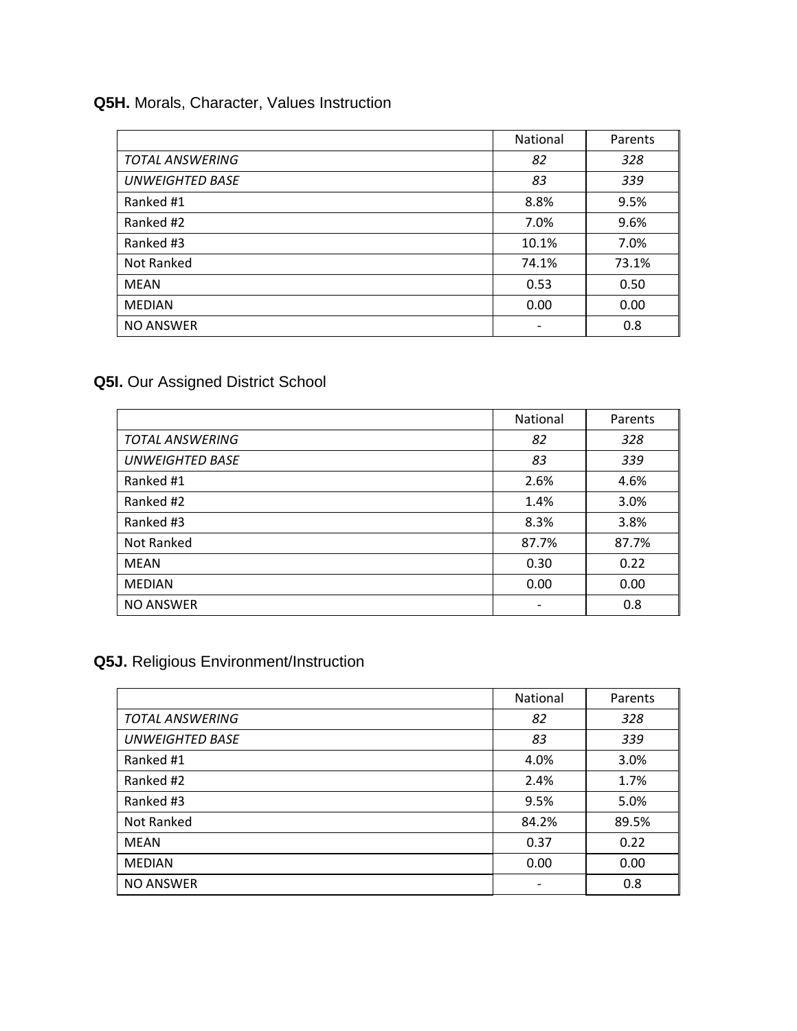### **Q5H.** Morals, Character, Values Instruction

| | National | Parents |
|---|---|---|
| *TOTAL ANSWERING* | *82* | *328* |
| *UNWEIGHTED BASE* | *83* | *339* |
| Ranked #1 | 8.8% | 9.5% |
| Ranked #2 | 7.0% | 9.6% |
| Ranked #3 | 10.1% | 7.0% |
| Not Ranked | 74.1% | 73.1% |
| MEAN | 0.53 | 0.50 |
| MEDIAN | 0.00 | 0.00 |
| NO ANSWER | - | 0.8 |

### **Q5I.** Our Assigned District School

| | National | Parents |
|---|---|---|
| *TOTAL ANSWERING* | *82* | *328* |
| *UNWEIGHTED BASE* | *83* | *339* |
| Ranked #1 | 2.6% | 4.6% |
| Ranked #2 | 1.4% | 3.0% |
| Ranked #3 | 8.3% | 3.8% |
| Not Ranked | 87.7% | 87.7% |
| MEAN | 0.30 | 0.22 |
| MEDIAN | 0.00 | 0.00 |
| NO ANSWER | - | 0.8 |

### **Q5J.** Religious Environment/Instruction

| | National | Parents |
|---|---|---|
| *TOTAL ANSWERING* | *82* | *328* |
| *UNWEIGHTED BASE* | *83* | *339* |
| Ranked #1 | 4.0% | 3.0% |
| Ranked #2 | 2.4% | 1.7% |
| Ranked #3 | 9.5% | 5.0% |
| Not Ranked | 84.2% | 89.5% |
| MEAN | 0.37 | 0.22 |
| MEDIAN | 0.00 | 0.00 |
| NO ANSWER | - | 0.8 |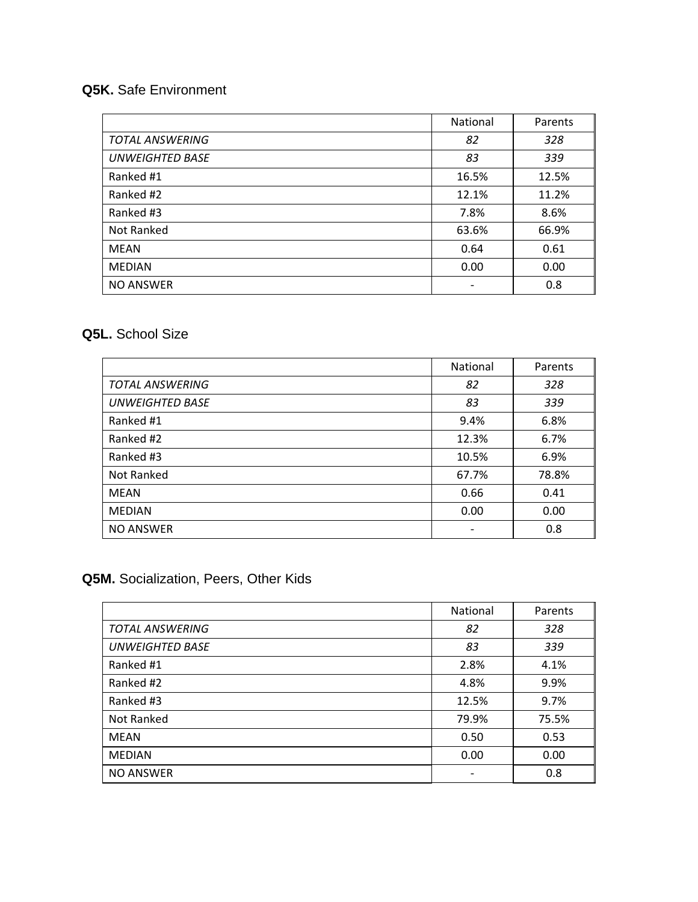**Q5K.** Safe Environment

| | National | Parents |
|---|---|---|
| *TOTAL ANSWERING* | *82* | *328* |
| *UNWEIGHTED BASE* | *83* | *339* |
| Ranked #1 | 16.5% | 12.5% |
| Ranked #2 | 12.1% | 11.2% |
| Ranked #3 | 7.8% | 8.6% |
| Not Ranked | 63.6% | 66.9% |
| MEAN | 0.64 | 0.61 |
| MEDIAN | 0.00 | 0.00 |
| NO ANSWER | - | 0.8 |

**Q5L.** School Size

| | National | Parents |
|---|---|---|
| *TOTAL ANSWERING* | *82* | *328* |
| *UNWEIGHTED BASE* | *83* | *339* |
| Ranked #1 | 9.4% | 6.8% |
| Ranked #2 | 12.3% | 6.7% |
| Ranked #3 | 10.5% | 6.9% |
| Not Ranked | 67.7% | 78.8% |
| MEAN | 0.66 | 0.41 |
| MEDIAN | 0.00 | 0.00 |
| NO ANSWER | - | 0.8 |

**Q5M.** Socialization, Peers, Other Kids

| | National | Parents |
|---|---|---|
| *TOTAL ANSWERING* | *82* | *328* |
| *UNWEIGHTED BASE* | *83* | *339* |
| Ranked #1 | 2.8% | 4.1% |
| Ranked #2 | 4.8% | 9.9% |
| Ranked #3 | 12.5% | 9.7% |
| Not Ranked | 79.9% | 75.5% |
| MEAN | 0.50 | 0.53 |
| MEDIAN | 0.00 | 0.00 |
| NO ANSWER | - | 0.8 |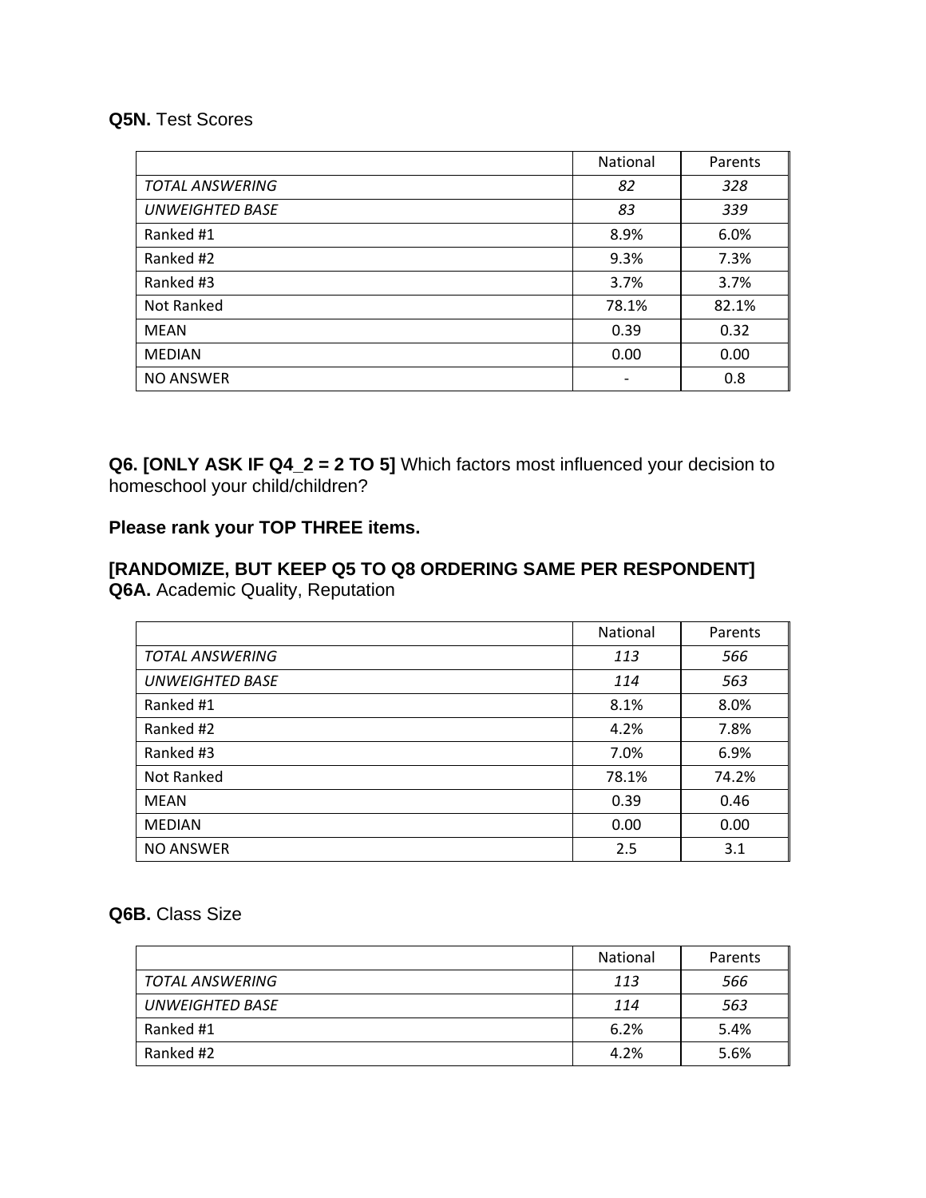**Q5N.** Test Scores

| | National | Parents |
|---|---|---|
| *TOTAL ANSWERING* | *82* | *328* |
| *UNWEIGHTED BASE* | *83* | *339* |
| Ranked #1 | 8.9% | 6.0% |
| Ranked #2 | 9.3% | 7.3% |
| Ranked #3 | 3.7% | 3.7% |
| Not Ranked | 78.1% | 82.1% |
| MEAN | 0.39 | 0.32 |
| MEDIAN | 0.00 | 0.00 |
| NO ANSWER | - | 0.8 |

**Q6. [ONLY ASK IF Q4_2 = 2 TO 5]** Which factors most influenced your decision to homeschool your child/children?

**Please rank your TOP THREE items.**

**[RANDOMIZE, BUT KEEP Q5 TO Q8 ORDERING SAME PER RESPONDENT]**
**Q6A.** Academic Quality, Reputation

| | National | Parents |
|---|---|---|
| *TOTAL ANSWERING* | *113* | *566* |
| *UNWEIGHTED BASE* | *114* | *563* |
| Ranked #1 | 8.1% | 8.0% |
| Ranked #2 | 4.2% | 7.8% |
| Ranked #3 | 7.0% | 6.9% |
| Not Ranked | 78.1% | 74.2% |
| MEAN | 0.39 | 0.46 |
| MEDIAN | 0.00 | 0.00 |
| NO ANSWER | 2.5 | 3.1 |

**Q6B.** Class Size

| | National | Parents |
|---|---|---|
| *TOTAL ANSWERING* | *113* | *566* |
| *UNWEIGHTED BASE* | *114* | *563* |
| Ranked #1 | 6.2% | 5.4% |
| Ranked #2 | 4.2% | 5.6% |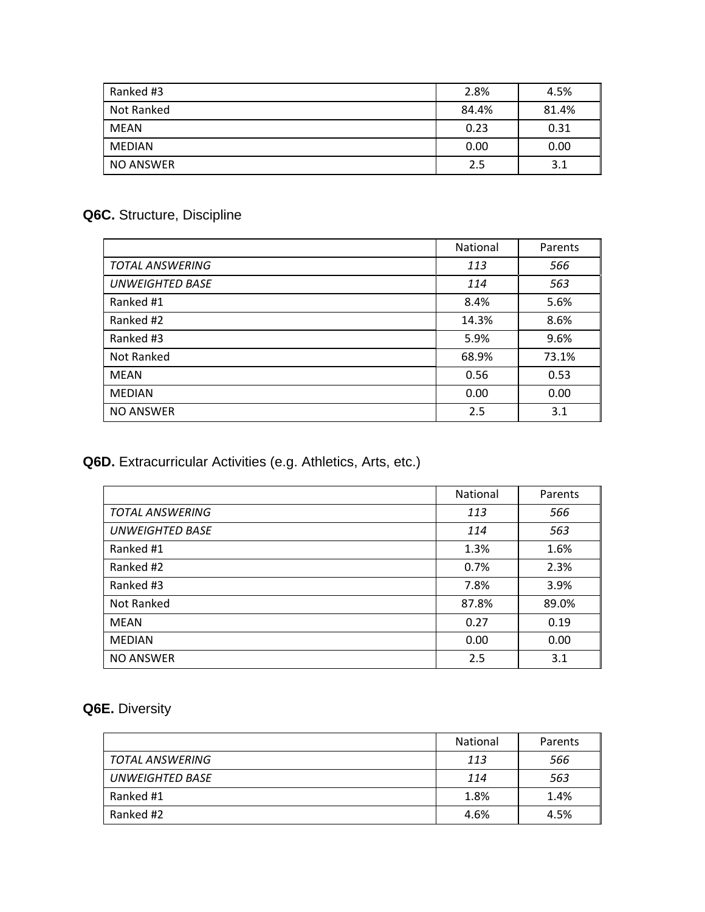| | | |
|---|---|---|
| Ranked #3 | 2.8% | 4.5% |
| Not Ranked | 84.4% | 81.4% |
| MEAN | 0.23 | 0.31 |
| MEDIAN | 0.00 | 0.00 |
| NO ANSWER | 2.5 | 3.1 |

**Q6C.** Structure, Discipline

| | National | Parents |
|---|---|---|
| *TOTAL ANSWERING* | *113* | *566* |
| *UNWEIGHTED BASE* | *114* | *563* |
| Ranked #1 | 8.4% | 5.6% |
| Ranked #2 | 14.3% | 8.6% |
| Ranked #3 | 5.9% | 9.6% |
| Not Ranked | 68.9% | 73.1% |
| MEAN | 0.56 | 0.53 |
| MEDIAN | 0.00 | 0.00 |
| NO ANSWER | 2.5 | 3.1 |

**Q6D.** Extracurricular Activities (e.g. Athletics, Arts, etc.)

| | National | Parents |
|---|---|---|
| *TOTAL ANSWERING* | *113* | *566* |
| *UNWEIGHTED BASE* | *114* | *563* |
| Ranked #1 | 1.3% | 1.6% |
| Ranked #2 | 0.7% | 2.3% |
| Ranked #3 | 7.8% | 3.9% |
| Not Ranked | 87.8% | 89.0% |
| MEAN | 0.27 | 0.19 |
| MEDIAN | 0.00 | 0.00 |
| NO ANSWER | 2.5 | 3.1 |

**Q6E.** Diversity

| | National | Parents |
|---|---|---|
| *TOTAL ANSWERING* | *113* | *566* |
| *UNWEIGHTED BASE* | *114* | *563* |
| Ranked #1 | 1.8% | 1.4% |
| Ranked #2 | 4.6% | 4.5% |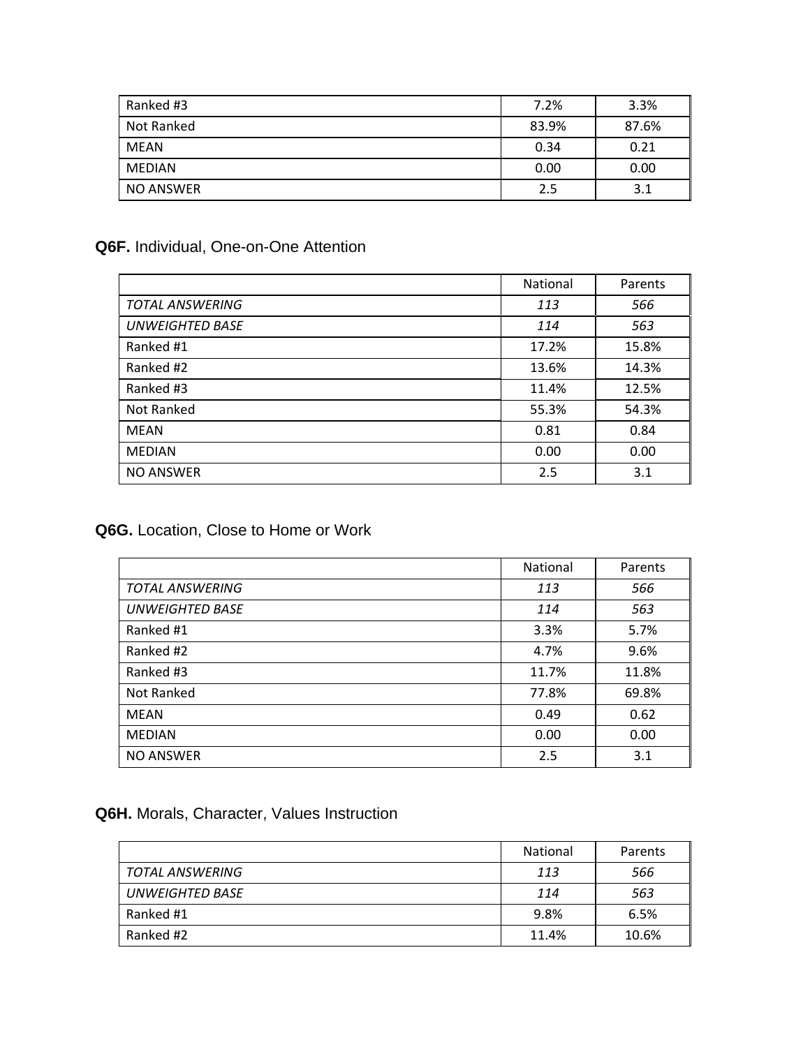| | | |
|---|---|---|
| Ranked #3 | 7.2% | 3.3% |
| Not Ranked | 83.9% | 87.6% |
| MEAN | 0.34 | 0.21 |
| MEDIAN | 0.00 | 0.00 |
| NO ANSWER | 2.5 | 3.1 |

**Q6F.** Individual, One-on-One Attention

| | National | Parents |
|---|---|---|
| *TOTAL ANSWERING* | *113* | *566* |
| *UNWEIGHTED BASE* | *114* | *563* |
| Ranked #1 | 17.2% | 15.8% |
| Ranked #2 | 13.6% | 14.3% |
| Ranked #3 | 11.4% | 12.5% |
| Not Ranked | 55.3% | 54.3% |
| MEAN | 0.81 | 0.84 |
| MEDIAN | 0.00 | 0.00 |
| NO ANSWER | 2.5 | 3.1 |

**Q6G.** Location, Close to Home or Work

| | National | Parents |
|---|---|---|
| *TOTAL ANSWERING* | *113* | *566* |
| *UNWEIGHTED BASE* | *114* | *563* |
| Ranked #1 | 3.3% | 5.7% |
| Ranked #2 | 4.7% | 9.6% |
| Ranked #3 | 11.7% | 11.8% |
| Not Ranked | 77.8% | 69.8% |
| MEAN | 0.49 | 0.62 |
| MEDIAN | 0.00 | 0.00 |
| NO ANSWER | 2.5 | 3.1 |

**Q6H.** Morals, Character, Values Instruction

| | National | Parents |
|---|---|---|
| *TOTAL ANSWERING* | *113* | *566* |
| *UNWEIGHTED BASE* | *114* | *563* |
| Ranked #1 | 9.8% | 6.5% |
| Ranked #2 | 11.4% | 10.6% |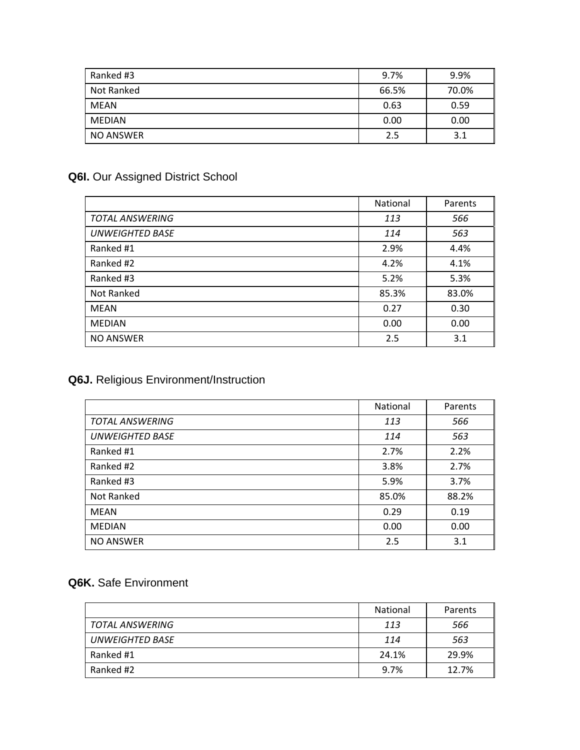| | | |
|---|---|---|
| Ranked #3 | 9.7% | 9.9% |
| Not Ranked | 66.5% | 70.0% |
| MEAN | 0.63 | 0.59 |
| MEDIAN | 0.00 | 0.00 |
| NO ANSWER | 2.5 | 3.1 |

**Q6I.** Our Assigned District School

| | National | Parents |
|---|---|---|
| *TOTAL ANSWERING* | *113* | *566* |
| *UNWEIGHTED BASE* | *114* | *563* |
| Ranked #1 | 2.9% | 4.4% |
| Ranked #2 | 4.2% | 4.1% |
| Ranked #3 | 5.2% | 5.3% |
| Not Ranked | 85.3% | 83.0% |
| MEAN | 0.27 | 0.30 |
| MEDIAN | 0.00 | 0.00 |
| NO ANSWER | 2.5 | 3.1 |

**Q6J.** Religious Environment/Instruction

| | National | Parents |
|---|---|---|
| *TOTAL ANSWERING* | *113* | *566* |
| *UNWEIGHTED BASE* | *114* | *563* |
| Ranked #1 | 2.7% | 2.2% |
| Ranked #2 | 3.8% | 2.7% |
| Ranked #3 | 5.9% | 3.7% |
| Not Ranked | 85.0% | 88.2% |
| MEAN | 0.29 | 0.19 |
| MEDIAN | 0.00 | 0.00 |
| NO ANSWER | 2.5 | 3.1 |

**Q6K.** Safe Environment

| | National | Parents |
|---|---|---|
| *TOTAL ANSWERING* | *113* | *566* |
| *UNWEIGHTED BASE* | *114* | *563* |
| Ranked #1 | 24.1% | 29.9% |
| Ranked #2 | 9.7% | 12.7% |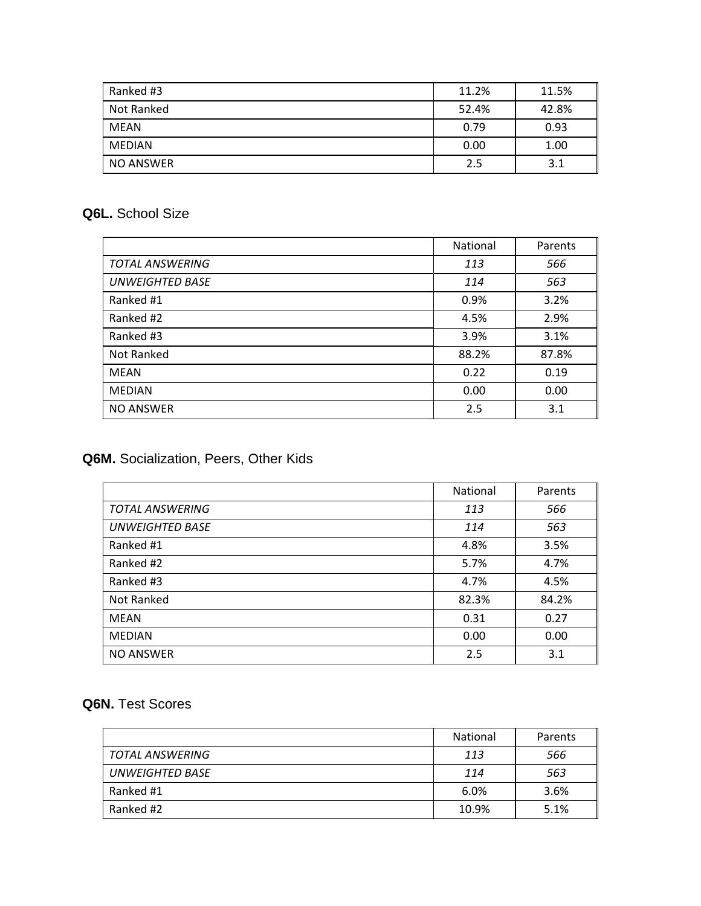| | | |
|---|---|---|
| Ranked #3 | 11.2% | 11.5% |
| Not Ranked | 52.4% | 42.8% |
| MEAN | 0.79 | 0.93 |
| MEDIAN | 0.00 | 1.00 |
| NO ANSWER | 2.5 | 3.1 |

**Q6L.** School Size

| | National | Parents |
|---|---|---|
| *TOTAL ANSWERING* | *113* | *566* |
| *UNWEIGHTED BASE* | *114* | *563* |
| Ranked #1 | 0.9% | 3.2% |
| Ranked #2 | 4.5% | 2.9% |
| Ranked #3 | 3.9% | 3.1% |
| Not Ranked | 88.2% | 87.8% |
| MEAN | 0.22 | 0.19 |
| MEDIAN | 0.00 | 0.00 |
| NO ANSWER | 2.5 | 3.1 |

**Q6M.** Socialization, Peers, Other Kids

| | National | Parents |
|---|---|---|
| *TOTAL ANSWERING* | *113* | *566* |
| *UNWEIGHTED BASE* | *114* | *563* |
| Ranked #1 | 4.8% | 3.5% |
| Ranked #2 | 5.7% | 4.7% |
| Ranked #3 | 4.7% | 4.5% |
| Not Ranked | 82.3% | 84.2% |
| MEAN | 0.31 | 0.27 |
| MEDIAN | 0.00 | 0.00 |
| NO ANSWER | 2.5 | 3.1 |

**Q6N.** Test Scores

| | National | Parents |
|---|---|---|
| *TOTAL ANSWERING* | *113* | *566* |
| *UNWEIGHTED BASE* | *114* | *563* |
| Ranked #1 | 6.0% | 3.6% |
| Ranked #2 | 10.9% | 5.1% |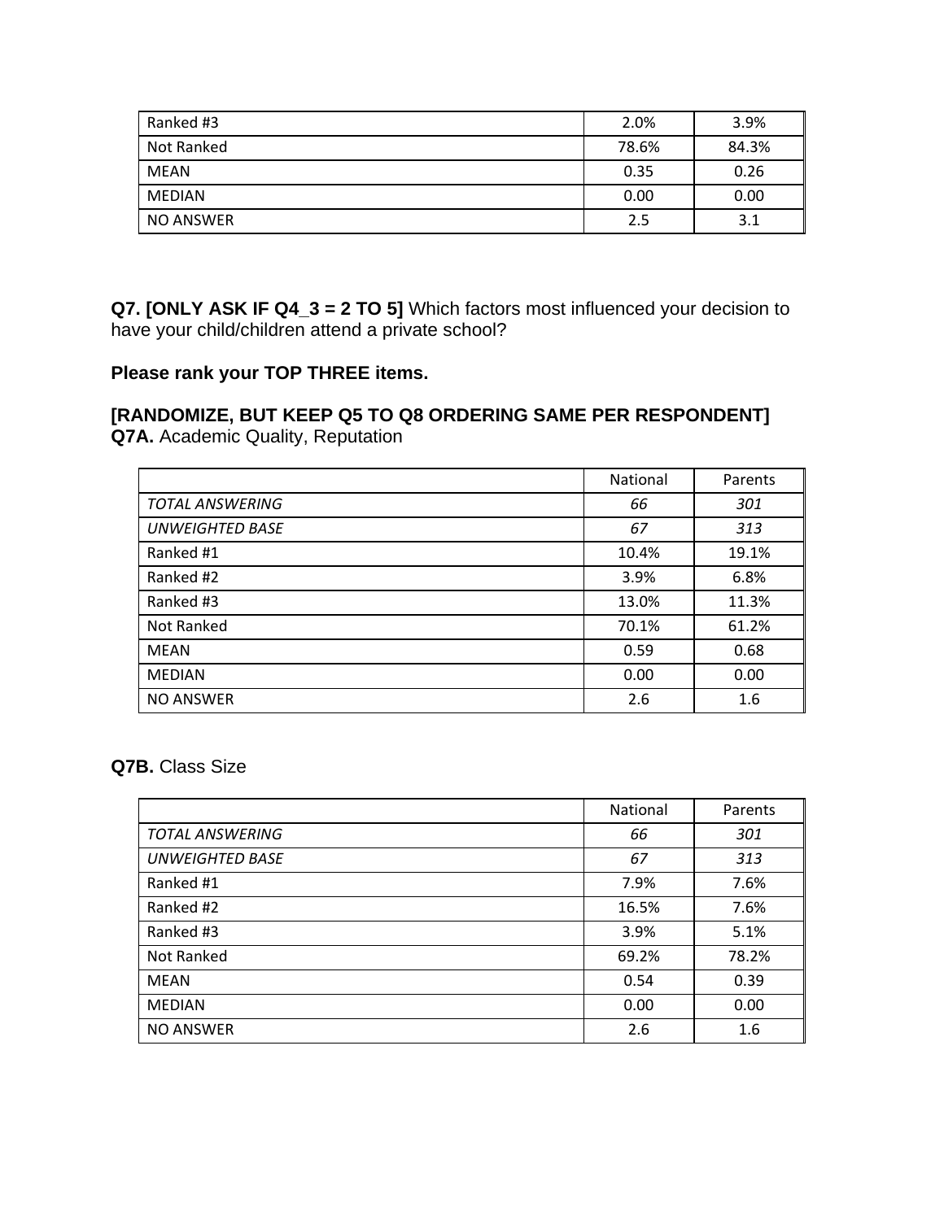| Ranked #3 | 2.0% | 3.9% |
|---|---|---|
| Not Ranked | 78.6% | 84.3% |
| MEAN | 0.35 | 0.26 |
| MEDIAN | 0.00 | 0.00 |
| NO ANSWER | 2.5 | 3.1 |

**Q7. [ONLY ASK IF Q4_3 = 2 TO 5]** Which factors most influenced your decision to have your child/children attend a private school?

**Please rank your TOP THREE items.**

**[RANDOMIZE, BUT KEEP Q5 TO Q8 ORDERING SAME PER RESPONDENT]**
**Q7A.** Academic Quality, Reputation

| | National | Parents |
|---|---|---|
| *TOTAL ANSWERING* | *66* | *301* |
| *UNWEIGHTED BASE* | *67* | *313* |
| Ranked #1 | 10.4% | 19.1% |
| Ranked #2 | 3.9% | 6.8% |
| Ranked #3 | 13.0% | 11.3% |
| Not Ranked | 70.1% | 61.2% |
| MEAN | 0.59 | 0.68 |
| MEDIAN | 0.00 | 0.00 |
| NO ANSWER | 2.6 | 1.6 |

**Q7B.** Class Size

| | National | Parents |
|---|---|---|
| *TOTAL ANSWERING* | *66* | *301* |
| *UNWEIGHTED BASE* | *67* | *313* |
| Ranked #1 | 7.9% | 7.6% |
| Ranked #2 | 16.5% | 7.6% |
| Ranked #3 | 3.9% | 5.1% |
| Not Ranked | 69.2% | 78.2% |
| MEAN | 0.54 | 0.39 |
| MEDIAN | 0.00 | 0.00 |
| NO ANSWER | 2.6 | 1.6 |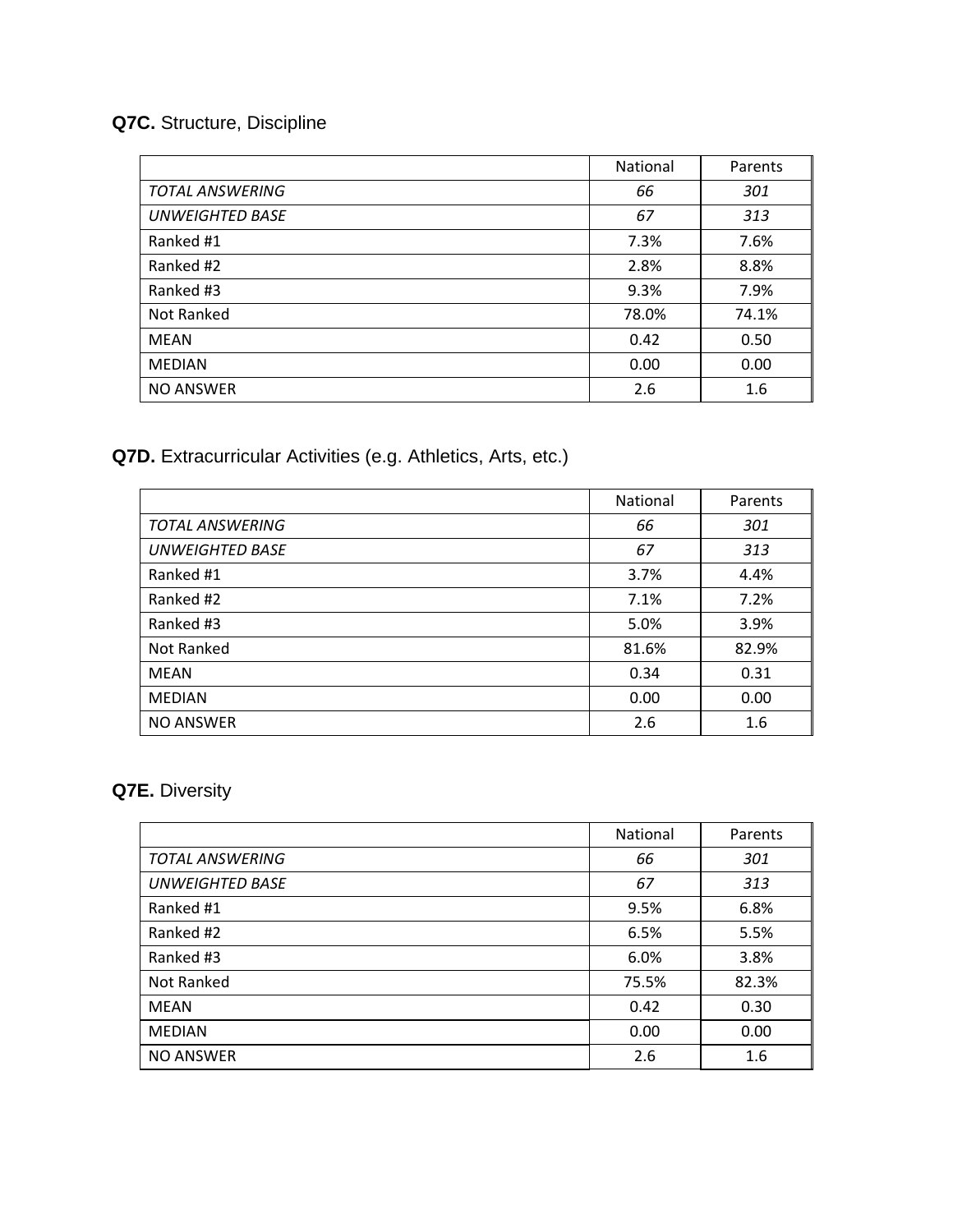**Q7C.** Structure, Discipline

| | National | Parents |
|---|---|---|
| *TOTAL ANSWERING* | *66* | *301* |
| *UNWEIGHTED BASE* | *67* | *313* |
| Ranked #1 | 7.3% | 7.6% |
| Ranked #2 | 2.8% | 8.8% |
| Ranked #3 | 9.3% | 7.9% |
| Not Ranked | 78.0% | 74.1% |
| MEAN | 0.42 | 0.50 |
| MEDIAN | 0.00 | 0.00 |
| NO ANSWER | 2.6 | 1.6 |

**Q7D.** Extracurricular Activities (e.g. Athletics, Arts, etc.)

| | National | Parents |
|---|---|---|
| *TOTAL ANSWERING* | *66* | *301* |
| *UNWEIGHTED BASE* | *67* | *313* |
| Ranked #1 | 3.7% | 4.4% |
| Ranked #2 | 7.1% | 7.2% |
| Ranked #3 | 5.0% | 3.9% |
| Not Ranked | 81.6% | 82.9% |
| MEAN | 0.34 | 0.31 |
| MEDIAN | 0.00 | 0.00 |
| NO ANSWER | 2.6 | 1.6 |

**Q7E.** Diversity

| | National | Parents |
|---|---|---|
| *TOTAL ANSWERING* | *66* | *301* |
| *UNWEIGHTED BASE* | *67* | *313* |
| Ranked #1 | 9.5% | 6.8% |
| Ranked #2 | 6.5% | 5.5% |
| Ranked #3 | 6.0% | 3.8% |
| Not Ranked | 75.5% | 82.3% |
| MEAN | 0.42 | 0.30 |
| MEDIAN | 0.00 | 0.00 |
| NO ANSWER | 2.6 | 1.6 |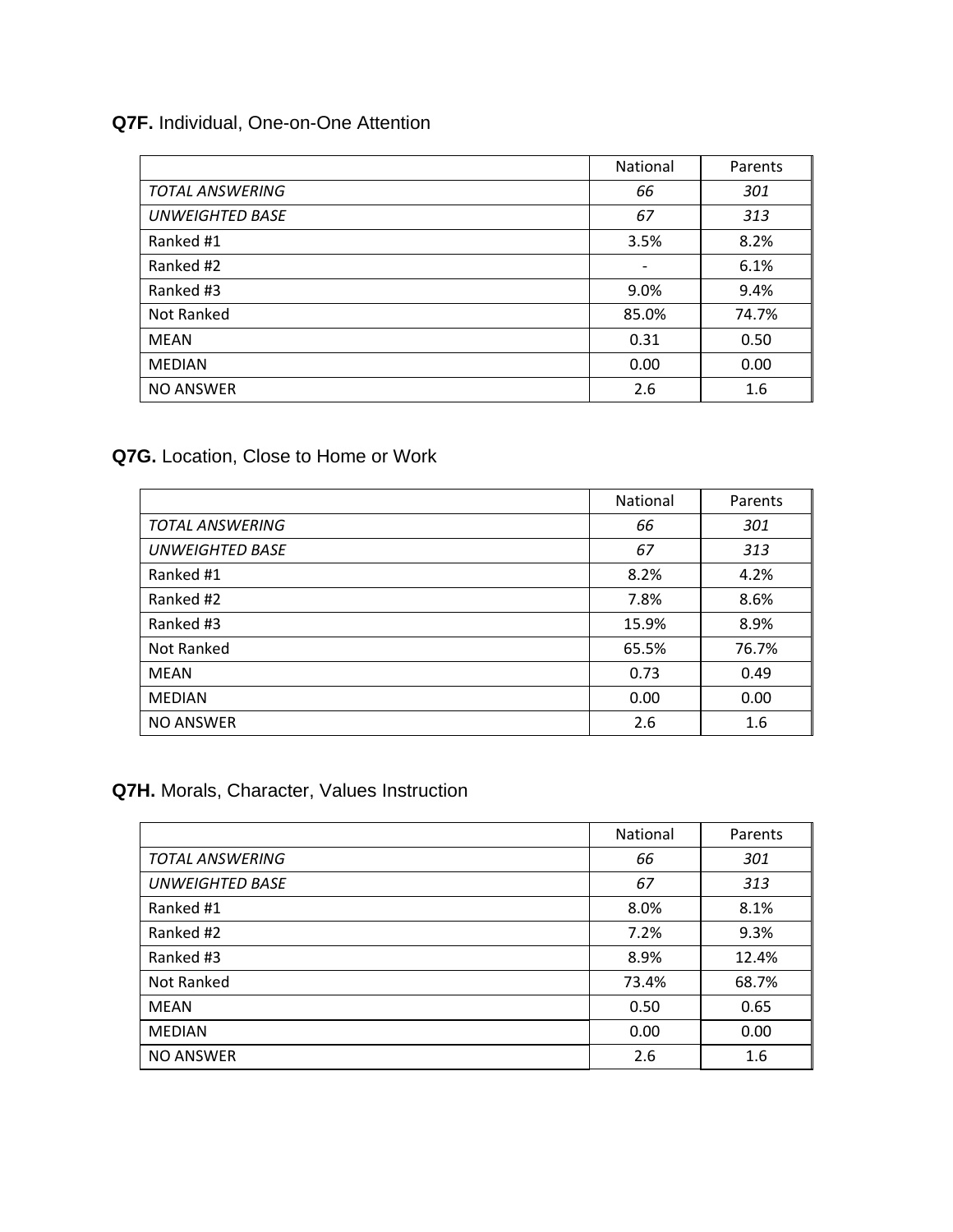**Q7F.** Individual, One-on-One Attention

| | National | Parents |
|---|---|---|
| *TOTAL ANSWERING* | *66* | *301* |
| *UNWEIGHTED BASE* | *67* | *313* |
| Ranked #1 | 3.5% | 8.2% |
| Ranked #2 | - | 6.1% |
| Ranked #3 | 9.0% | 9.4% |
| Not Ranked | 85.0% | 74.7% |
| MEAN | 0.31 | 0.50 |
| MEDIAN | 0.00 | 0.00 |
| NO ANSWER | 2.6 | 1.6 |

**Q7G.** Location, Close to Home or Work

| | National | Parents |
|---|---|---|
| *TOTAL ANSWERING* | *66* | *301* |
| *UNWEIGHTED BASE* | *67* | *313* |
| Ranked #1 | 8.2% | 4.2% |
| Ranked #2 | 7.8% | 8.6% |
| Ranked #3 | 15.9% | 8.9% |
| Not Ranked | 65.5% | 76.7% |
| MEAN | 0.73 | 0.49 |
| MEDIAN | 0.00 | 0.00 |
| NO ANSWER | 2.6 | 1.6 |

**Q7H.** Morals, Character, Values Instruction

| | National | Parents |
|---|---|---|
| *TOTAL ANSWERING* | *66* | *301* |
| *UNWEIGHTED BASE* | *67* | *313* |
| Ranked #1 | 8.0% | 8.1% |
| Ranked #2 | 7.2% | 9.3% |
| Ranked #3 | 8.9% | 12.4% |
| Not Ranked | 73.4% | 68.7% |
| MEAN | 0.50 | 0.65 |
| MEDIAN | 0.00 | 0.00 |
| NO ANSWER | 2.6 | 1.6 |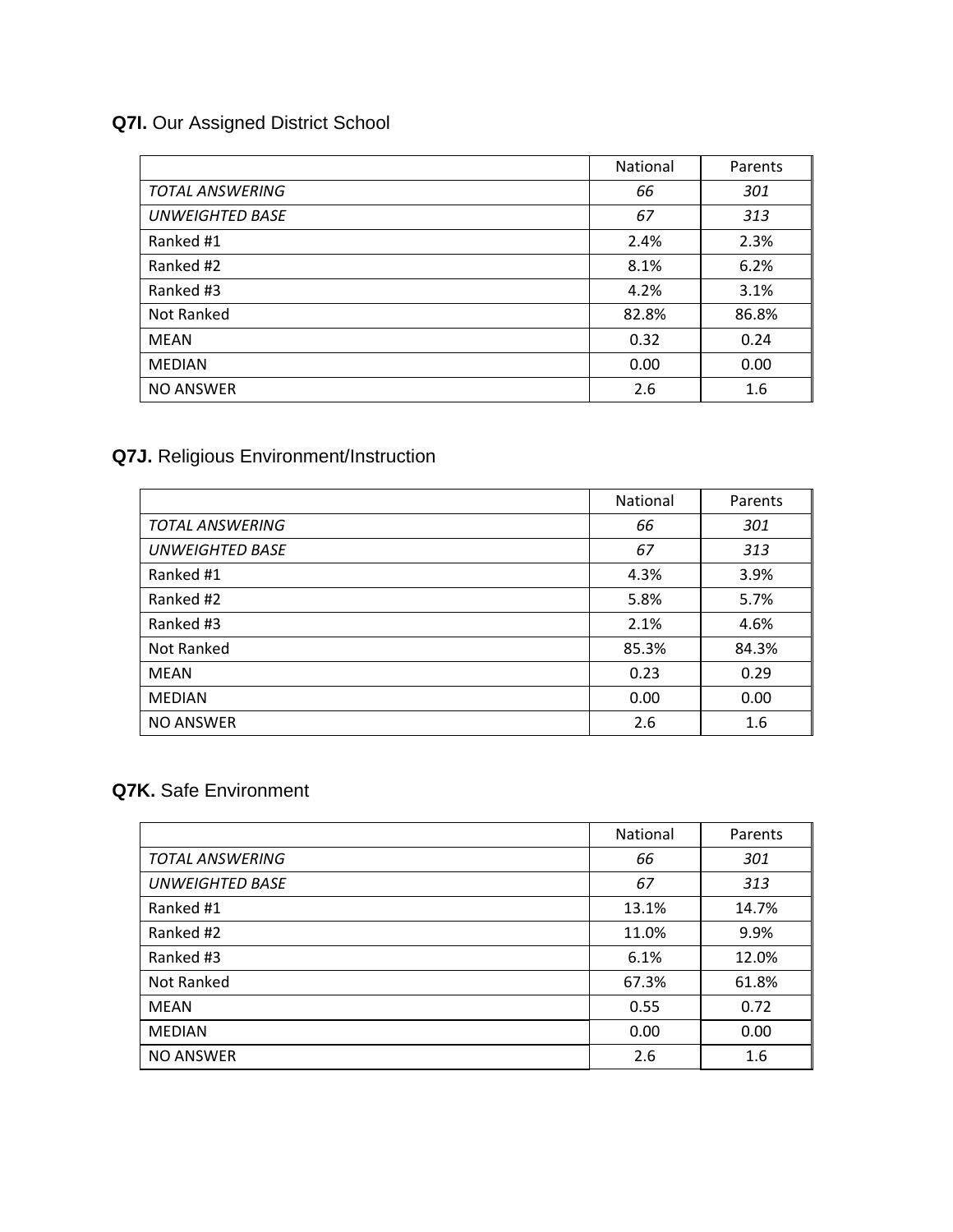**Q7I.** Our Assigned District School

| | National | Parents |
|---|---|---|
| *TOTAL ANSWERING* | *66* | *301* |
| *UNWEIGHTED BASE* | *67* | *313* |
| Ranked #1 | 2.4% | 2.3% |
| Ranked #2 | 8.1% | 6.2% |
| Ranked #3 | 4.2% | 3.1% |
| Not Ranked | 82.8% | 86.8% |
| MEAN | 0.32 | 0.24 |
| MEDIAN | 0.00 | 0.00 |
| NO ANSWER | 2.6 | 1.6 |

**Q7J.** Religious Environment/Instruction

| | National | Parents |
|---|---|---|
| *TOTAL ANSWERING* | *66* | *301* |
| *UNWEIGHTED BASE* | *67* | *313* |
| Ranked #1 | 4.3% | 3.9% |
| Ranked #2 | 5.8% | 5.7% |
| Ranked #3 | 2.1% | 4.6% |
| Not Ranked | 85.3% | 84.3% |
| MEAN | 0.23 | 0.29 |
| MEDIAN | 0.00 | 0.00 |
| NO ANSWER | 2.6 | 1.6 |

**Q7K.** Safe Environment

| | National | Parents |
|---|---|---|
| *TOTAL ANSWERING* | *66* | *301* |
| *UNWEIGHTED BASE* | *67* | *313* |
| Ranked #1 | 13.1% | 14.7% |
| Ranked #2 | 11.0% | 9.9% |
| Ranked #3 | 6.1% | 12.0% |
| Not Ranked | 67.3% | 61.8% |
| MEAN | 0.55 | 0.72 |
| MEDIAN | 0.00 | 0.00 |
| NO ANSWER | 2.6 | 1.6 |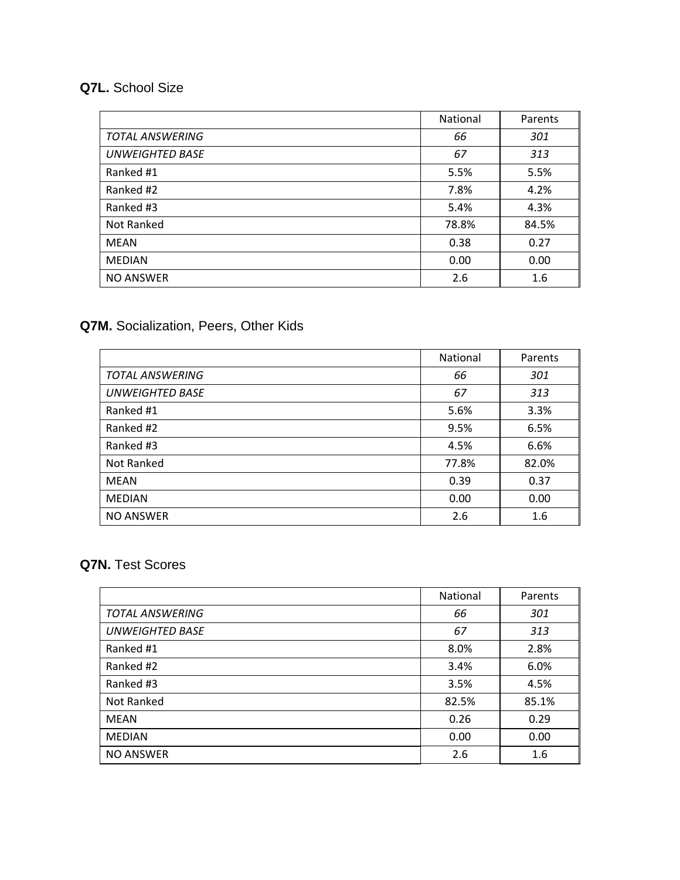**Q7L.** School Size

| | National | Parents |
|---|---|---|
| *TOTAL ANSWERING* | *66* | *301* |
| *UNWEIGHTED BASE* | *67* | *313* |
| Ranked #1 | 5.5% | 5.5% |
| Ranked #2 | 7.8% | 4.2% |
| Ranked #3 | 5.4% | 4.3% |
| Not Ranked | 78.8% | 84.5% |
| MEAN | 0.38 | 0.27 |
| MEDIAN | 0.00 | 0.00 |
| NO ANSWER | 2.6 | 1.6 |

**Q7M.** Socialization, Peers, Other Kids

| | National | Parents |
|---|---|---|
| *TOTAL ANSWERING* | *66* | *301* |
| *UNWEIGHTED BASE* | *67* | *313* |
| Ranked #1 | 5.6% | 3.3% |
| Ranked #2 | 9.5% | 6.5% |
| Ranked #3 | 4.5% | 6.6% |
| Not Ranked | 77.8% | 82.0% |
| MEAN | 0.39 | 0.37 |
| MEDIAN | 0.00 | 0.00 |
| NO ANSWER | 2.6 | 1.6 |

**Q7N.** Test Scores

| | National | Parents |
|---|---|---|
| *TOTAL ANSWERING* | *66* | *301* |
| *UNWEIGHTED BASE* | *67* | *313* |
| Ranked #1 | 8.0% | 2.8% |
| Ranked #2 | 3.4% | 6.0% |
| Ranked #3 | 3.5% | 4.5% |
| Not Ranked | 82.5% | 85.1% |
| MEAN | 0.26 | 0.29 |
| MEDIAN | 0.00 | 0.00 |
| NO ANSWER | 2.6 | 1.6 |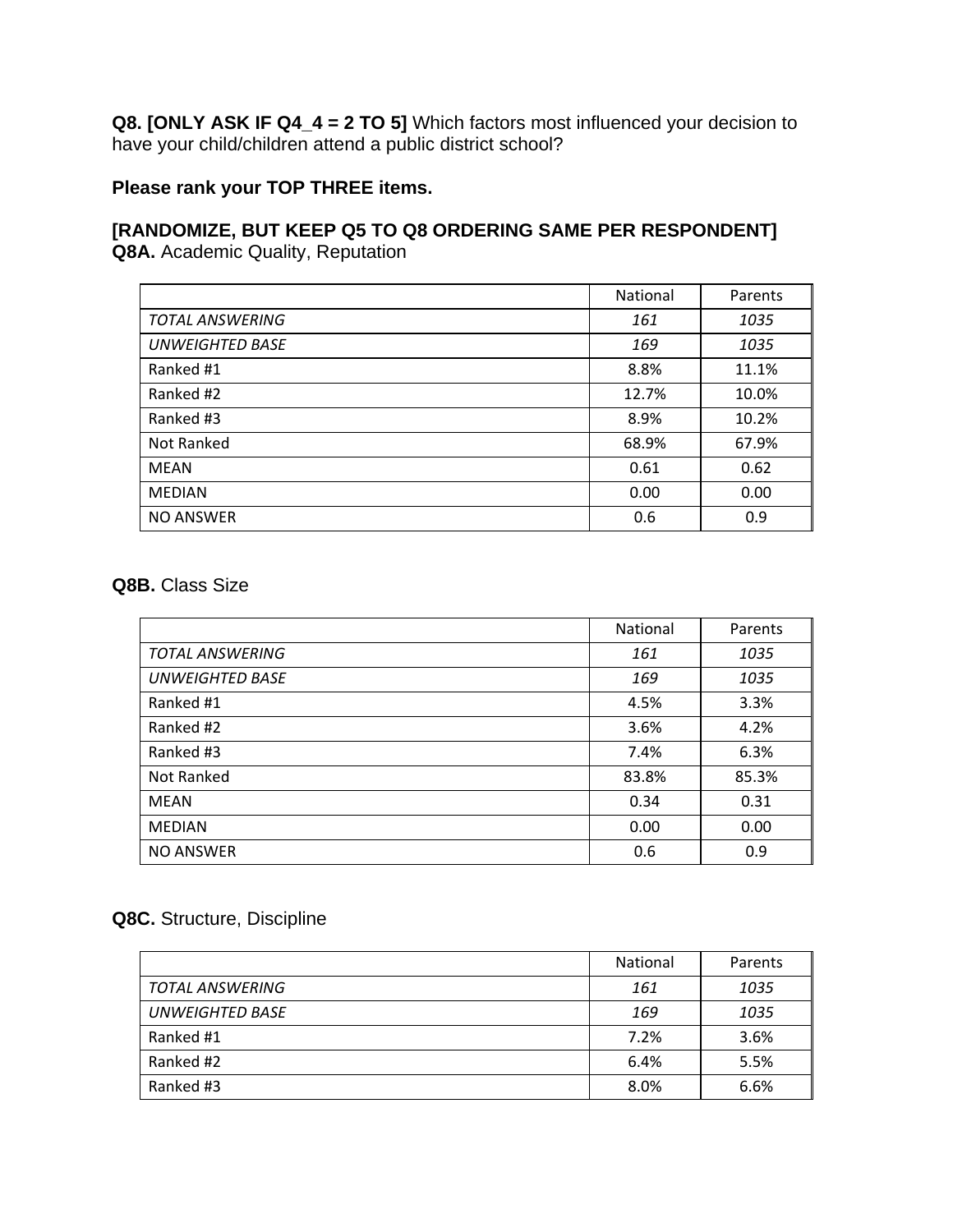**Q8. [ONLY ASK IF Q4_4 = 2 TO 5]** Which factors most influenced your decision to have your child/children attend a public district school?

**Please rank your TOP THREE items.**

**[RANDOMIZE, BUT KEEP Q5 TO Q8 ORDERING SAME PER RESPONDENT]**
**Q8A.** Academic Quality, Reputation

| | National | Parents |
|---|---|---|
| *TOTAL ANSWERING* | *161* | *1035* |
| *UNWEIGHTED BASE* | *169* | *1035* |
| Ranked #1 | 8.8% | 11.1% |
| Ranked #2 | 12.7% | 10.0% |
| Ranked #3 | 8.9% | 10.2% |
| Not Ranked | 68.9% | 67.9% |
| MEAN | 0.61 | 0.62 |
| MEDIAN | 0.00 | 0.00 |
| NO ANSWER | 0.6 | 0.9 |

**Q8B.** Class Size

| | National | Parents |
|---|---|---|
| *TOTAL ANSWERING* | *161* | *1035* |
| *UNWEIGHTED BASE* | *169* | *1035* |
| Ranked #1 | 4.5% | 3.3% |
| Ranked #2 | 3.6% | 4.2% |
| Ranked #3 | 7.4% | 6.3% |
| Not Ranked | 83.8% | 85.3% |
| MEAN | 0.34 | 0.31 |
| MEDIAN | 0.00 | 0.00 |
| NO ANSWER | 0.6 | 0.9 |

**Q8C.** Structure, Discipline

| | National | Parents |
|---|---|---|
| *TOTAL ANSWERING* | *161* | *1035* |
| *UNWEIGHTED BASE* | *169* | *1035* |
| Ranked #1 | 7.2% | 3.6% |
| Ranked #2 | 6.4% | 5.5% |
| Ranked #3 | 8.0% | 6.6% |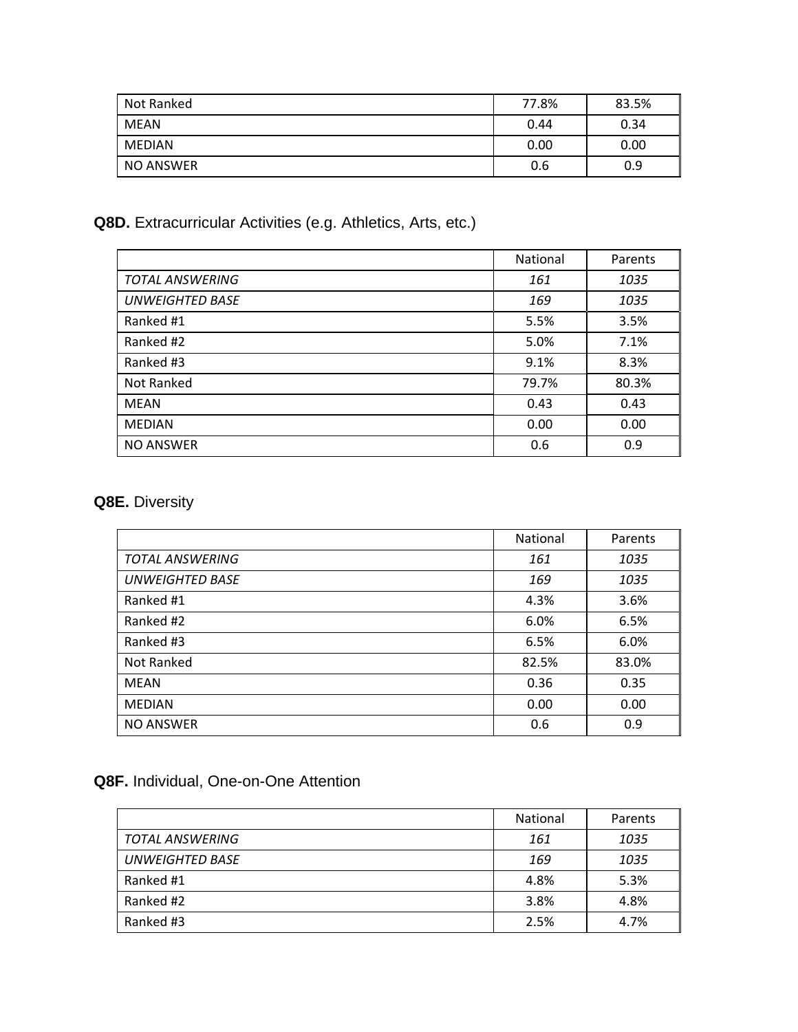| | | |
|---|---|---|
| Not Ranked | 77.8% | 83.5% |
| MEAN | 0.44 | 0.34 |
| MEDIAN | 0.00 | 0.00 |
| NO ANSWER | 0.6 | 0.9 |

**Q8D.** Extracurricular Activities (e.g. Athletics, Arts, etc.)

| | National | Parents |
|---|---|---|
| *TOTAL ANSWERING* | *161* | *1035* |
| *UNWEIGHTED BASE* | *169* | *1035* |
| Ranked #1 | 5.5% | 3.5% |
| Ranked #2 | 5.0% | 7.1% |
| Ranked #3 | 9.1% | 8.3% |
| Not Ranked | 79.7% | 80.3% |
| MEAN | 0.43 | 0.43 |
| MEDIAN | 0.00 | 0.00 |
| NO ANSWER | 0.6 | 0.9 |

**Q8E.** Diversity

| | National | Parents |
|---|---|---|
| *TOTAL ANSWERING* | *161* | *1035* |
| *UNWEIGHTED BASE* | *169* | *1035* |
| Ranked #1 | 4.3% | 3.6% |
| Ranked #2 | 6.0% | 6.5% |
| Ranked #3 | 6.5% | 6.0% |
| Not Ranked | 82.5% | 83.0% |
| MEAN | 0.36 | 0.35 |
| MEDIAN | 0.00 | 0.00 |
| NO ANSWER | 0.6 | 0.9 |

**Q8F.** Individual, One-on-One Attention

| | National | Parents |
|---|---|---|
| *TOTAL ANSWERING* | *161* | *1035* |
| *UNWEIGHTED BASE* | *169* | *1035* |
| Ranked #1 | 4.8% | 5.3% |
| Ranked #2 | 3.8% | 4.8% |
| Ranked #3 | 2.5% | 4.7% |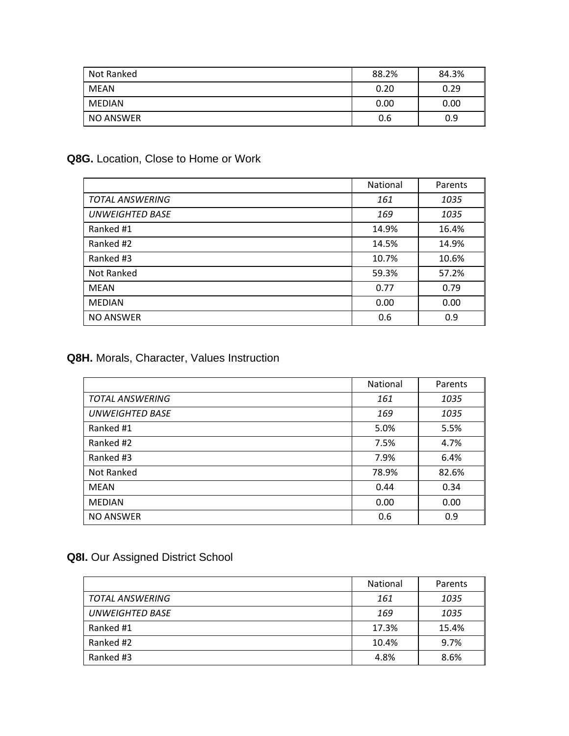| Not Ranked | 88.2% | 84.3% |
| --- | --- | --- |
| MEAN | 0.20 | 0.29 |
| MEDIAN | 0.00 | 0.00 |
| NO ANSWER | 0.6 | 0.9 |

**Q8G.** Location, Close to Home or Work

| | National | Parents |
| --- | --- | --- |
| *TOTAL ANSWERING* | *161* | *1035* |
| *UNWEIGHTED BASE* | *169* | *1035* |
| Ranked #1 | 14.9% | 16.4% |
| Ranked #2 | 14.5% | 14.9% |
| Ranked #3 | 10.7% | 10.6% |
| Not Ranked | 59.3% | 57.2% |
| MEAN | 0.77 | 0.79 |
| MEDIAN | 0.00 | 0.00 |
| NO ANSWER | 0.6 | 0.9 |

**Q8H.** Morals, Character, Values Instruction

| | National | Parents |
| --- | --- | --- |
| *TOTAL ANSWERING* | *161* | *1035* |
| *UNWEIGHTED BASE* | *169* | *1035* |
| Ranked #1 | 5.0% | 5.5% |
| Ranked #2 | 7.5% | 4.7% |
| Ranked #3 | 7.9% | 6.4% |
| Not Ranked | 78.9% | 82.6% |
| MEAN | 0.44 | 0.34 |
| MEDIAN | 0.00 | 0.00 |
| NO ANSWER | 0.6 | 0.9 |

**Q8I.** Our Assigned District School

| | National | Parents |
| --- | --- | --- |
| *TOTAL ANSWERING* | *161* | *1035* |
| *UNWEIGHTED BASE* | *169* | *1035* |
| Ranked #1 | 17.3% | 15.4% |
| Ranked #2 | 10.4% | 9.7% |
| Ranked #3 | 4.8% | 8.6% |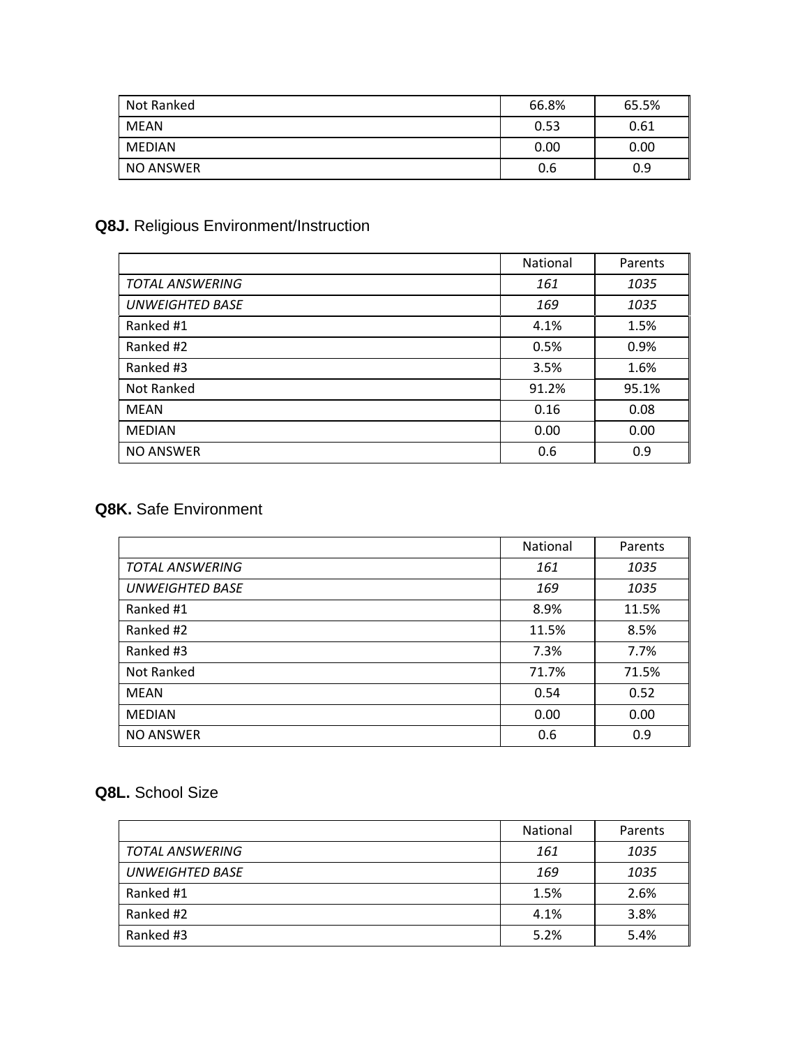| | | |
|---|---|---|
| Not Ranked | 66.8% | 65.5% |
| MEAN | 0.53 | 0.61 |
| MEDIAN | 0.00 | 0.00 |
| NO ANSWER | 0.6 | 0.9 |

**Q8J.** Religious Environment/Instruction

| | National | Parents |
|---|---|---|
| *TOTAL ANSWERING* | *161* | *1035* |
| *UNWEIGHTED BASE* | *169* | *1035* |
| Ranked #1 | 4.1% | 1.5% |
| Ranked #2 | 0.5% | 0.9% |
| Ranked #3 | 3.5% | 1.6% |
| Not Ranked | 91.2% | 95.1% |
| MEAN | 0.16 | 0.08 |
| MEDIAN | 0.00 | 0.00 |
| NO ANSWER | 0.6 | 0.9 |

**Q8K.** Safe Environment

| | National | Parents |
|---|---|---|
| *TOTAL ANSWERING* | *161* | *1035* |
| *UNWEIGHTED BASE* | *169* | *1035* |
| Ranked #1 | 8.9% | 11.5% |
| Ranked #2 | 11.5% | 8.5% |
| Ranked #3 | 7.3% | 7.7% |
| Not Ranked | 71.7% | 71.5% |
| MEAN | 0.54 | 0.52 |
| MEDIAN | 0.00 | 0.00 |
| NO ANSWER | 0.6 | 0.9 |

**Q8L.** School Size

| | National | Parents |
|---|---|---|
| *TOTAL ANSWERING* | *161* | *1035* |
| *UNWEIGHTED BASE* | *169* | *1035* |
| Ranked #1 | 1.5% | 2.6% |
| Ranked #2 | 4.1% | 3.8% |
| Ranked #3 | 5.2% | 5.4% |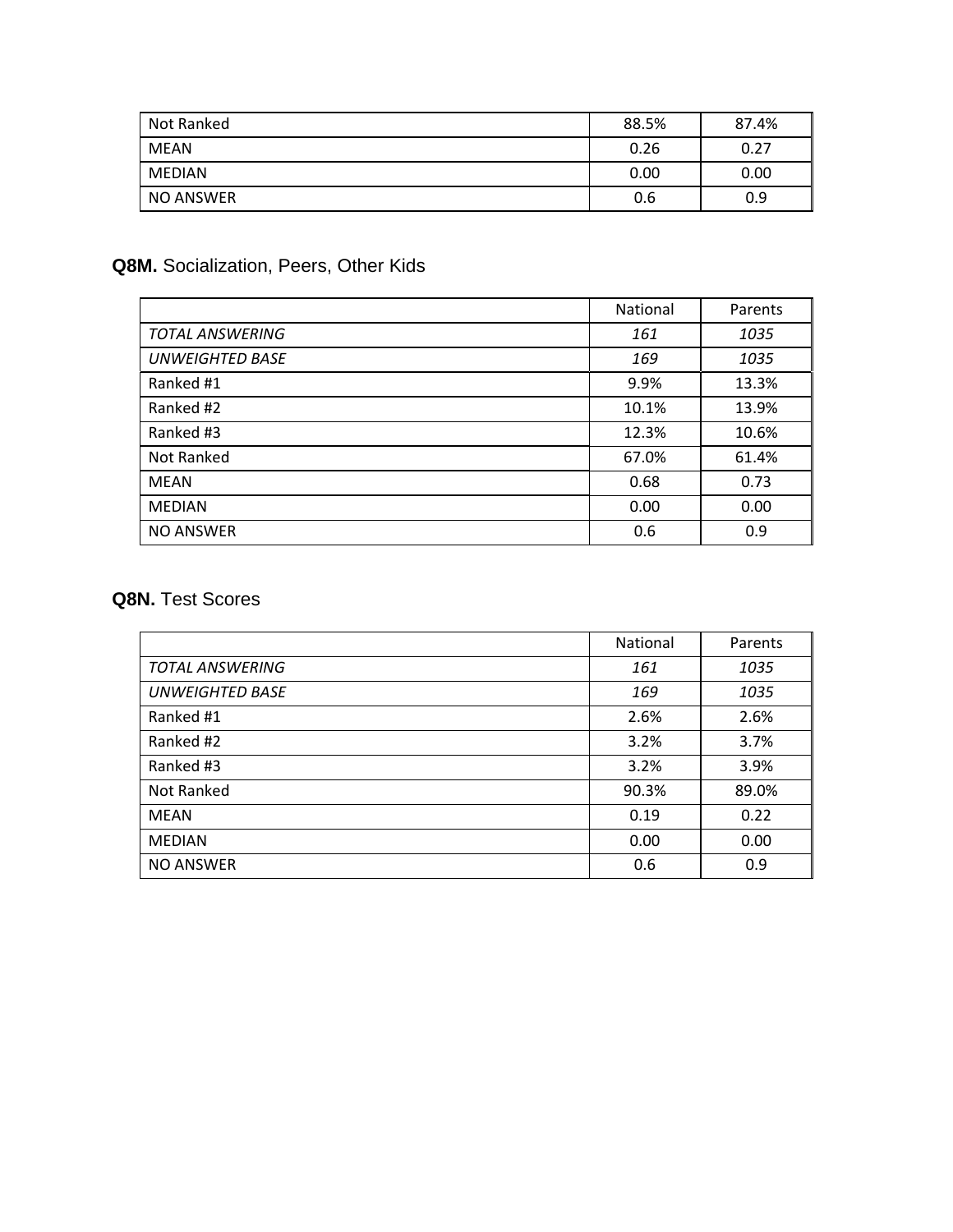| | | |
|---|---|---|
| Not Ranked | 88.5% | 87.4% |
| MEAN | 0.26 | 0.27 |
| MEDIAN | 0.00 | 0.00 |
| NO ANSWER | 0.6 | 0.9 |

### **Q8M.** Socialization, Peers, Other Kids

| | National | Parents |
|---|---|---|
| *TOTAL ANSWERING* | *161* | *1035* |
| *UNWEIGHTED BASE* | *169* | *1035* |
| Ranked #1 | 9.9% | 13.3% |
| Ranked #2 | 10.1% | 13.9% |
| Ranked #3 | 12.3% | 10.6% |
| Not Ranked | 67.0% | 61.4% |
| MEAN | 0.68 | 0.73 |
| MEDIAN | 0.00 | 0.00 |
| NO ANSWER | 0.6 | 0.9 |

### **Q8N.** Test Scores

| | National | Parents |
|---|---|---|
| *TOTAL ANSWERING* | *161* | *1035* |
| *UNWEIGHTED BASE* | *169* | *1035* |
| Ranked #1 | 2.6% | 2.6% |
| Ranked #2 | 3.2% | 3.7% |
| Ranked #3 | 3.2% | 3.9% |
| Not Ranked | 90.3% | 89.0% |
| MEAN | 0.19 | 0.22 |
| MEDIAN | 0.00 | 0.00 |
| NO ANSWER | 0.6 | 0.9 |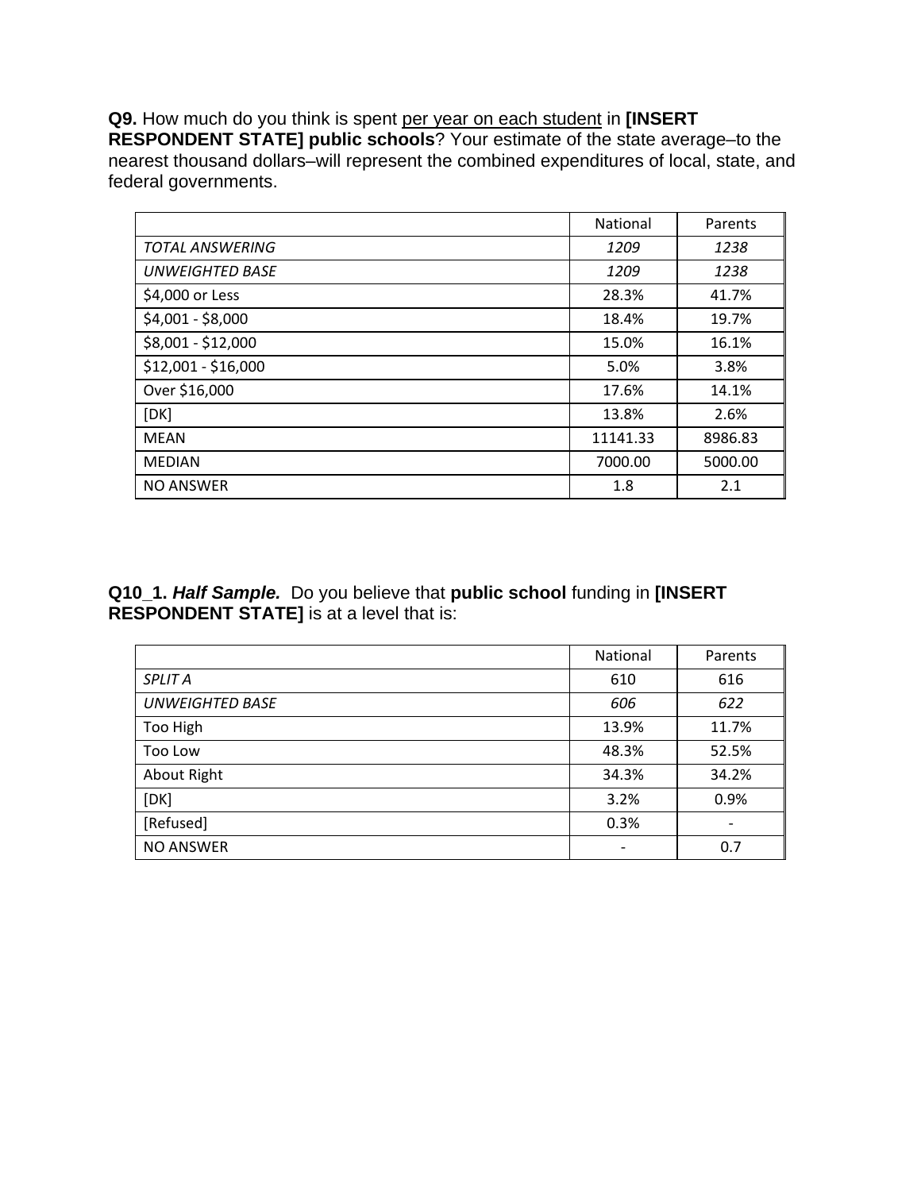**Q9.** How much do you think is spent <u>per year on each student</u> in **[INSERT RESPONDENT STATE] public schools**? Your estimate of the state average–to the nearest thousand dollars–will represent the combined expenditures of local, state, and federal governments.

| | National | Parents |
|---|---|---|
| *TOTAL ANSWERING* | *1209* | *1238* |
| *UNWEIGHTED BASE* | *1209* | *1238* |
| $4,000 or Less | 28.3% | 41.7% |
| $4,001 - $8,000 | 18.4% | 19.7% |
| $8,001 - $12,000 | 15.0% | 16.1% |
| $12,001 - $16,000 | 5.0% | 3.8% |
| Over $16,000 | 17.6% | 14.1% |
| [DK] | 13.8% | 2.6% |
| MEAN | 11141.33 | 8986.83 |
| MEDIAN | 7000.00 | 5000.00 |
| NO ANSWER | 1.8 | 2.1 |

**Q10_1. *Half Sample.*** Do you believe that **public school** funding in **[INSERT RESPONDENT STATE]** is at a level that is:

| | National | Parents |
|---|---|---|
| *SPLIT A* | 610 | 616 |
| *UNWEIGHTED BASE* | *606* | *622* |
| Too High | 13.9% | 11.7% |
| Too Low | 48.3% | 52.5% |
| About Right | 34.3% | 34.2% |
| [DK] | 3.2% | 0.9% |
| [Refused] | 0.3% | - |
| NO ANSWER | - | 0.7 |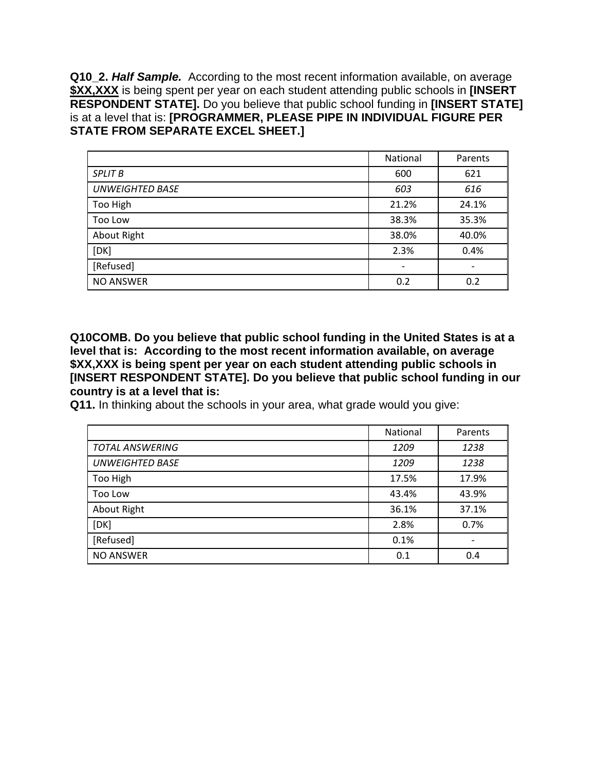**Q10_2. *Half Sample.*** According to the most recent information available, on average **$XX,XXX** is being spent per year on each student attending public schools in **[INSERT RESPONDENT STATE].** Do you believe that public school funding in **[INSERT STATE]** is at a level that is: **[PROGRAMMER, PLEASE PIPE IN INDIVIDUAL FIGURE PER STATE FROM SEPARATE EXCEL SHEET.]**

| | National | Parents |
|---|---|---|
| *SPLIT B* | 600 | 621 |
| *UNWEIGHTED BASE* | *603* | *616* |
| Too High | 21.2% | 24.1% |
| Too Low | 38.3% | 35.3% |
| About Right | 38.0% | 40.0% |
| [DK] | 2.3% | 0.4% |
| [Refused] | - | - |
| NO ANSWER | 0.2 | 0.2 |

**Q10COMB. Do you believe that public school funding in the United States is at a level that is: According to the most recent information available, on average $XX,XXX is being spent per year on each student attending public schools in [INSERT RESPONDENT STATE]. Do you believe that public school funding in our country is at a level that is:**

**Q11.** In thinking about the schools in your area, what grade would you give:

| | National | Parents |
|---|---|---|
| *TOTAL ANSWERING* | *1209* | *1238* |
| *UNWEIGHTED BASE* | *1209* | *1238* |
| Too High | 17.5% | 17.9% |
| Too Low | 43.4% | 43.9% |
| About Right | 36.1% | 37.1% |
| [DK] | 2.8% | 0.7% |
| [Refused] | 0.1% | - |
| NO ANSWER | 0.1 | 0.4 |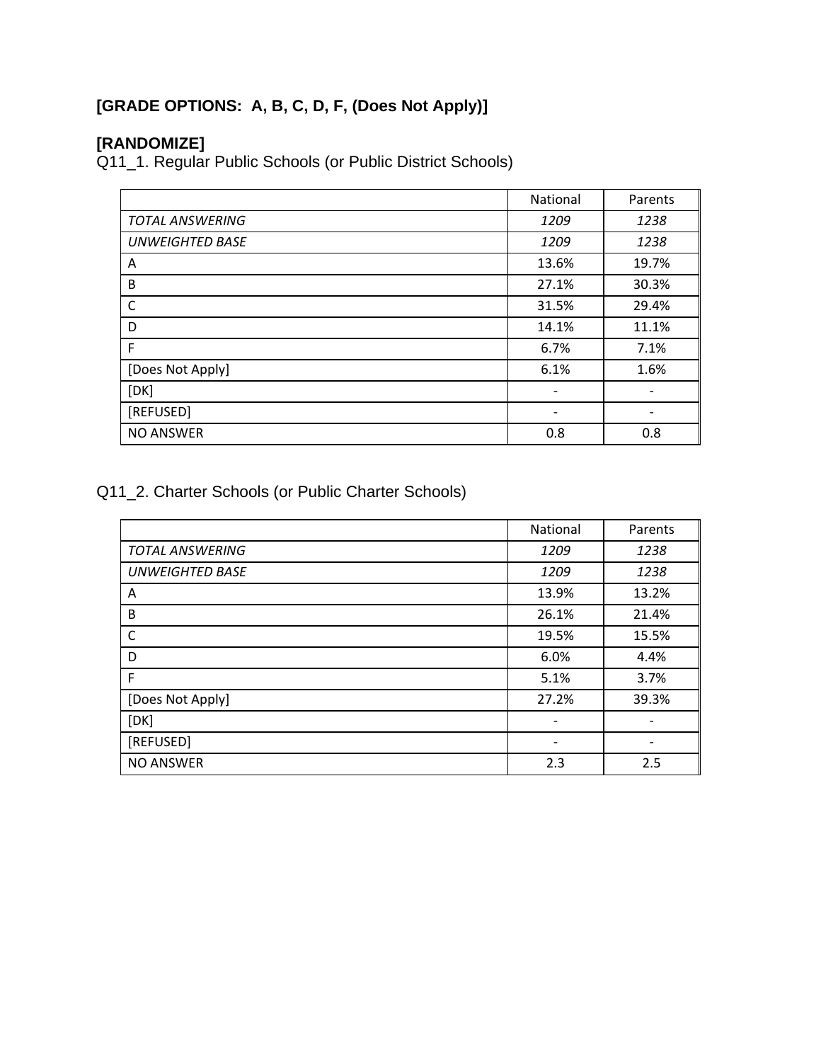**[GRADE OPTIONS: A, B, C, D, F, (Does Not Apply)]**

**[RANDOMIZE]**

Q11_1. Regular Public Schools (or Public District Schools)

| | National | Parents |
|---|---|---|
| *TOTAL ANSWERING* | *1209* | *1238* |
| *UNWEIGHTED BASE* | *1209* | *1238* |
| A | 13.6% | 19.7% |
| B | 27.1% | 30.3% |
| C | 31.5% | 29.4% |
| D | 14.1% | 11.1% |
| F | 6.7% | 7.1% |
| [Does Not Apply] | 6.1% | 1.6% |
| [DK] | - | - |
| [REFUSED] | - | - |
| NO ANSWER | 0.8 | 0.8 |

Q11_2. Charter Schools (or Public Charter Schools)

| | National | Parents |
|---|---|---|
| *TOTAL ANSWERING* | *1209* | *1238* |
| *UNWEIGHTED BASE* | *1209* | *1238* |
| A | 13.9% | 13.2% |
| B | 26.1% | 21.4% |
| C | 19.5% | 15.5% |
| D | 6.0% | 4.4% |
| F | 5.1% | 3.7% |
| [Does Not Apply] | 27.2% | 39.3% |
| [DK] | - | - |
| [REFUSED] | - | - |
| NO ANSWER | 2.3 | 2.5 |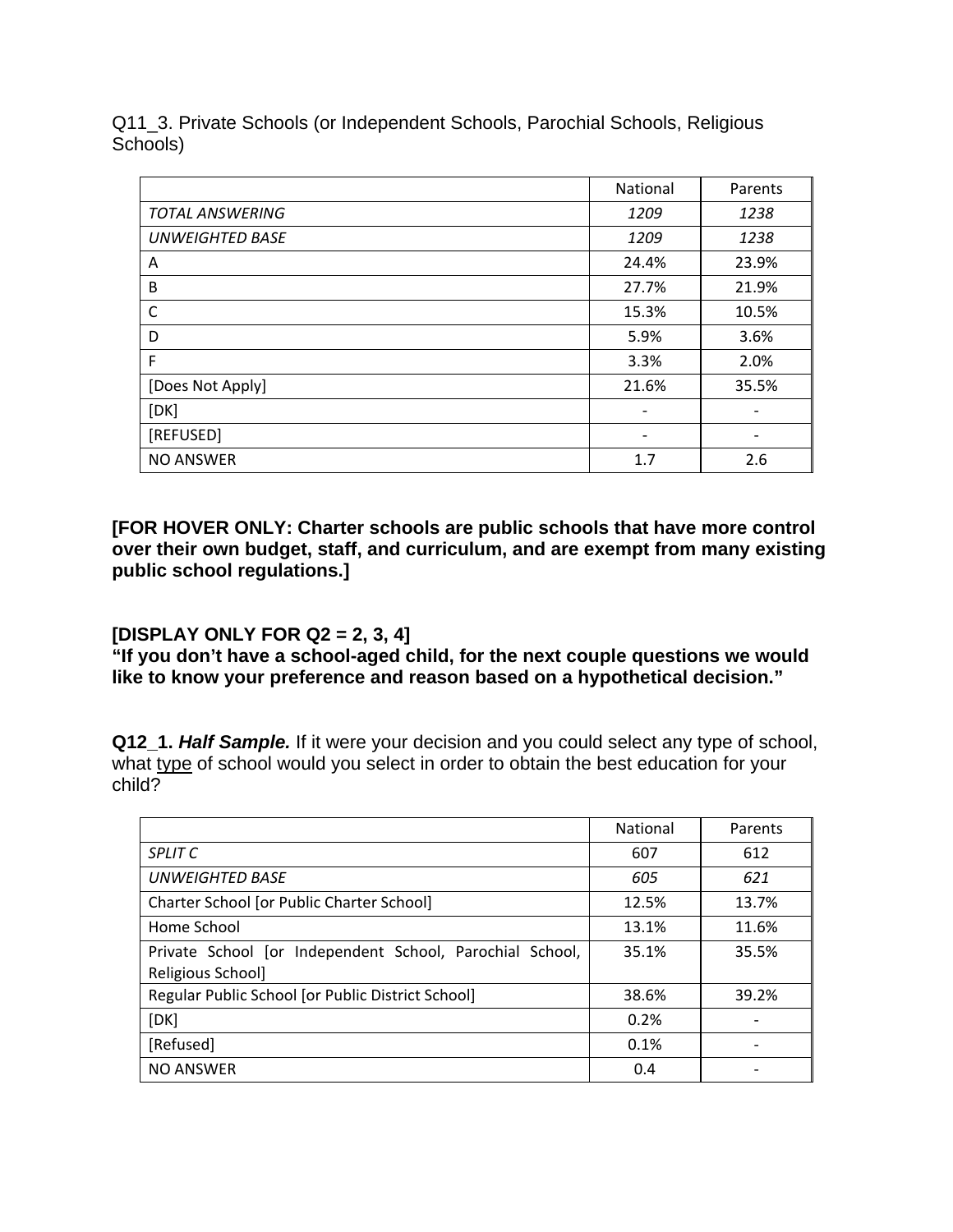Q11_3. Private Schools (or Independent Schools, Parochial Schools, Religious Schools)

| | National | Parents |
|---|---|---|
| *TOTAL ANSWERING* | *1209* | *1238* |
| *UNWEIGHTED BASE* | *1209* | *1238* |
| A | 24.4% | 23.9% |
| B | 27.7% | 21.9% |
| C | 15.3% | 10.5% |
| D | 5.9% | 3.6% |
| F | 3.3% | 2.0% |
| [Does Not Apply] | 21.6% | 35.5% |
| [DK] | - | - |
| [REFUSED] | - | - |
| NO ANSWER | 1.7 | 2.6 |

**[FOR HOVER ONLY: Charter schools are public schools that have more control over their own budget, staff, and curriculum, and are exempt from many existing public school regulations.]**

**[DISPLAY ONLY FOR Q2 = 2, 3, 4]**
**"If you don't have a school-aged child, for the next couple questions we would like to know your preference and reason based on a hypothetical decision."**

**Q12_1. *Half Sample.*** If it were your decision and you could select any type of school, what type of school would you select in order to obtain the best education for your child?

| | National | Parents |
|---|---|---|
| *SPLIT C* | 607 | 612 |
| *UNWEIGHTED BASE* | *605* | *621* |
| Charter School [or Public Charter School] | 12.5% | 13.7% |
| Home School | 13.1% | 11.6% |
| Private School [or Independent School, Parochial School, Religious School] | 35.1% | 35.5% |
| Regular Public School [or Public District School] | 38.6% | 39.2% |
| [DK] | 0.2% | - |
| [Refused] | 0.1% | - |
| NO ANSWER | 0.4 | - |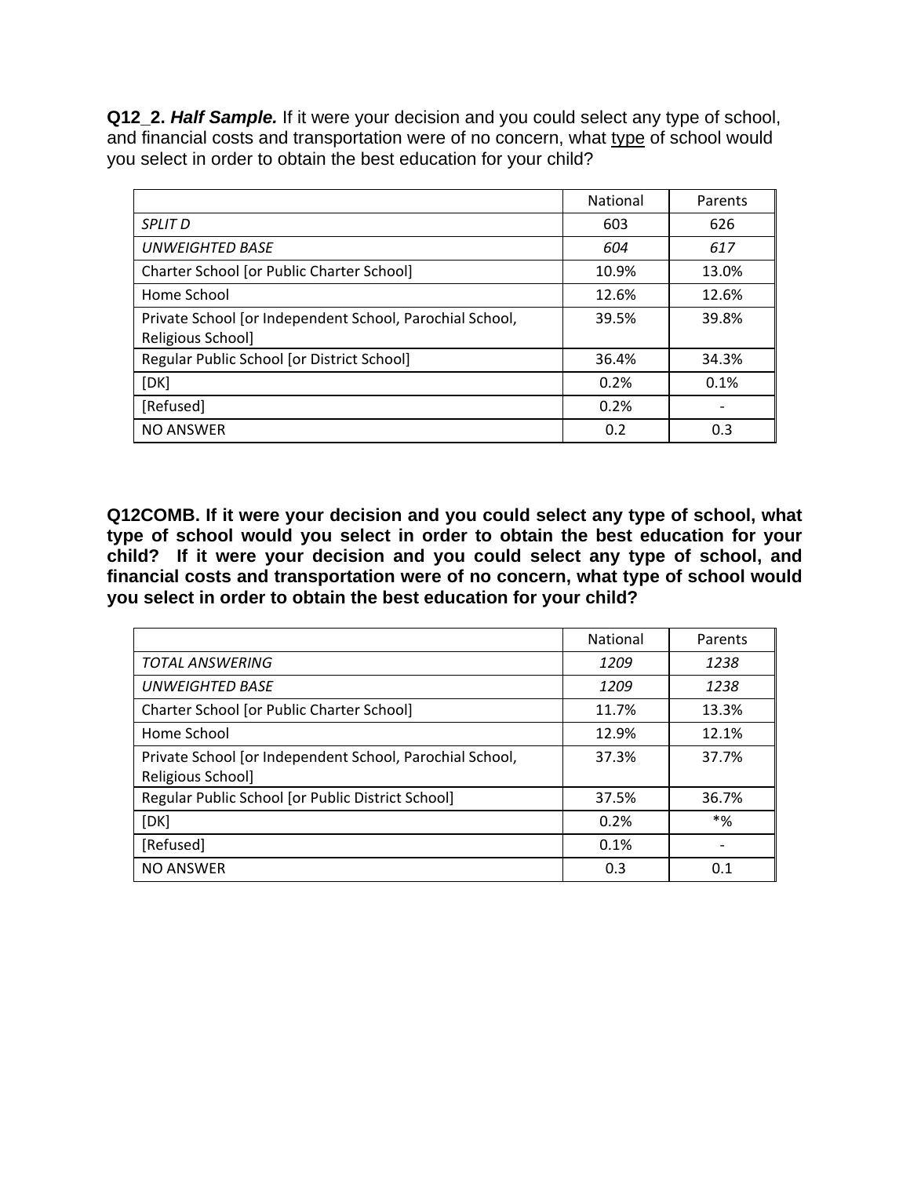**Q12_2. *Half Sample.*** If it were your decision and you could select any type of school, and financial costs and transportation were of no concern, what type of school would you select in order to obtain the best education for your child?

| | National | Parents |
|---|---|---|
| *SPLIT D* | 603 | 626 |
| *UNWEIGHTED BASE* | *604* | *617* |
| Charter School [or Public Charter School] | 10.9% | 13.0% |
| Home School | 12.6% | 12.6% |
| Private School [or Independent School, Parochial School, Religious School] | 39.5% | 39.8% |
| Regular Public School [or District School] | 36.4% | 34.3% |
| [DK] | 0.2% | 0.1% |
| [Refused] | 0.2% | - |
| NO ANSWER | 0.2 | 0.3 |

**Q12COMB. If it were your decision and you could select any type of school, what type of school would you select in order to obtain the best education for your child? If it were your decision and you could select any type of school, and financial costs and transportation were of no concern, what type of school would you select in order to obtain the best education for your child?**

| | National | Parents |
|---|---|---|
| *TOTAL ANSWERING* | *1209* | *1238* |
| *UNWEIGHTED BASE* | *1209* | *1238* |
| Charter School [or Public Charter School] | 11.7% | 13.3% |
| Home School | 12.9% | 12.1% |
| Private School [or Independent School, Parochial School, Religious School] | 37.3% | 37.7% |
| Regular Public School [or Public District School] | 37.5% | 36.7% |
| [DK] | 0.2% | *% |
| [Refused] | 0.1% | - |
| NO ANSWER | 0.3 | 0.1 |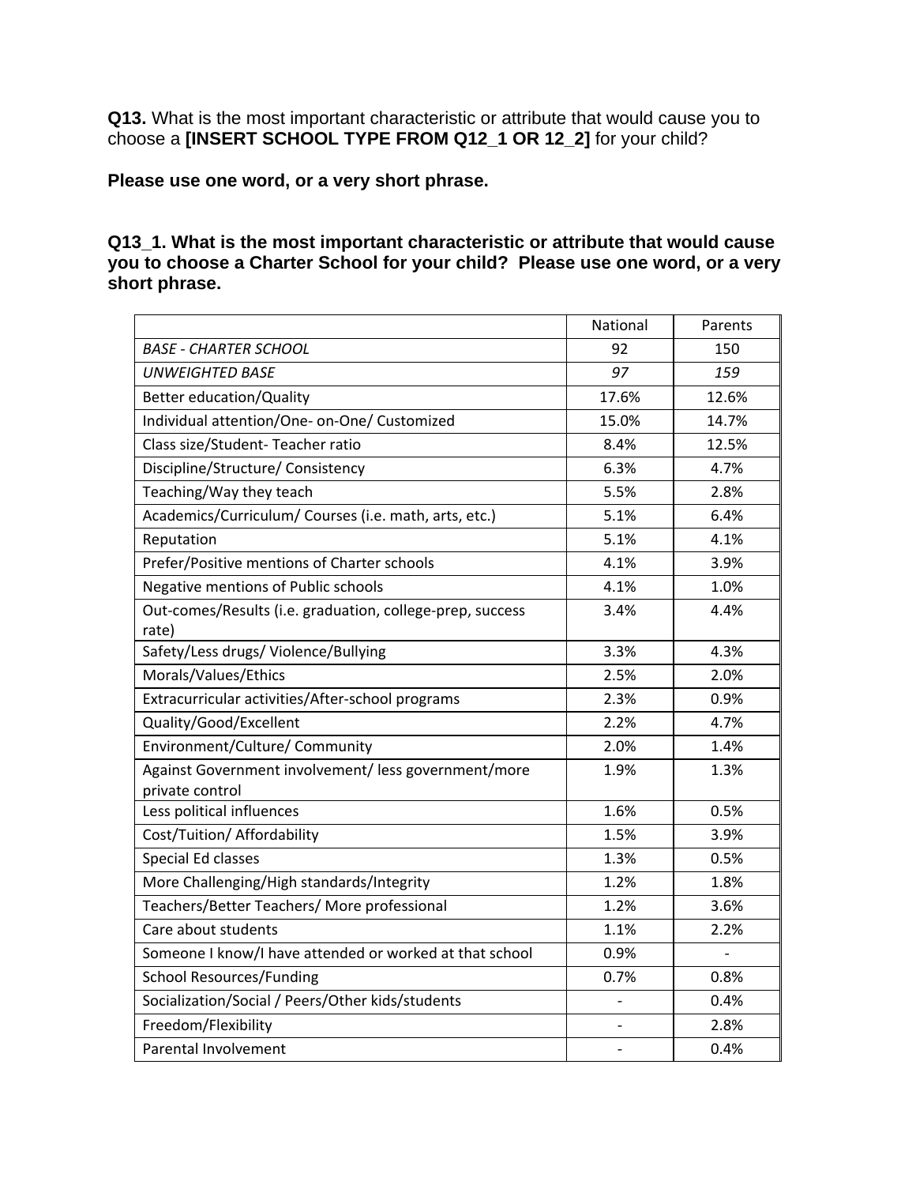**Q13.** What is the most important characteristic or attribute that would cause you to choose a **[INSERT SCHOOL TYPE FROM Q12_1 OR 12_2]** for your child?

**Please use one word, or a very short phrase.**

**Q13_1. What is the most important characteristic or attribute that would cause you to choose a Charter School for your child? Please use one word, or a very short phrase.**

| | National | Parents |
|---|---|---|
| *BASE - CHARTER SCHOOL* | 92 | 150 |
| *UNWEIGHTED BASE* | *97* | *159* |
| Better education/Quality | 17.6% | 12.6% |
| Individual attention/One- on-One/ Customized | 15.0% | 14.7% |
| Class size/Student- Teacher ratio | 8.4% | 12.5% |
| Discipline/Structure/ Consistency | 6.3% | 4.7% |
| Teaching/Way they teach | 5.5% | 2.8% |
| Academics/Curriculum/ Courses (i.e. math, arts, etc.) | 5.1% | 6.4% |
| Reputation | 5.1% | 4.1% |
| Prefer/Positive mentions of Charter schools | 4.1% | 3.9% |
| Negative mentions of Public schools | 4.1% | 1.0% |
| Out-comes/Results (i.e. graduation, college-prep, success rate) | 3.4% | 4.4% |
| Safety/Less drugs/ Violence/Bullying | 3.3% | 4.3% |
| Morals/Values/Ethics | 2.5% | 2.0% |
| Extracurricular activities/After-school programs | 2.3% | 0.9% |
| Quality/Good/Excellent | 2.2% | 4.7% |
| Environment/Culture/ Community | 2.0% | 1.4% |
| Against Government involvement/ less government/more private control | 1.9% | 1.3% |
| Less political influences | 1.6% | 0.5% |
| Cost/Tuition/ Affordability | 1.5% | 3.9% |
| Special Ed classes | 1.3% | 0.5% |
| More Challenging/High standards/Integrity | 1.2% | 1.8% |
| Teachers/Better Teachers/ More professional | 1.2% | 3.6% |
| Care about students | 1.1% | 2.2% |
| Someone I know/I have attended or worked at that school | 0.9% | - |
| School Resources/Funding | 0.7% | 0.8% |
| Socialization/Social / Peers/Other kids/students | - | 0.4% |
| Freedom/Flexibility | - | 2.8% |
| Parental Involvement | - | 0.4% |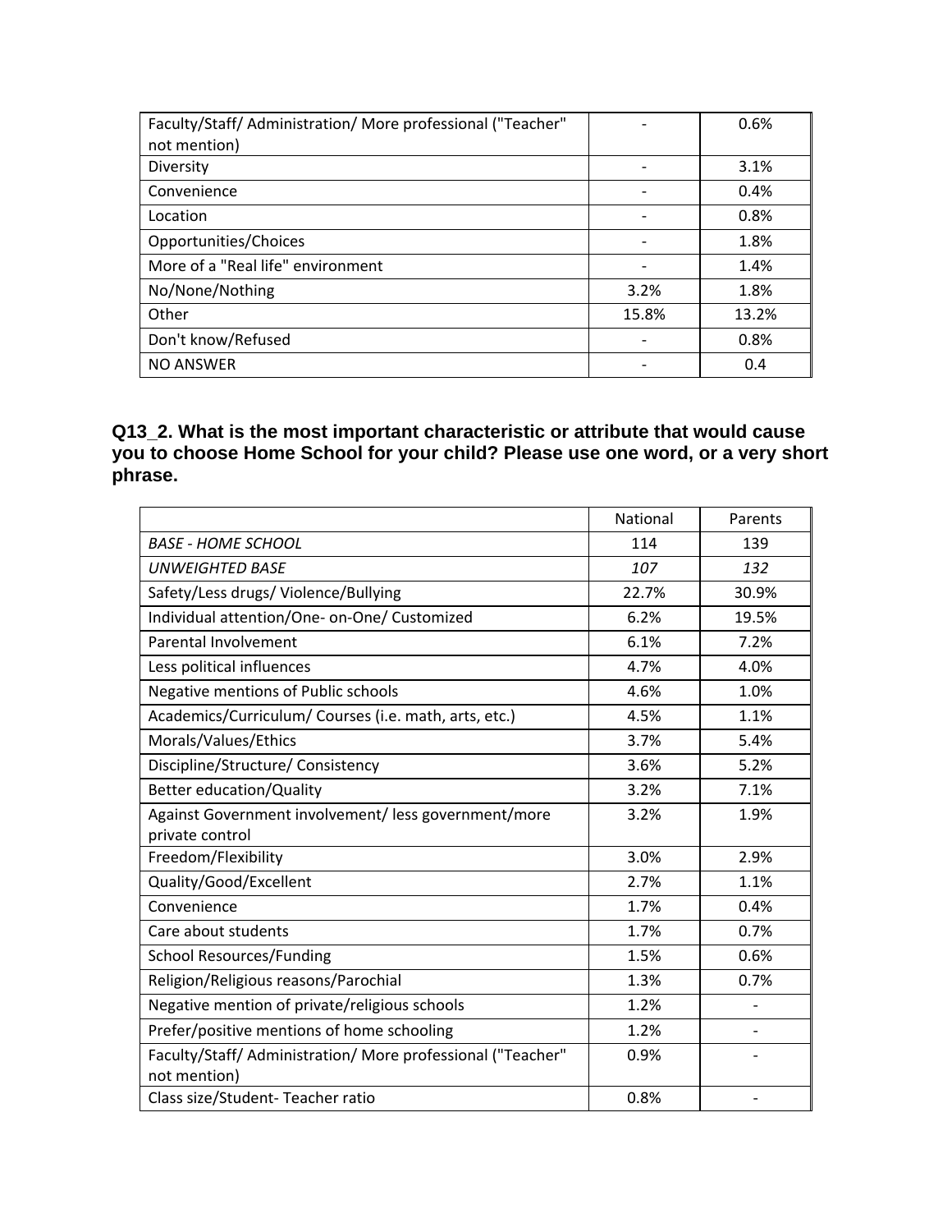| | | |
|---|---|---|
| Faculty/Staff/ Administration/ More professional ("Teacher" not mention) | - | 0.6% |
| Diversity | - | 3.1% |
| Convenience | - | 0.4% |
| Location | - | 0.8% |
| Opportunities/Choices | - | 1.8% |
| More of a "Real life" environment | - | 1.4% |
| No/None/Nothing | 3.2% | 1.8% |
| Other | 15.8% | 13.2% |
| Don't know/Refused | - | 0.8% |
| NO ANSWER | - | 0.4 |

**Q13_2. What is the most important characteristic or attribute that would cause you to choose Home School for your child? Please use one word, or a very short phrase.**

| | National | Parents |
|---|---|---|
| *BASE - HOME SCHOOL* | 114 | 139 |
| *UNWEIGHTED BASE* | *107* | *132* |
| Safety/Less drugs/ Violence/Bullying | 22.7% | 30.9% |
| Individual attention/One- on-One/ Customized | 6.2% | 19.5% |
| Parental Involvement | 6.1% | 7.2% |
| Less political influences | 4.7% | 4.0% |
| Negative mentions of Public schools | 4.6% | 1.0% |
| Academics/Curriculum/ Courses (i.e. math, arts, etc.) | 4.5% | 1.1% |
| Morals/Values/Ethics | 3.7% | 5.4% |
| Discipline/Structure/ Consistency | 3.6% | 5.2% |
| Better education/Quality | 3.2% | 7.1% |
| Against Government involvement/ less government/more private control | 3.2% | 1.9% |
| Freedom/Flexibility | 3.0% | 2.9% |
| Quality/Good/Excellent | 2.7% | 1.1% |
| Convenience | 1.7% | 0.4% |
| Care about students | 1.7% | 0.7% |
| School Resources/Funding | 1.5% | 0.6% |
| Religion/Religious reasons/Parochial | 1.3% | 0.7% |
| Negative mention of private/religious schools | 1.2% | - |
| Prefer/positive mentions of home schooling | 1.2% | - |
| Faculty/Staff/ Administration/ More professional ("Teacher" not mention) | 0.9% | - |
| Class size/Student- Teacher ratio | 0.8% | - |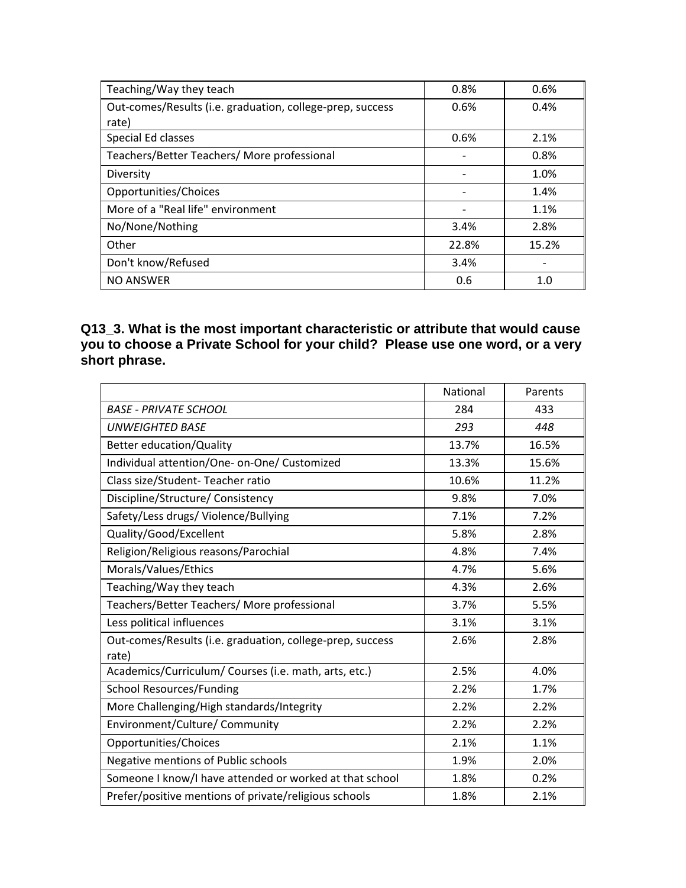| | | |
|---|---|---|
| Teaching/Way they teach | 0.8% | 0.6% |
| Out-comes/Results (i.e. graduation, college-prep, success rate) | 0.6% | 0.4% |
| Special Ed classes | 0.6% | 2.1% |
| Teachers/Better Teachers/ More professional | - | 0.8% |
| Diversity | - | 1.0% |
| Opportunities/Choices | - | 1.4% |
| More of a "Real life" environment | - | 1.1% |
| No/None/Nothing | 3.4% | 2.8% |
| Other | 22.8% | 15.2% |
| Don't know/Refused | 3.4% | - |
| NO ANSWER | 0.6 | 1.0 |

**Q13_3. What is the most important characteristic or attribute that would cause you to choose a Private School for your child? Please use one word, or a very short phrase.**

| | National | Parents |
|---|---|---|
| *BASE - PRIVATE SCHOOL* | 284 | 433 |
| *UNWEIGHTED BASE* | *293* | *448* |
| Better education/Quality | 13.7% | 16.5% |
| Individual attention/One- on-One/ Customized | 13.3% | 15.6% |
| Class size/Student- Teacher ratio | 10.6% | 11.2% |
| Discipline/Structure/ Consistency | 9.8% | 7.0% |
| Safety/Less drugs/ Violence/Bullying | 7.1% | 7.2% |
| Quality/Good/Excellent | 5.8% | 2.8% |
| Religion/Religious reasons/Parochial | 4.8% | 7.4% |
| Morals/Values/Ethics | 4.7% | 5.6% |
| Teaching/Way they teach | 4.3% | 2.6% |
| Teachers/Better Teachers/ More professional | 3.7% | 5.5% |
| Less political influences | 3.1% | 3.1% |
| Out-comes/Results (i.e. graduation, college-prep, success rate) | 2.6% | 2.8% |
| Academics/Curriculum/ Courses (i.e. math, arts, etc.) | 2.5% | 4.0% |
| School Resources/Funding | 2.2% | 1.7% |
| More Challenging/High standards/Integrity | 2.2% | 2.2% |
| Environment/Culture/ Community | 2.2% | 2.2% |
| Opportunities/Choices | 2.1% | 1.1% |
| Negative mentions of Public schools | 1.9% | 2.0% |
| Someone I know/I have attended or worked at that school | 1.8% | 0.2% |
| Prefer/positive mentions of private/religious schools | 1.8% | 2.1% |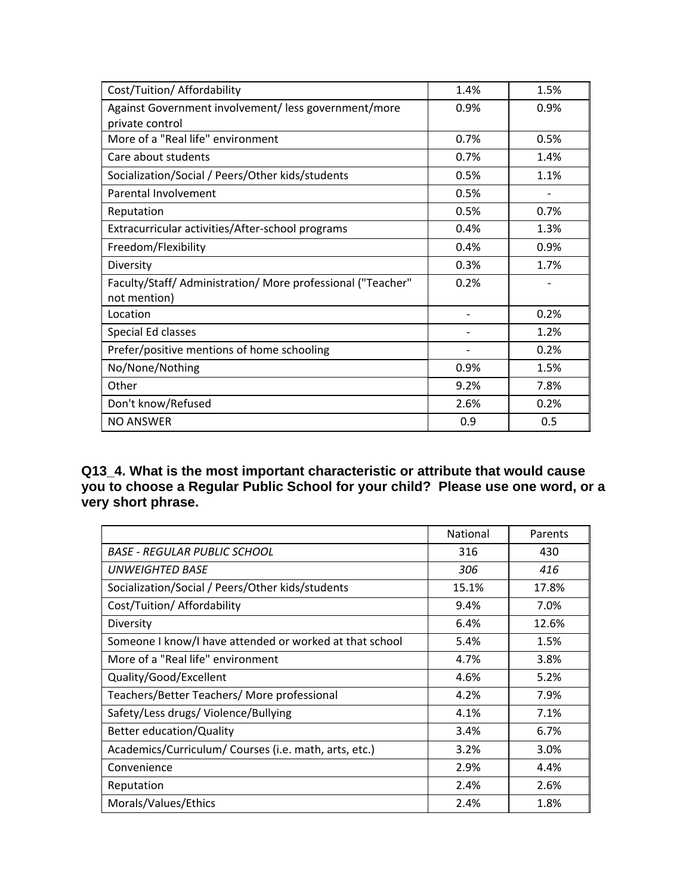| | | |
|---|---|---|
| Cost/Tuition/ Affordability | 1.4% | 1.5% |
| Against Government involvement/ less government/more private control | 0.9% | 0.9% |
| More of a "Real life" environment | 0.7% | 0.5% |
| Care about students | 0.7% | 1.4% |
| Socialization/Social / Peers/Other kids/students | 0.5% | 1.1% |
| Parental Involvement | 0.5% | - |
| Reputation | 0.5% | 0.7% |
| Extracurricular activities/After-school programs | 0.4% | 1.3% |
| Freedom/Flexibility | 0.4% | 0.9% |
| Diversity | 0.3% | 1.7% |
| Faculty/Staff/ Administration/ More professional ("Teacher" not mention) | 0.2% | - |
| Location | - | 0.2% |
| Special Ed classes | - | 1.2% |
| Prefer/positive mentions of home schooling | - | 0.2% |
| No/None/Nothing | 0.9% | 1.5% |
| Other | 9.2% | 7.8% |
| Don't know/Refused | 2.6% | 0.2% |
| NO ANSWER | 0.9 | 0.5 |

**Q13_4. What is the most important characteristic or attribute that would cause you to choose a Regular Public School for your child? Please use one word, or a very short phrase.**

| | National | Parents |
|---|---|---|
| *BASE - REGULAR PUBLIC SCHOOL* | 316 | 430 |
| *UNWEIGHTED BASE* | *306* | *416* |
| Socialization/Social / Peers/Other kids/students | 15.1% | 17.8% |
| Cost/Tuition/ Affordability | 9.4% | 7.0% |
| Diversity | 6.4% | 12.6% |
| Someone I know/I have attended or worked at that school | 5.4% | 1.5% |
| More of a "Real life" environment | 4.7% | 3.8% |
| Quality/Good/Excellent | 4.6% | 5.2% |
| Teachers/Better Teachers/ More professional | 4.2% | 7.9% |
| Safety/Less drugs/ Violence/Bullying | 4.1% | 7.1% |
| Better education/Quality | 3.4% | 6.7% |
| Academics/Curriculum/ Courses (i.e. math, arts, etc.) | 3.2% | 3.0% |
| Convenience | 2.9% | 4.4% |
| Reputation | 2.4% | 2.6% |
| Morals/Values/Ethics | 2.4% | 1.8% |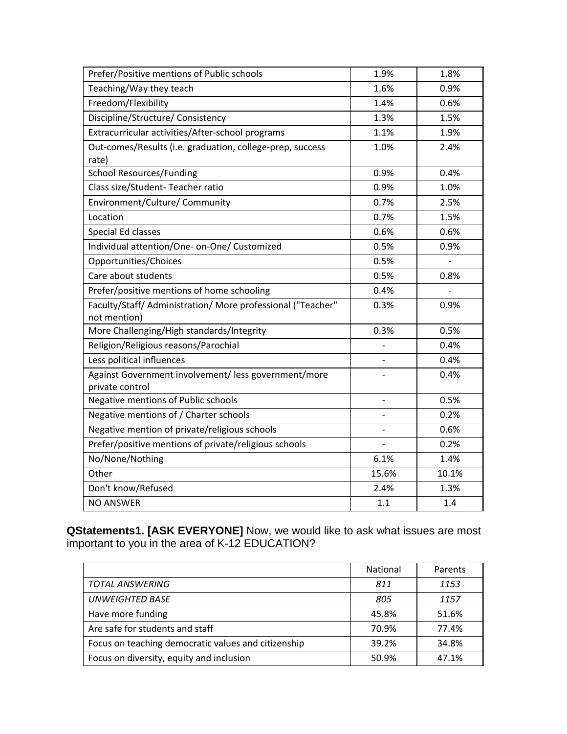| | | |
|---|---|---|
| Prefer/Positive mentions of Public schools | 1.9% | 1.8% |
| Teaching/Way they teach | 1.6% | 0.9% |
| Freedom/Flexibility | 1.4% | 0.6% |
| Discipline/Structure/ Consistency | 1.3% | 1.5% |
| Extracurricular activities/After-school programs | 1.1% | 1.9% |
| Out-comes/Results (i.e. graduation, college-prep, success rate) | 1.0% | 2.4% |
| School Resources/Funding | 0.9% | 0.4% |
| Class size/Student- Teacher ratio | 0.9% | 1.0% |
| Environment/Culture/ Community | 0.7% | 2.5% |
| Location | 0.7% | 1.5% |
| Special Ed classes | 0.6% | 0.6% |
| Individual attention/One- on-One/ Customized | 0.5% | 0.9% |
| Opportunities/Choices | 0.5% | - |
| Care about students | 0.5% | 0.8% |
| Prefer/positive mentions of home schooling | 0.4% | - |
| Faculty/Staff/ Administration/ More professional ("Teacher" not mention) | 0.3% | 0.9% |
| More Challenging/High standards/Integrity | 0.3% | 0.5% |
| Religion/Religious reasons/Parochial | - | 0.4% |
| Less political influences | - | 0.4% |
| Against Government involvement/ less government/more private control | - | 0.4% |
| Negative mentions of Public schools | - | 0.5% |
| Negative mentions of / Charter schools | - | 0.2% |
| Negative mention of private/religious schools | - | 0.6% |
| Prefer/positive mentions of private/religious schools | - | 0.2% |
| No/None/Nothing | 6.1% | 1.4% |
| Other | 15.6% | 10.1% |
| Don't know/Refused | 2.4% | 1.3% |
| NO ANSWER | 1.1 | 1.4 |

**QStatements1. [ASK EVERYONE]** Now, we would like to ask what issues are most important to you in the area of K-12 EDUCATION?

| | National | Parents |
|---|---|---|
| *TOTAL ANSWERING* | *811* | *1153* |
| *UNWEIGHTED BASE* | *805* | *1157* |
| Have more funding | 45.8% | 51.6% |
| Are safe for students and staff | 70.9% | 77.4% |
| Focus on teaching democratic values and citizenship | 39.2% | 34.8% |
| Focus on diversity, equity and inclusion | 50.9% | 47.1% |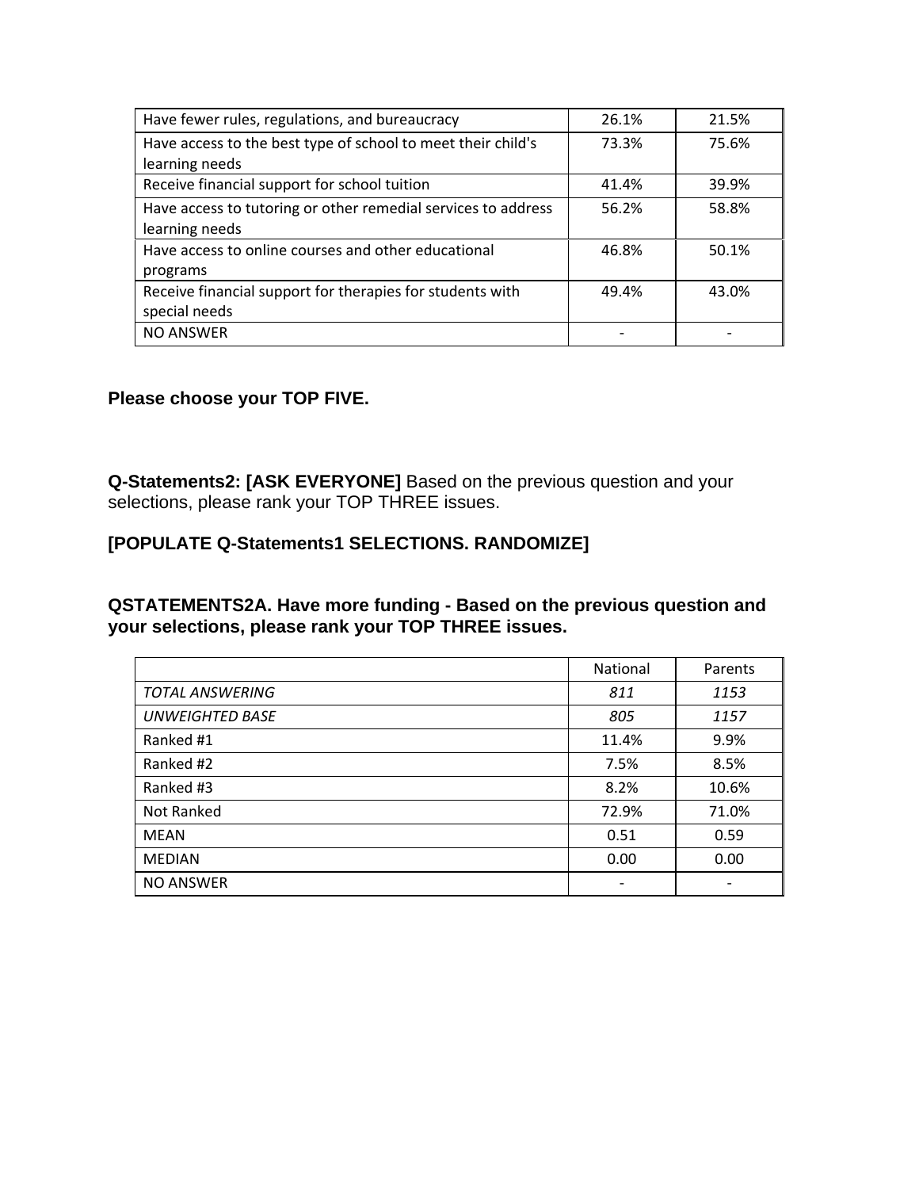| | | |
|---|---|---|
| Have fewer rules, regulations, and bureaucracy | 26.1% | 21.5% |
| Have access to the best type of school to meet their child's learning needs | 73.3% | 75.6% |
| Receive financial support for school tuition | 41.4% | 39.9% |
| Have access to tutoring or other remedial services to address learning needs | 56.2% | 58.8% |
| Have access to online courses and other educational programs | 46.8% | 50.1% |
| Receive financial support for therapies for students with special needs | 49.4% | 43.0% |
| NO ANSWER | - | - |

**Please choose your TOP FIVE.**

**Q-Statements2: [ASK EVERYONE]** Based on the previous question and your selections, please rank your TOP THREE issues.

**[POPULATE Q-Statements1 SELECTIONS. RANDOMIZE]**

**QSTATEMENTS2A. Have more funding - Based on the previous question and your selections, please rank your TOP THREE issues.**

| | National | Parents |
|---|---|---|
| *TOTAL ANSWERING* | *811* | *1153* |
| *UNWEIGHTED BASE* | *805* | *1157* |
| Ranked #1 | 11.4% | 9.9% |
| Ranked #2 | 7.5% | 8.5% |
| Ranked #3 | 8.2% | 10.6% |
| Not Ranked | 72.9% | 71.0% |
| MEAN | 0.51 | 0.59 |
| MEDIAN | 0.00 | 0.00 |
| NO ANSWER | - | - |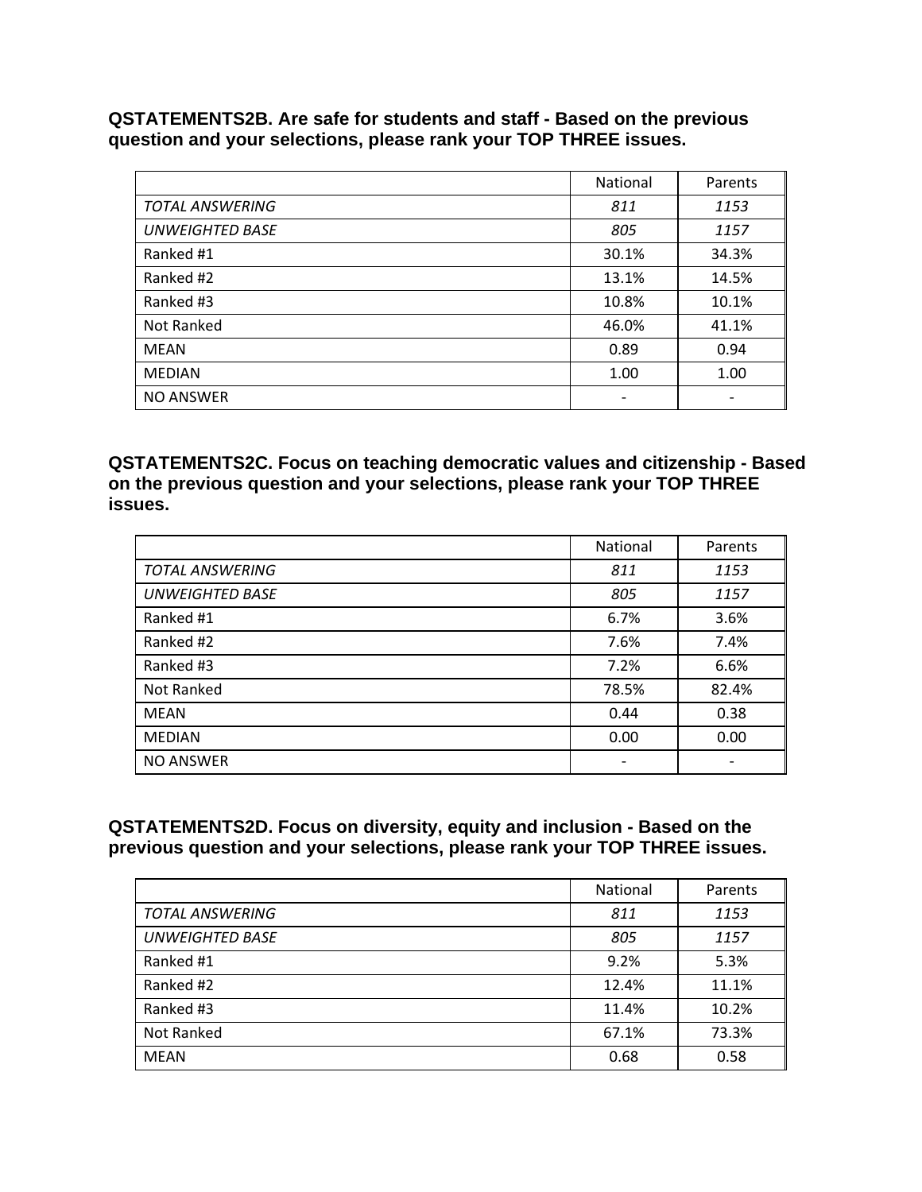**QSTATEMENTS2B. Are safe for students and staff - Based on the previous question and your selections, please rank your TOP THREE issues.**

| | National | Parents |
|---|---|---|
| *TOTAL ANSWERING* | *811* | *1153* |
| *UNWEIGHTED BASE* | *805* | *1157* |
| Ranked #1 | 30.1% | 34.3% |
| Ranked #2 | 13.1% | 14.5% |
| Ranked #3 | 10.8% | 10.1% |
| Not Ranked | 46.0% | 41.1% |
| MEAN | 0.89 | 0.94 |
| MEDIAN | 1.00 | 1.00 |
| NO ANSWER | - | - |

**QSTATEMENTS2C. Focus on teaching democratic values and citizenship - Based on the previous question and your selections, please rank your TOP THREE issues.**

| | National | Parents |
|---|---|---|
| *TOTAL ANSWERING* | *811* | *1153* |
| *UNWEIGHTED BASE* | *805* | *1157* |
| Ranked #1 | 6.7% | 3.6% |
| Ranked #2 | 7.6% | 7.4% |
| Ranked #3 | 7.2% | 6.6% |
| Not Ranked | 78.5% | 82.4% |
| MEAN | 0.44 | 0.38 |
| MEDIAN | 0.00 | 0.00 |
| NO ANSWER | - | - |

**QSTATEMENTS2D. Focus on diversity, equity and inclusion - Based on the previous question and your selections, please rank your TOP THREE issues.**

| | National | Parents |
|---|---|---|
| *TOTAL ANSWERING* | *811* | *1153* |
| *UNWEIGHTED BASE* | *805* | *1157* |
| Ranked #1 | 9.2% | 5.3% |
| Ranked #2 | 12.4% | 11.1% |
| Ranked #3 | 11.4% | 10.2% |
| Not Ranked | 67.1% | 73.3% |
| MEAN | 0.68 | 0.58 |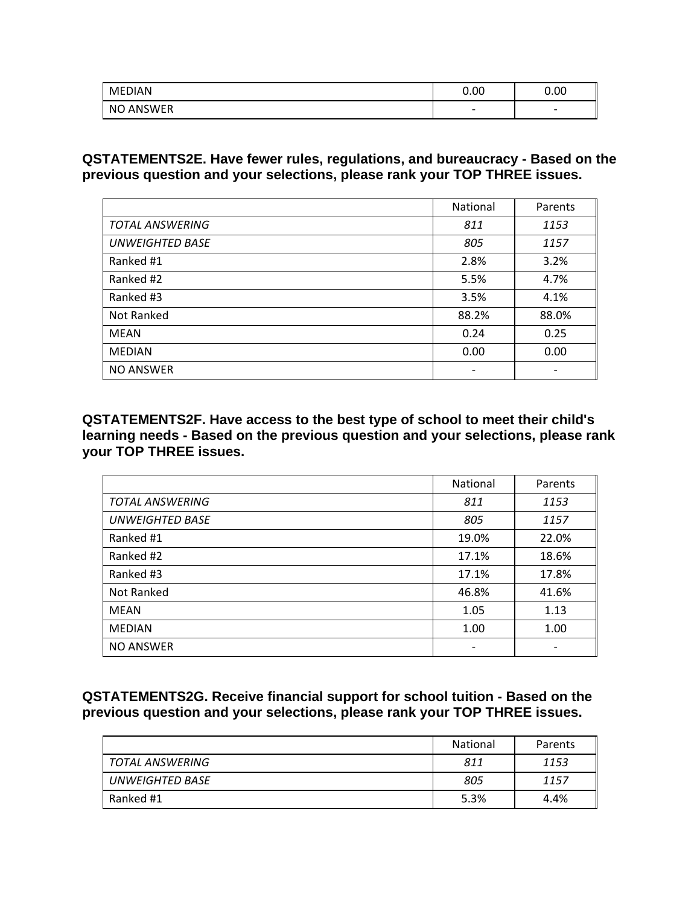| | | |
|---|---|---|
| MEDIAN | 0.00 | 0.00 |
| NO ANSWER | - | - |

**QSTATEMENTS2E. Have fewer rules, regulations, and bureaucracy - Based on the previous question and your selections, please rank your TOP THREE issues.**

| | National | Parents |
|---|---|---|
| *TOTAL ANSWERING* | *811* | *1153* |
| *UNWEIGHTED BASE* | *805* | *1157* |
| Ranked #1 | 2.8% | 3.2% |
| Ranked #2 | 5.5% | 4.7% |
| Ranked #3 | 3.5% | 4.1% |
| Not Ranked | 88.2% | 88.0% |
| MEAN | 0.24 | 0.25 |
| MEDIAN | 0.00 | 0.00 |
| NO ANSWER | - | - |

**QSTATEMENTS2F. Have access to the best type of school to meet their child's learning needs - Based on the previous question and your selections, please rank your TOP THREE issues.**

| | National | Parents |
|---|---|---|
| *TOTAL ANSWERING* | *811* | *1153* |
| *UNWEIGHTED BASE* | *805* | *1157* |
| Ranked #1 | 19.0% | 22.0% |
| Ranked #2 | 17.1% | 18.6% |
| Ranked #3 | 17.1% | 17.8% |
| Not Ranked | 46.8% | 41.6% |
| MEAN | 1.05 | 1.13 |
| MEDIAN | 1.00 | 1.00 |
| NO ANSWER | - | - |

**QSTATEMENTS2G. Receive financial support for school tuition - Based on the previous question and your selections, please rank your TOP THREE issues.**

| | National | Parents |
|---|---|---|
| *TOTAL ANSWERING* | *811* | *1153* |
| *UNWEIGHTED BASE* | *805* | *1157* |
| Ranked #1 | 5.3% | 4.4% |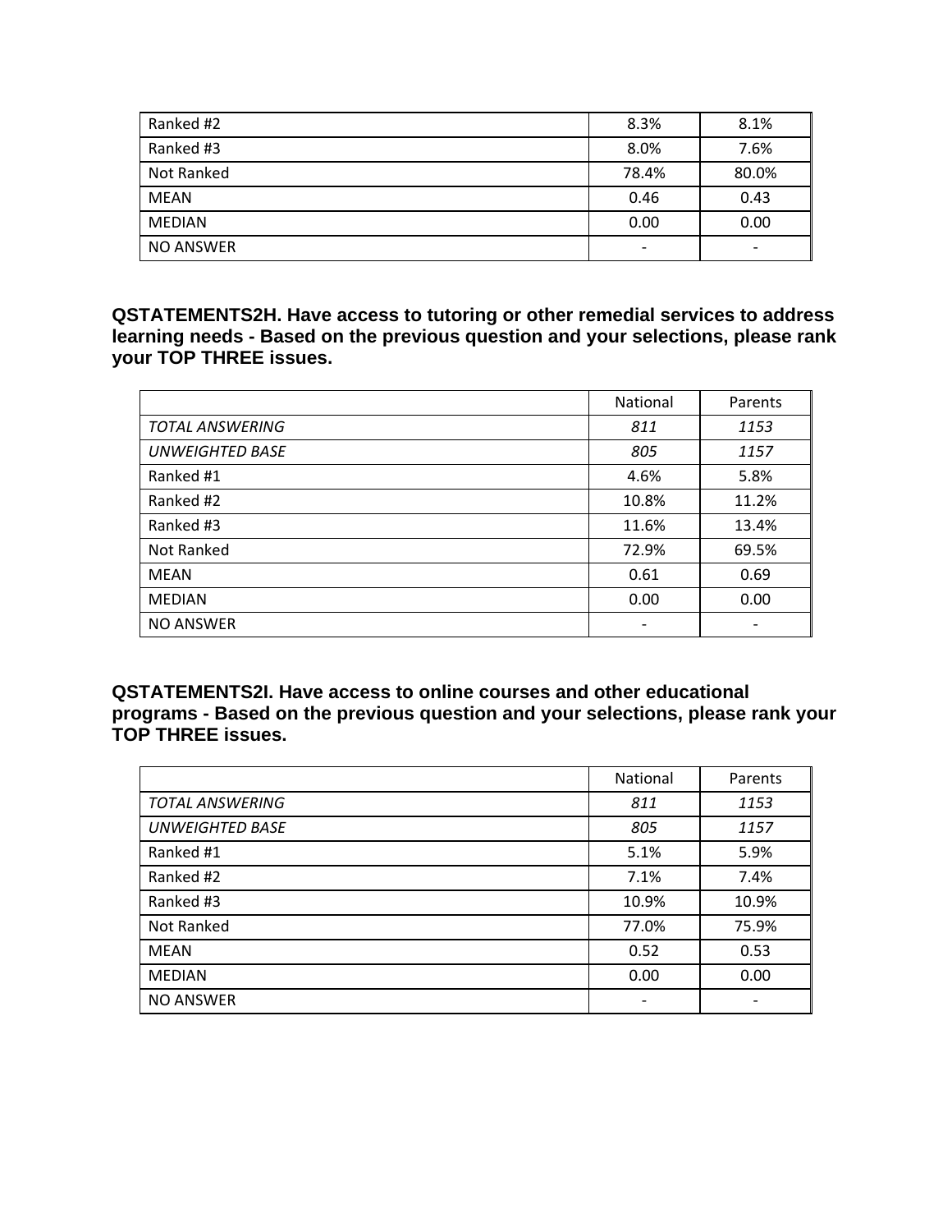| | | |
|---|---|---|
| Ranked #2 | 8.3% | 8.1% |
| Ranked #3 | 8.0% | 7.6% |
| Not Ranked | 78.4% | 80.0% |
| MEAN | 0.46 | 0.43 |
| MEDIAN | 0.00 | 0.00 |
| NO ANSWER | - | - |

**QSTATEMENTS2H. Have access to tutoring or other remedial services to address learning needs - Based on the previous question and your selections, please rank your TOP THREE issues.**

| | National | Parents |
|---|---|---|
| *TOTAL ANSWERING* | *811* | *1153* |
| *UNWEIGHTED BASE* | *805* | *1157* |
| Ranked #1 | 4.6% | 5.8% |
| Ranked #2 | 10.8% | 11.2% |
| Ranked #3 | 11.6% | 13.4% |
| Not Ranked | 72.9% | 69.5% |
| MEAN | 0.61 | 0.69 |
| MEDIAN | 0.00 | 0.00 |
| NO ANSWER | - | - |

**QSTATEMENTS2I. Have access to online courses and other educational programs - Based on the previous question and your selections, please rank your TOP THREE issues.**

| | National | Parents |
|---|---|---|
| *TOTAL ANSWERING* | *811* | *1153* |
| *UNWEIGHTED BASE* | *805* | *1157* |
| Ranked #1 | 5.1% | 5.9% |
| Ranked #2 | 7.1% | 7.4% |
| Ranked #3 | 10.9% | 10.9% |
| Not Ranked | 77.0% | 75.9% |
| MEAN | 0.52 | 0.53 |
| MEDIAN | 0.00 | 0.00 |
| NO ANSWER | - | - |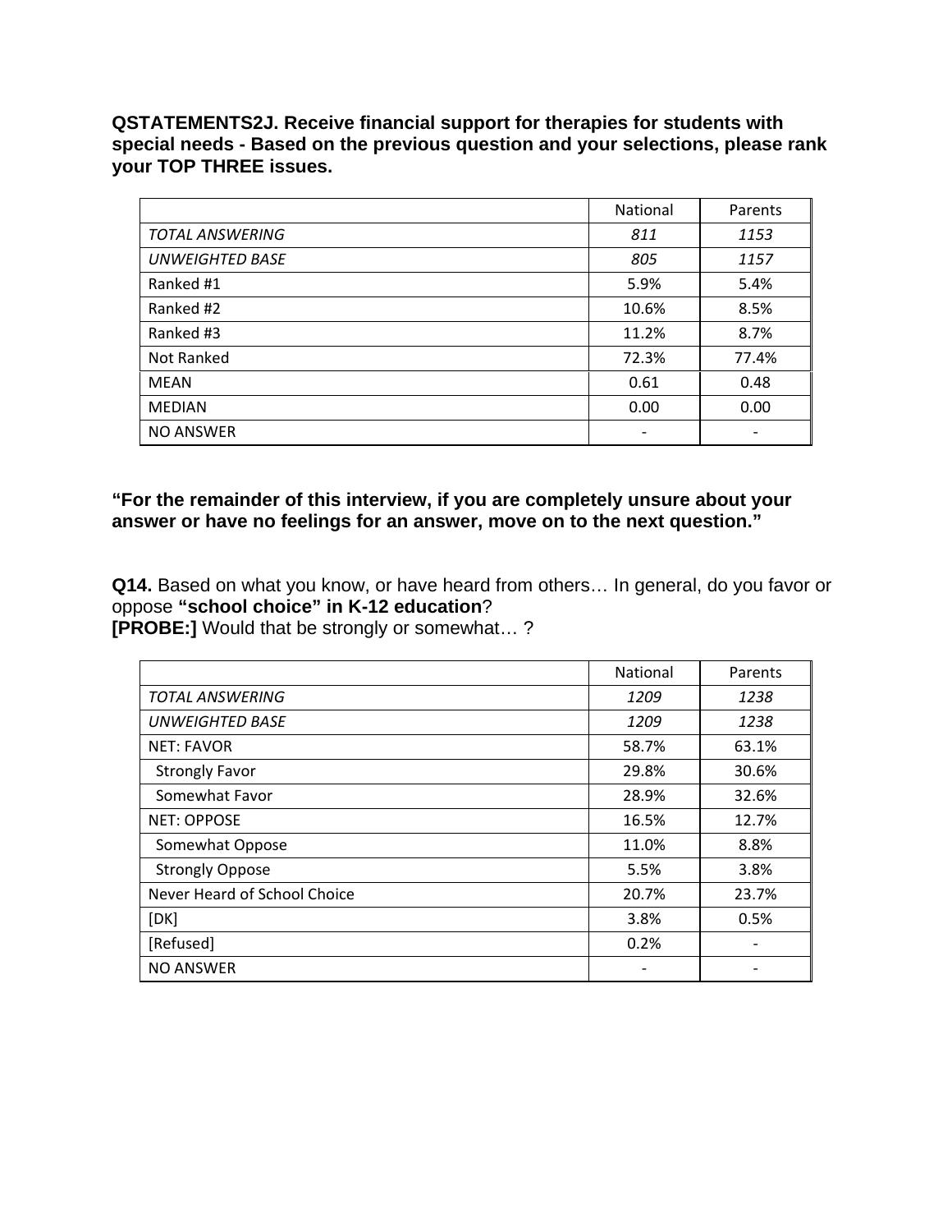**QSTATEMENTS2J. Receive financial support for therapies for students with special needs - Based on the previous question and your selections, please rank your TOP THREE issues.**

| | National | Parents |
|---|---|---|
| *TOTAL ANSWERING* | *811* | *1153* |
| *UNWEIGHTED BASE* | *805* | *1157* |
| Ranked #1 | 5.9% | 5.4% |
| Ranked #2 | 10.6% | 8.5% |
| Ranked #3 | 11.2% | 8.7% |
| Not Ranked | 72.3% | 77.4% |
| MEAN | 0.61 | 0.48 |
| MEDIAN | 0.00 | 0.00 |
| NO ANSWER | - | - |

**“For the remainder of this interview, if you are completely unsure about your answer or have no feelings for an answer, move on to the next question.”**

**Q14.** Based on what you know, or have heard from others… In general, do you favor or oppose **“school choice” in K-12 education**?
**[PROBE:]** Would that be strongly or somewhat… ?

| | National | Parents |
|---|---|---|
| *TOTAL ANSWERING* | *1209* | *1238* |
| *UNWEIGHTED BASE* | *1209* | *1238* |
| NET: FAVOR | 58.7% | 63.1% |
| Strongly Favor | 29.8% | 30.6% |
| Somewhat Favor | 28.9% | 32.6% |
| NET: OPPOSE | 16.5% | 12.7% |
| Somewhat Oppose | 11.0% | 8.8% |
| Strongly Oppose | 5.5% | 3.8% |
| Never Heard of School Choice | 20.7% | 23.7% |
| [DK] | 3.8% | 0.5% |
| [Refused] | 0.2% | - |
| NO ANSWER | - | - |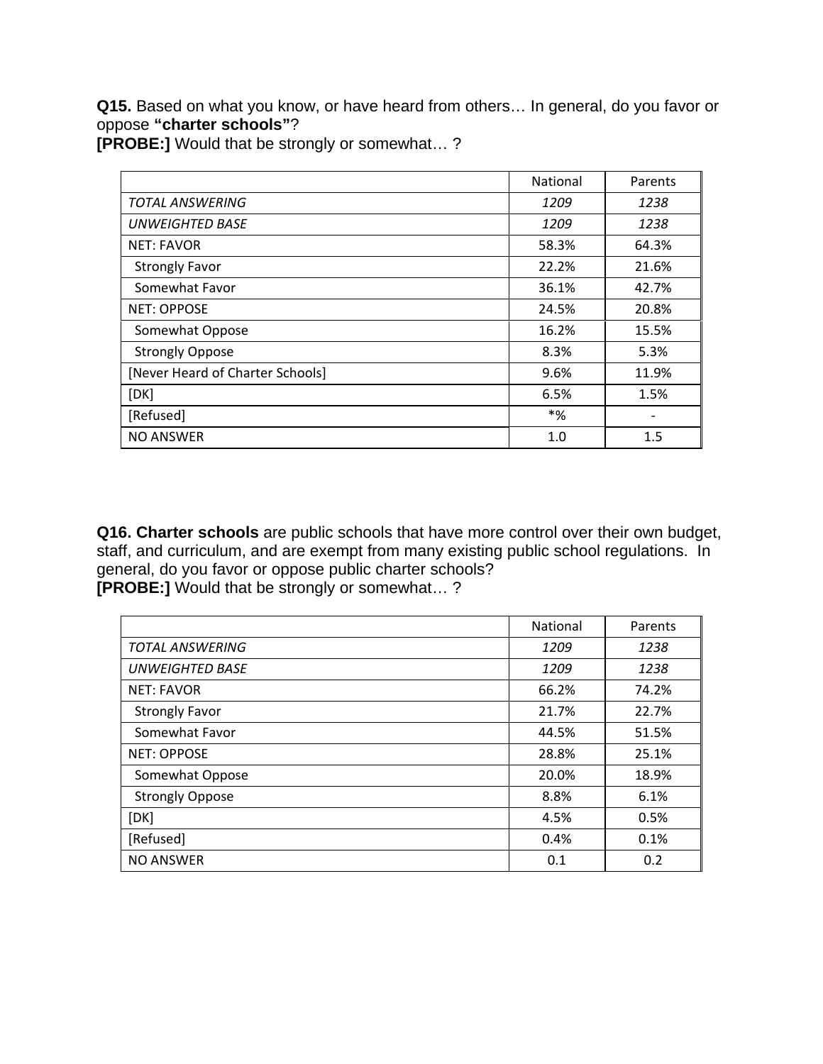**Q15.** Based on what you know, or have heard from others… In general, do you favor or oppose **"charter schools"**?
**[PROBE:]** Would that be strongly or somewhat… ?

| | National | Parents |
|---|---|---|
| *TOTAL ANSWERING* | *1209* | *1238* |
| *UNWEIGHTED BASE* | *1209* | *1238* |
| NET: FAVOR | 58.3% | 64.3% |
| Strongly Favor | 22.2% | 21.6% |
| Somewhat Favor | 36.1% | 42.7% |
| NET: OPPOSE | 24.5% | 20.8% |
| Somewhat Oppose | 16.2% | 15.5% |
| Strongly Oppose | 8.3% | 5.3% |
| [Never Heard of Charter Schools] | 9.6% | 11.9% |
| [DK] | 6.5% | 1.5% |
| [Refused] | *% | - |
| NO ANSWER | 1.0 | 1.5 |

**Q16. Charter schools** are public schools that have more control over their own budget, staff, and curriculum, and are exempt from many existing public school regulations. In general, do you favor or oppose public charter schools?
**[PROBE:]** Would that be strongly or somewhat… ?

| | National | Parents |
|---|---|---|
| *TOTAL ANSWERING* | *1209* | *1238* |
| *UNWEIGHTED BASE* | *1209* | *1238* |
| NET: FAVOR | 66.2% | 74.2% |
| Strongly Favor | 21.7% | 22.7% |
| Somewhat Favor | 44.5% | 51.5% |
| NET: OPPOSE | 28.8% | 25.1% |
| Somewhat Oppose | 20.0% | 18.9% |
| Strongly Oppose | 8.8% | 6.1% |
| [DK] | 4.5% | 0.5% |
| [Refused] | 0.4% | 0.1% |
| NO ANSWER | 0.1 | 0.2 |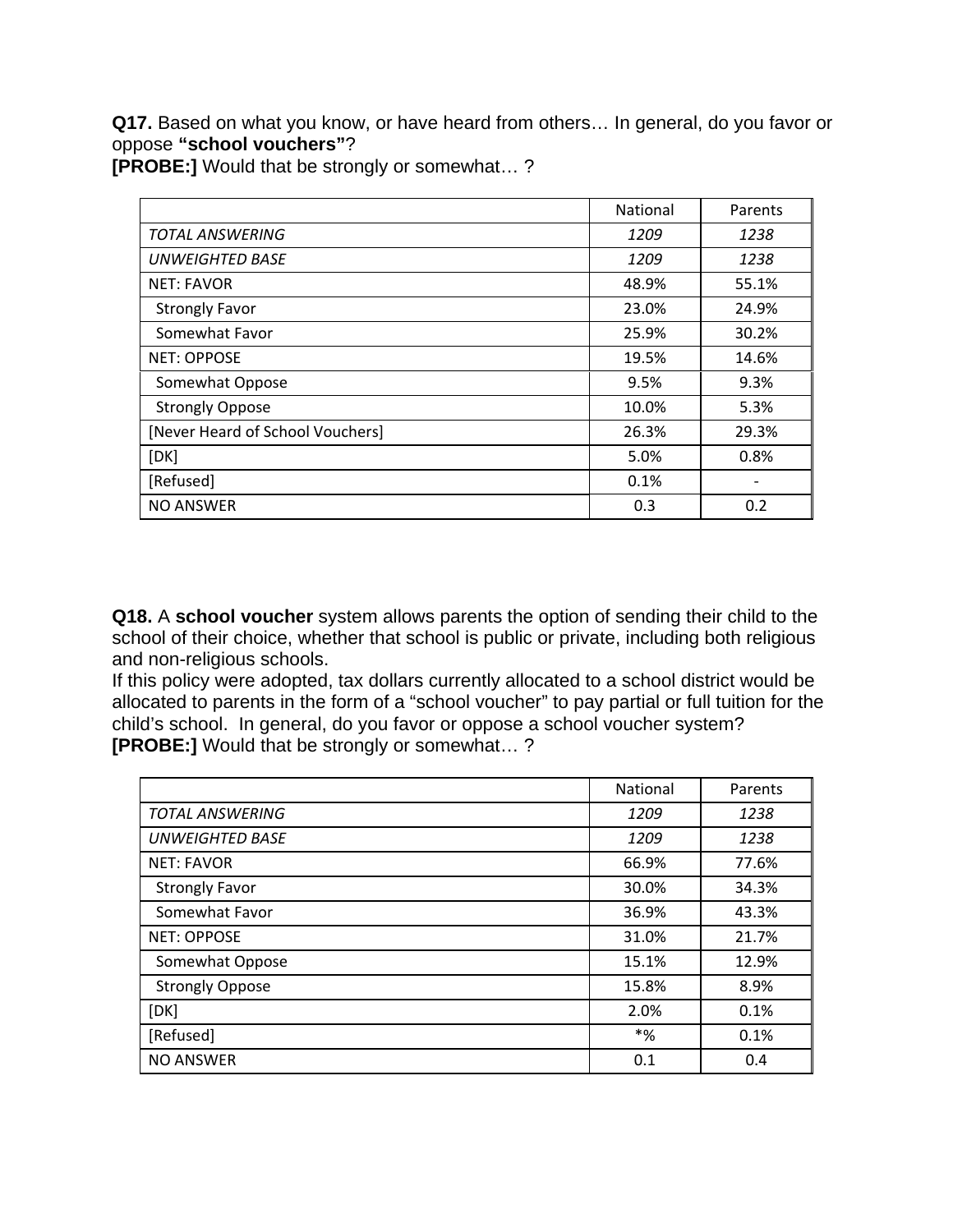**Q17.** Based on what you know, or have heard from others… In general, do you favor or oppose **"school vouchers"**?
**[PROBE:]** Would that be strongly or somewhat… ?

| | National | Parents |
|---|---|---|
| *TOTAL ANSWERING* | *1209* | *1238* |
| *UNWEIGHTED BASE* | *1209* | *1238* |
| NET: FAVOR | 48.9% | 55.1% |
| Strongly Favor | 23.0% | 24.9% |
| Somewhat Favor | 25.9% | 30.2% |
| NET: OPPOSE | 19.5% | 14.6% |
| Somewhat Oppose | 9.5% | 9.3% |
| Strongly Oppose | 10.0% | 5.3% |
| [Never Heard of School Vouchers] | 26.3% | 29.3% |
| [DK] | 5.0% | 0.8% |
| [Refused] | 0.1% | - |
| NO ANSWER | 0.3 | 0.2 |

**Q18.** A **school voucher** system allows parents the option of sending their child to the school of their choice, whether that school is public or private, including both religious and non-religious schools.
If this policy were adopted, tax dollars currently allocated to a school district would be allocated to parents in the form of a "school voucher" to pay partial or full tuition for the child's school. In general, do you favor or oppose a school voucher system?
**[PROBE:]** Would that be strongly or somewhat… ?

| | National | Parents |
|---|---|---|
| *TOTAL ANSWERING* | *1209* | *1238* |
| *UNWEIGHTED BASE* | *1209* | *1238* |
| NET: FAVOR | 66.9% | 77.6% |
| Strongly Favor | 30.0% | 34.3% |
| Somewhat Favor | 36.9% | 43.3% |
| NET: OPPOSE | 31.0% | 21.7% |
| Somewhat Oppose | 15.1% | 12.9% |
| Strongly Oppose | 15.8% | 8.9% |
| [DK] | 2.0% | 0.1% |
| [Refused] | *% | 0.1% |
| NO ANSWER | 0.1 | 0.4 |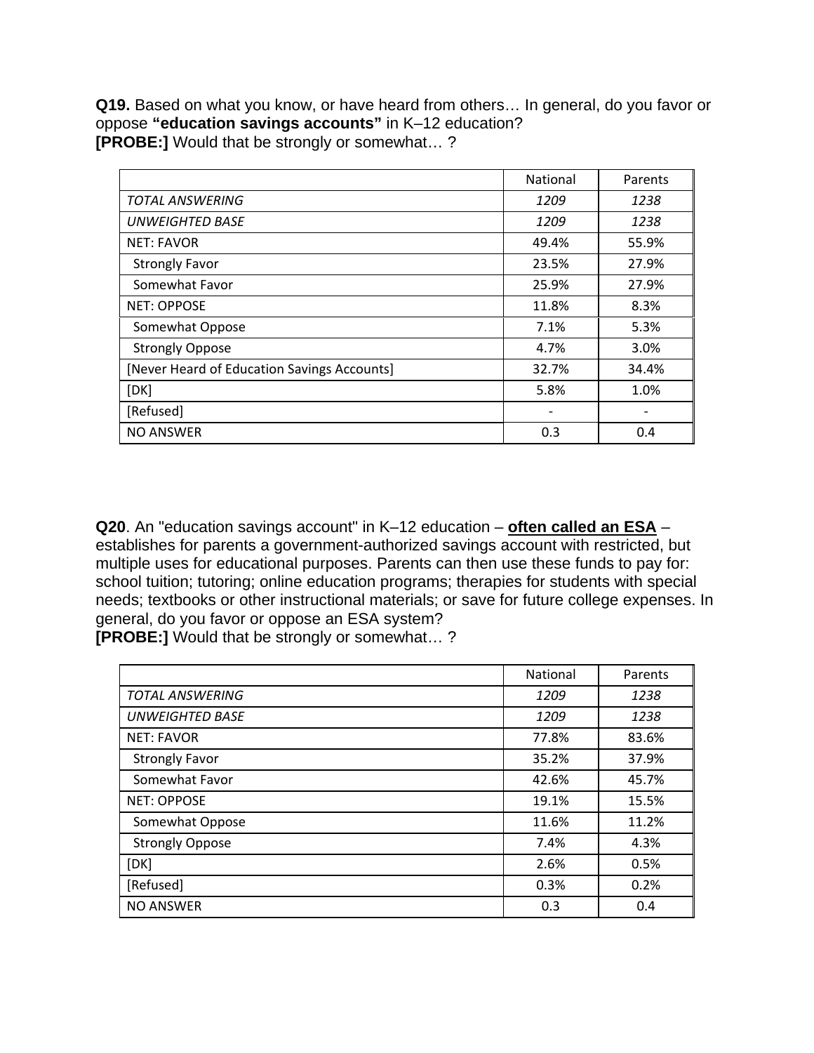**Q19.** Based on what you know, or have heard from others… In general, do you favor or oppose **"education savings accounts"** in K–12 education?
**[PROBE:]** Would that be strongly or somewhat… ?

| | National | Parents |
|---|---|---|
| *TOTAL ANSWERING* | *1209* | *1238* |
| *UNWEIGHTED BASE* | *1209* | *1238* |
| NET: FAVOR | 49.4% | 55.9% |
| Strongly Favor | 23.5% | 27.9% |
| Somewhat Favor | 25.9% | 27.9% |
| NET: OPPOSE | 11.8% | 8.3% |
| Somewhat Oppose | 7.1% | 5.3% |
| Strongly Oppose | 4.7% | 3.0% |
| [Never Heard of Education Savings Accounts] | 32.7% | 34.4% |
| [DK] | 5.8% | 1.0% |
| [Refused] | - | - |
| NO ANSWER | 0.3 | 0.4 |

**Q20**. An "education savings account" in K–12 education – **often called an ESA** – establishes for parents a government-authorized savings account with restricted, but multiple uses for educational purposes. Parents can then use these funds to pay for: school tuition; tutoring; online education programs; therapies for students with special needs; textbooks or other instructional materials; or save for future college expenses. In general, do you favor or oppose an ESA system?
**[PROBE:]** Would that be strongly or somewhat… ?

| | National | Parents |
|---|---|---|
| *TOTAL ANSWERING* | *1209* | *1238* |
| *UNWEIGHTED BASE* | *1209* | *1238* |
| NET: FAVOR | 77.8% | 83.6% |
| Strongly Favor | 35.2% | 37.9% |
| Somewhat Favor | 42.6% | 45.7% |
| NET: OPPOSE | 19.1% | 15.5% |
| Somewhat Oppose | 11.6% | 11.2% |
| Strongly Oppose | 7.4% | 4.3% |
| [DK] | 2.6% | 0.5% |
| [Refused] | 0.3% | 0.2% |
| NO ANSWER | 0.3 | 0.4 |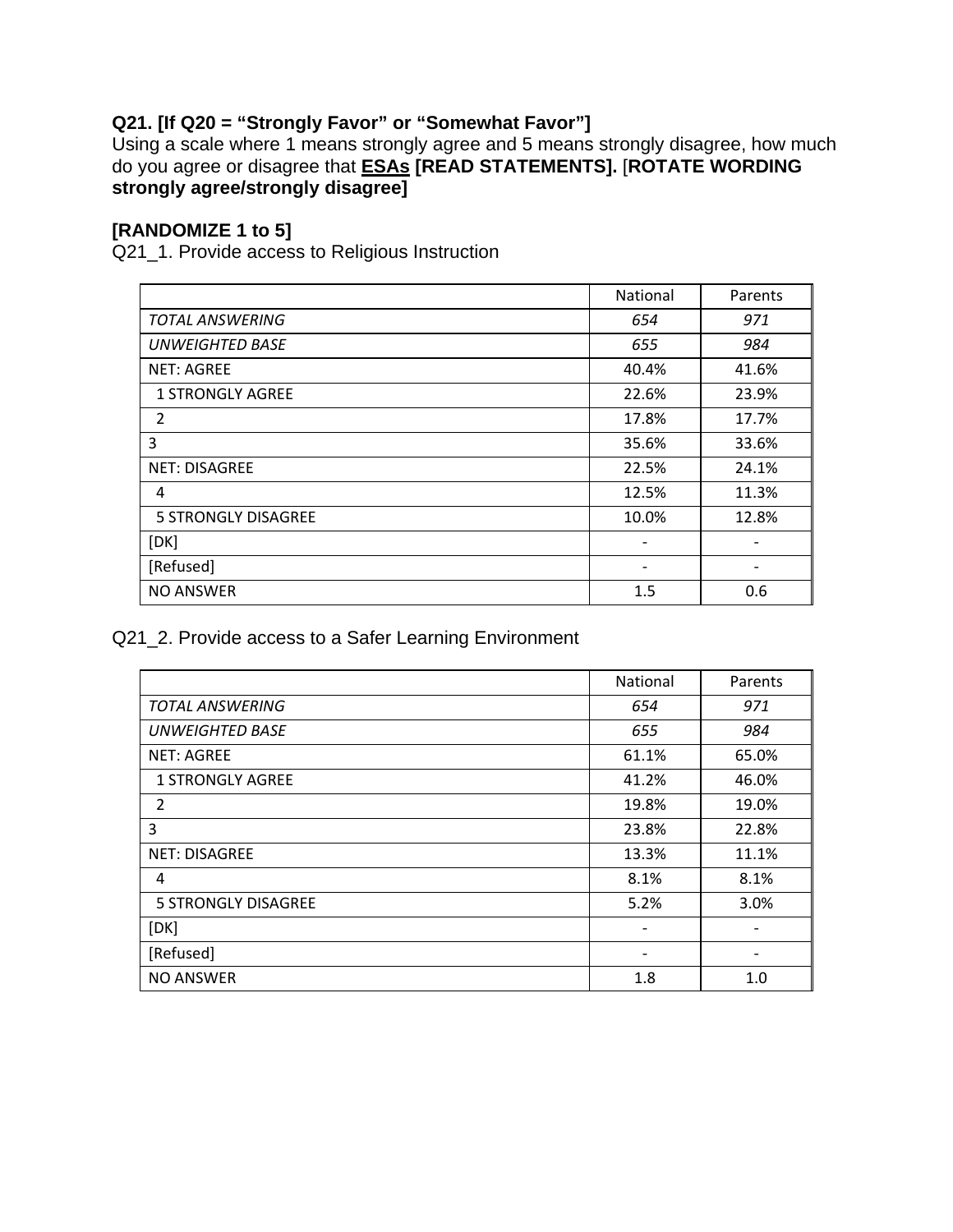**Q21. [If Q20 = "Strongly Favor" or "Somewhat Favor"]**
Using a scale where 1 means strongly agree and 5 means strongly disagree, how much do you agree or disagree that **ESAs [READ STATEMENTS].** [**ROTATE WORDING strongly agree/strongly disagree]**

**[RANDOMIZE 1 to 5]**

Q21_1. Provide access to Religious Instruction

| | National | Parents |
|---|---|---|
| *TOTAL ANSWERING* | *654* | *971* |
| *UNWEIGHTED BASE* | *655* | *984* |
| NET: AGREE | 40.4% | 41.6% |
| 1 STRONGLY AGREE | 22.6% | 23.9% |
| 2 | 17.8% | 17.7% |
| 3 | 35.6% | 33.6% |
| NET: DISAGREE | 22.5% | 24.1% |
| 4 | 12.5% | 11.3% |
| 5 STRONGLY DISAGREE | 10.0% | 12.8% |
| [DK] | - | - |
| [Refused] | - | - |
| NO ANSWER | 1.5 | 0.6 |

Q21_2. Provide access to a Safer Learning Environment

| | National | Parents |
|---|---|---|
| *TOTAL ANSWERING* | *654* | *971* |
| *UNWEIGHTED BASE* | *655* | *984* |
| NET: AGREE | 61.1% | 65.0% |
| 1 STRONGLY AGREE | 41.2% | 46.0% |
| 2 | 19.8% | 19.0% |
| 3 | 23.8% | 22.8% |
| NET: DISAGREE | 13.3% | 11.1% |
| 4 | 8.1% | 8.1% |
| 5 STRONGLY DISAGREE | 5.2% | 3.0% |
| [DK] | - | - |
| [Refused] | - | - |
| NO ANSWER | 1.8 | 1.0 |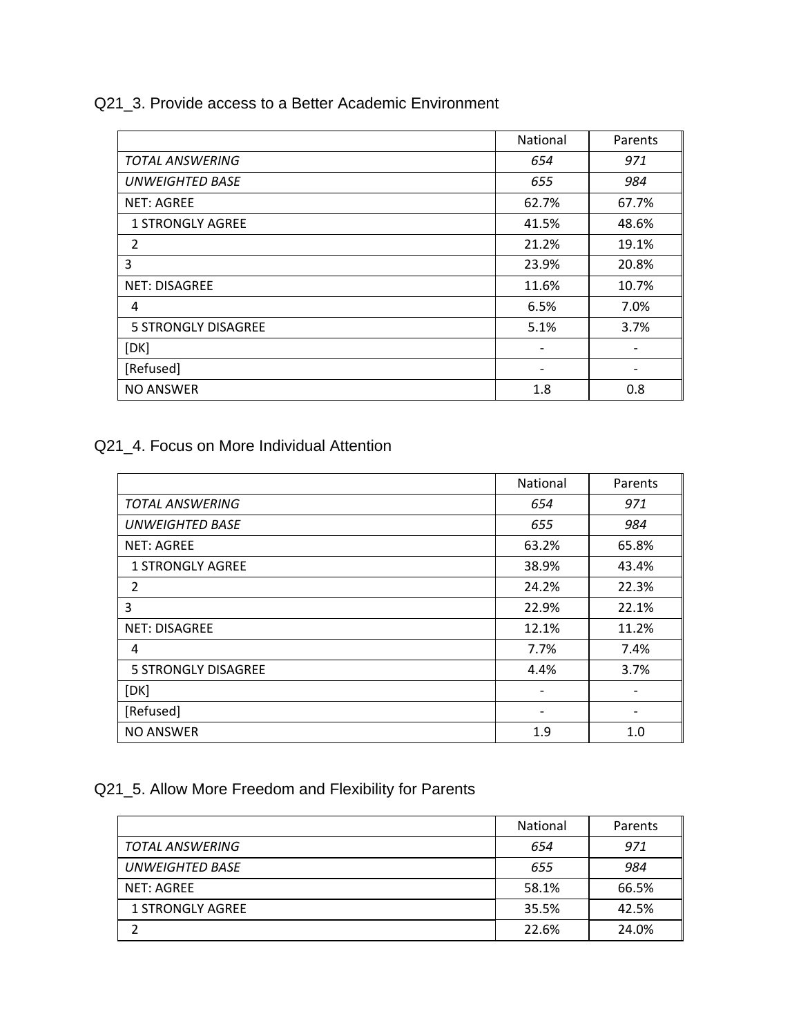## Q21_3. Provide access to a Better Academic Environment

| | National | Parents |
|---|---|---|
| *TOTAL ANSWERING* | *654* | *971* |
| *UNWEIGHTED BASE* | *655* | *984* |
| NET: AGREE | 62.7% | 67.7% |
| 1 STRONGLY AGREE | 41.5% | 48.6% |
| 2 | 21.2% | 19.1% |
| 3 | 23.9% | 20.8% |
| NET: DISAGREE | 11.6% | 10.7% |
| 4 | 6.5% | 7.0% |
| 5 STRONGLY DISAGREE | 5.1% | 3.7% |
| [DK] | - | - |
| [Refused] | - | - |
| NO ANSWER | 1.8 | 0.8 |

## Q21_4. Focus on More Individual Attention

| | National | Parents |
|---|---|---|
| *TOTAL ANSWERING* | *654* | *971* |
| *UNWEIGHTED BASE* | *655* | *984* |
| NET: AGREE | 63.2% | 65.8% |
| 1 STRONGLY AGREE | 38.9% | 43.4% |
| 2 | 24.2% | 22.3% |
| 3 | 22.9% | 22.1% |
| NET: DISAGREE | 12.1% | 11.2% |
| 4 | 7.7% | 7.4% |
| 5 STRONGLY DISAGREE | 4.4% | 3.7% |
| [DK] | - | - |
| [Refused] | - | - |
| NO ANSWER | 1.9 | 1.0 |

## Q21_5. Allow More Freedom and Flexibility for Parents

| | National | Parents |
|---|---|---|
| *TOTAL ANSWERING* | *654* | *971* |
| *UNWEIGHTED BASE* | *655* | *984* |
| NET: AGREE | 58.1% | 66.5% |
| 1 STRONGLY AGREE | 35.5% | 42.5% |
| 2 | 22.6% | 24.0% |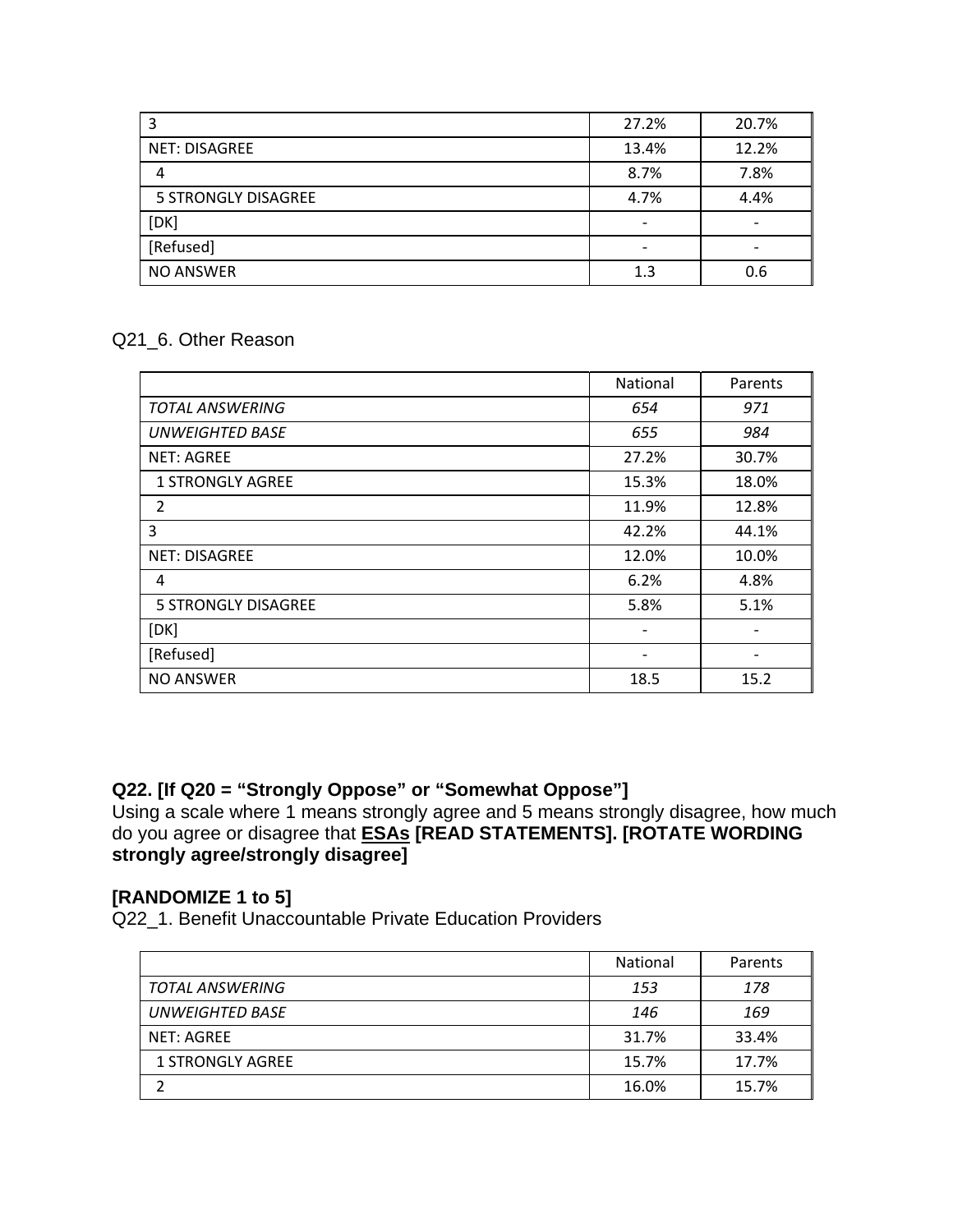| | | |
|---|---|---|
| 3 | 27.2% | 20.7% |
| NET: DISAGREE | 13.4% | 12.2% |
| 4 | 8.7% | 7.8% |
| 5 STRONGLY DISAGREE | 4.7% | 4.4% |
| [DK] | - | - |
| [Refused] | - | - |
| NO ANSWER | 1.3 | 0.6 |

Q21_6. Other Reason

| | National | Parents |
|---|---|---|
| *TOTAL ANSWERING* | *654* | *971* |
| *UNWEIGHTED BASE* | *655* | *984* |
| NET: AGREE | 27.2% | 30.7% |
| 1 STRONGLY AGREE | 15.3% | 18.0% |
| 2 | 11.9% | 12.8% |
| 3 | 42.2% | 44.1% |
| NET: DISAGREE | 12.0% | 10.0% |
| 4 | 6.2% | 4.8% |
| 5 STRONGLY DISAGREE | 5.8% | 5.1% |
| [DK] | - | - |
| [Refused] | - | - |
| NO ANSWER | 18.5 | 15.2 |

**Q22. [If Q20 = “Strongly Oppose” or “Somewhat Oppose”]**
Using a scale where 1 means strongly agree and 5 means strongly disagree, how much do you agree or disagree that **<u>ESAs</u> [READ STATEMENTS]. [ROTATE WORDING strongly agree/strongly disagree]**

**[RANDOMIZE 1 to 5]**
Q22_1. Benefit Unaccountable Private Education Providers

| | National | Parents |
|---|---|---|
| *TOTAL ANSWERING* | *153* | *178* |
| *UNWEIGHTED BASE* | *146* | *169* |
| NET: AGREE | 31.7% | 33.4% |
| 1 STRONGLY AGREE | 15.7% | 17.7% |
| 2 | 16.0% | 15.7% |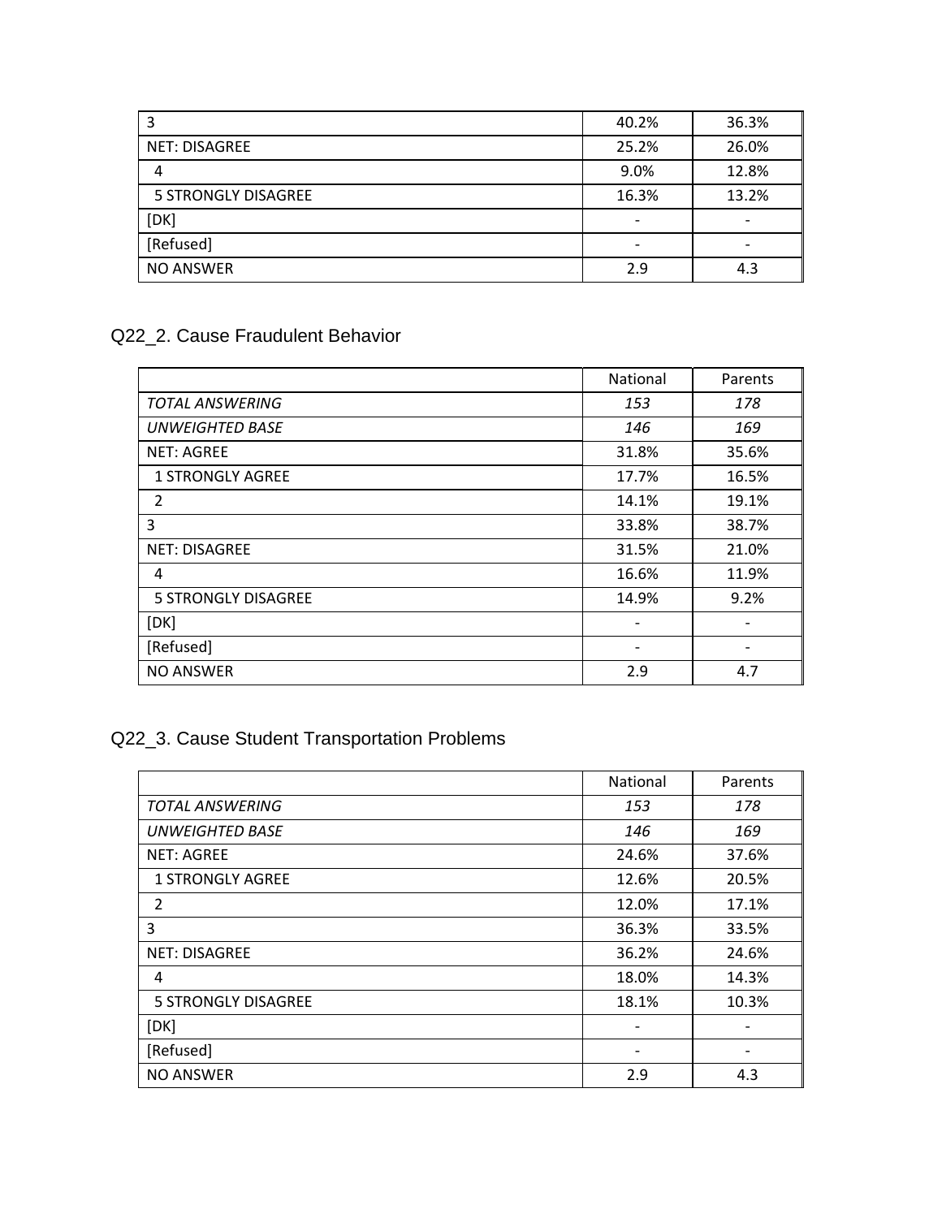| 3 | 40.2% | 36.3% |
|---|---|---|
| NET: DISAGREE | 25.2% | 26.0% |
| 4 | 9.0% | 12.8% |
| 5 STRONGLY DISAGREE | 16.3% | 13.2% |
| [DK] | - | - |
| [Refused] | - | - |
| NO ANSWER | 2.9 | 4.3 |

## Q22_2. Cause Fraudulent Behavior

| | National | Parents |
|---|---|---|
| *TOTAL ANSWERING* | *153* | *178* |
| *UNWEIGHTED BASE* | *146* | *169* |
| NET: AGREE | 31.8% | 35.6% |
| 1 STRONGLY AGREE | 17.7% | 16.5% |
| 2 | 14.1% | 19.1% |
| 3 | 33.8% | 38.7% |
| NET: DISAGREE | 31.5% | 21.0% |
| 4 | 16.6% | 11.9% |
| 5 STRONGLY DISAGREE | 14.9% | 9.2% |
| [DK] | - | - |
| [Refused] | - | - |
| NO ANSWER | 2.9 | 4.7 |

## Q22_3. Cause Student Transportation Problems

| | National | Parents |
|---|---|---|
| *TOTAL ANSWERING* | *153* | *178* |
| *UNWEIGHTED BASE* | *146* | *169* |
| NET: AGREE | 24.6% | 37.6% |
| 1 STRONGLY AGREE | 12.6% | 20.5% |
| 2 | 12.0% | 17.1% |
| 3 | 36.3% | 33.5% |
| NET: DISAGREE | 36.2% | 24.6% |
| 4 | 18.0% | 14.3% |
| 5 STRONGLY DISAGREE | 18.1% | 10.3% |
| [DK] | - | - |
| [Refused] | - | - |
| NO ANSWER | 2.9 | 4.3 |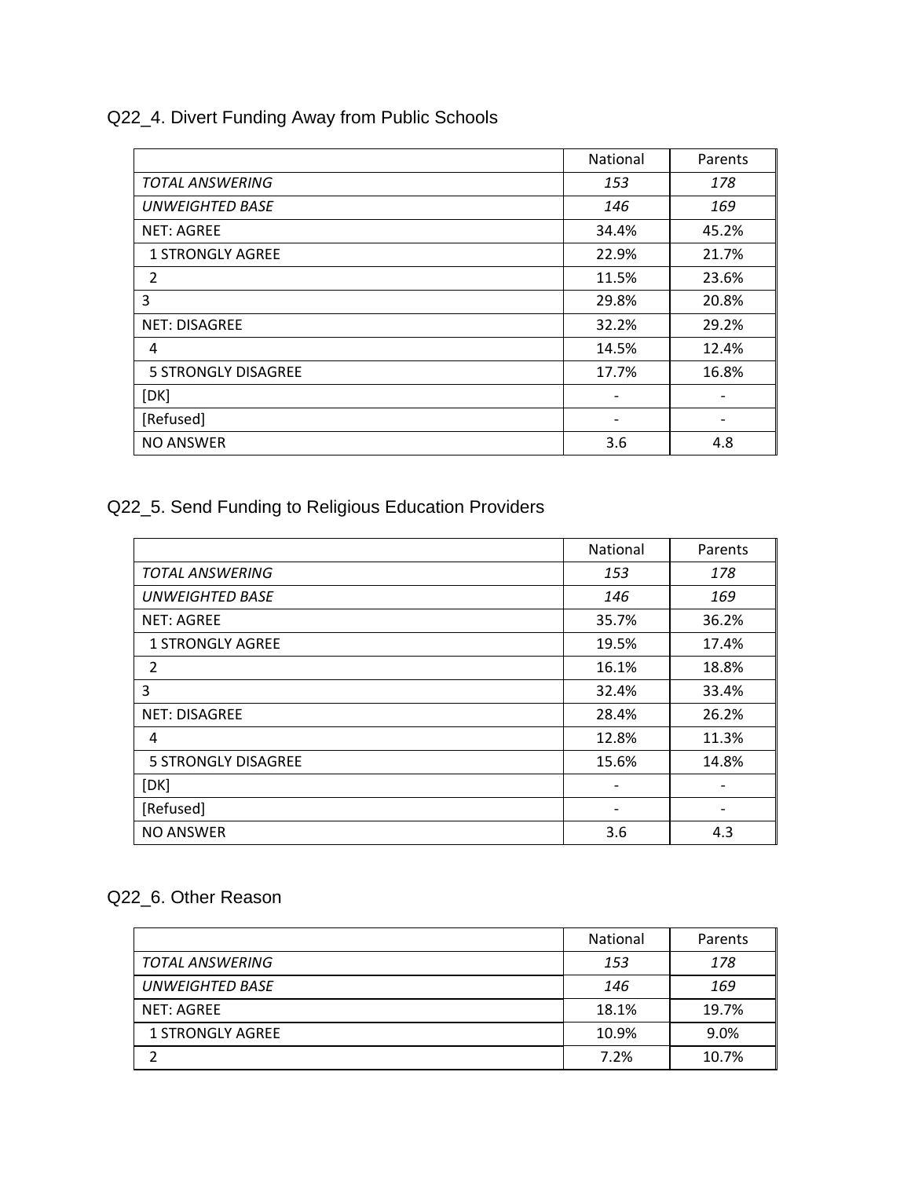## Q22_4. Divert Funding Away from Public Schools

| | National | Parents |
|---|---|---|
| *TOTAL ANSWERING* | *153* | *178* |
| *UNWEIGHTED BASE* | *146* | *169* |
| NET: AGREE | 34.4% | 45.2% |
| 1 STRONGLY AGREE | 22.9% | 21.7% |
| 2 | 11.5% | 23.6% |
| 3 | 29.8% | 20.8% |
| NET: DISAGREE | 32.2% | 29.2% |
| 4 | 14.5% | 12.4% |
| 5 STRONGLY DISAGREE | 17.7% | 16.8% |
| [DK] | - | - |
| [Refused] | - | - |
| NO ANSWER | 3.6 | 4.8 |

## Q22_5. Send Funding to Religious Education Providers

| | National | Parents |
|---|---|---|
| *TOTAL ANSWERING* | *153* | *178* |
| *UNWEIGHTED BASE* | *146* | *169* |
| NET: AGREE | 35.7% | 36.2% |
| 1 STRONGLY AGREE | 19.5% | 17.4% |
| 2 | 16.1% | 18.8% |
| 3 | 32.4% | 33.4% |
| NET: DISAGREE | 28.4% | 26.2% |
| 4 | 12.8% | 11.3% |
| 5 STRONGLY DISAGREE | 15.6% | 14.8% |
| [DK] | - | - |
| [Refused] | - | - |
| NO ANSWER | 3.6 | 4.3 |

## Q22_6. Other Reason

| | National | Parents |
|---|---|---|
| *TOTAL ANSWERING* | *153* | *178* |
| *UNWEIGHTED BASE* | *146* | *169* |
| NET: AGREE | 18.1% | 19.7% |
| 1 STRONGLY AGREE | 10.9% | 9.0% |
| 2 | 7.2% | 10.7% |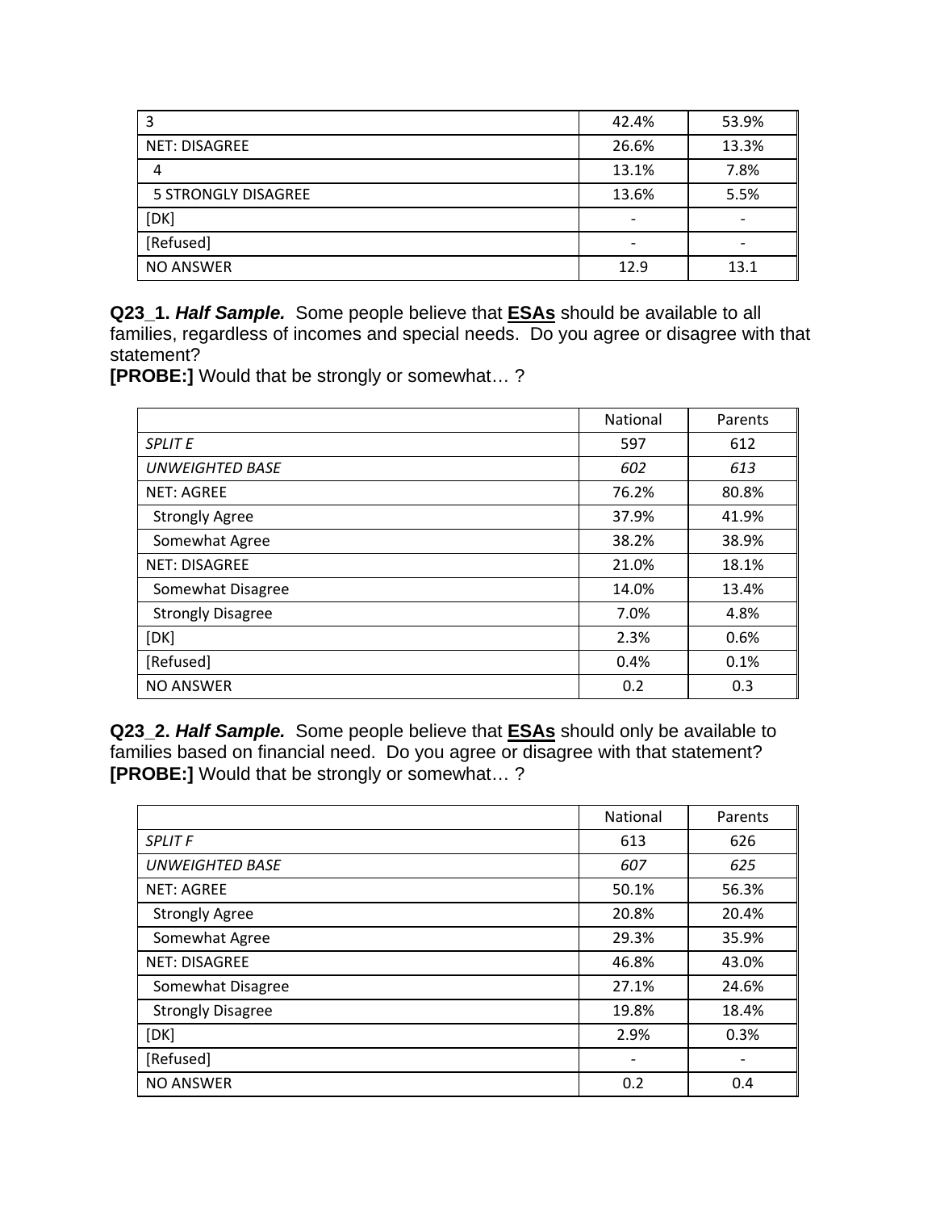| | | |
|---|---|---|
| 3 | 42.4% | 53.9% |
| NET: DISAGREE | 26.6% | 13.3% |
| 4 | 13.1% | 7.8% |
| 5 STRONGLY DISAGREE | 13.6% | 5.5% |
| [DK] | - | - |
| [Refused] | - | - |
| NO ANSWER | 12.9 | 13.1 |

**Q23_1.** ***Half Sample.*** Some people believe that **ESAs** should be available to all families, regardless of incomes and special needs. Do you agree or disagree with that statement?
**[PROBE:]** Would that be strongly or somewhat… ?

| | National | Parents |
|---|---|---|
| *SPLIT E* | 597 | 612 |
| *UNWEIGHTED BASE* | *602* | *613* |
| NET: AGREE | 76.2% | 80.8% |
| Strongly Agree | 37.9% | 41.9% |
| Somewhat Agree | 38.2% | 38.9% |
| NET: DISAGREE | 21.0% | 18.1% |
| Somewhat Disagree | 14.0% | 13.4% |
| Strongly Disagree | 7.0% | 4.8% |
| [DK] | 2.3% | 0.6% |
| [Refused] | 0.4% | 0.1% |
| NO ANSWER | 0.2 | 0.3 |

**Q23_2.** ***Half Sample.*** Some people believe that **ESAs** should only be available to families based on financial need. Do you agree or disagree with that statement?
**[PROBE:]** Would that be strongly or somewhat… ?

| | National | Parents |
|---|---|---|
| *SPLIT F* | 613 | 626 |
| *UNWEIGHTED BASE* | *607* | *625* |
| NET: AGREE | 50.1% | 56.3% |
| Strongly Agree | 20.8% | 20.4% |
| Somewhat Agree | 29.3% | 35.9% |
| NET: DISAGREE | 46.8% | 43.0% |
| Somewhat Disagree | 27.1% | 24.6% |
| Strongly Disagree | 19.8% | 18.4% |
| [DK] | 2.9% | 0.3% |
| [Refused] | - | - |
| NO ANSWER | 0.2 | 0.4 |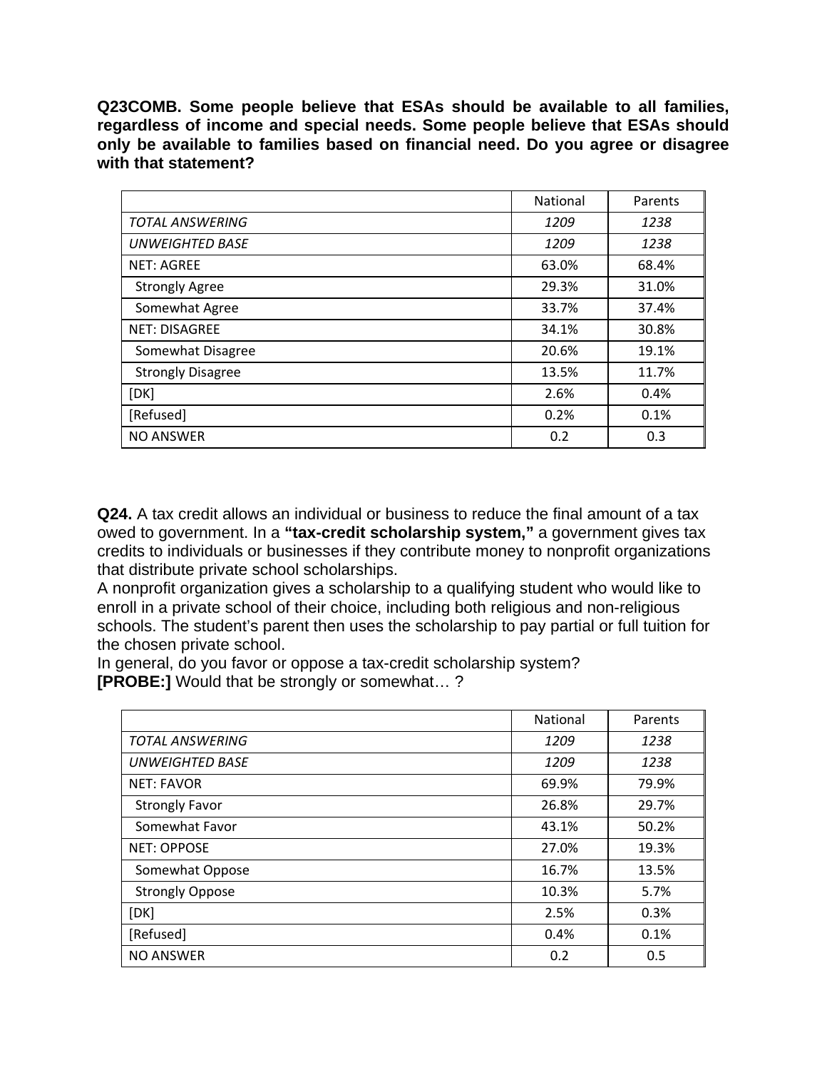**Q23COMB. Some people believe that ESAs should be available to all families, regardless of income and special needs. Some people believe that ESAs should only be available to families based on financial need. Do you agree or disagree with that statement?**

| | National | Parents |
|---|---|---|
| *TOTAL ANSWERING* | *1209* | *1238* |
| *UNWEIGHTED BASE* | *1209* | *1238* |
| NET: AGREE | 63.0% | 68.4% |
| Strongly Agree | 29.3% | 31.0% |
| Somewhat Agree | 33.7% | 37.4% |
| NET: DISAGREE | 34.1% | 30.8% |
| Somewhat Disagree | 20.6% | 19.1% |
| Strongly Disagree | 13.5% | 11.7% |
| [DK] | 2.6% | 0.4% |
| [Refused] | 0.2% | 0.1% |
| NO ANSWER | 0.2 | 0.3 |

**Q24.** A tax credit allows an individual or business to reduce the final amount of a tax owed to government. In a **"tax-credit scholarship system,"** a government gives tax credits to individuals or businesses if they contribute money to nonprofit organizations that distribute private school scholarships.
A nonprofit organization gives a scholarship to a qualifying student who would like to enroll in a private school of their choice, including both religious and non-religious schools. The student's parent then uses the scholarship to pay partial or full tuition for the chosen private school.
In general, do you favor or oppose a tax-credit scholarship system?
**[PROBE:]** Would that be strongly or somewhat… ?

| | National | Parents |
|---|---|---|
| *TOTAL ANSWERING* | *1209* | *1238* |
| *UNWEIGHTED BASE* | *1209* | *1238* |
| NET: FAVOR | 69.9% | 79.9% |
| Strongly Favor | 26.8% | 29.7% |
| Somewhat Favor | 43.1% | 50.2% |
| NET: OPPOSE | 27.0% | 19.3% |
| Somewhat Oppose | 16.7% | 13.5% |
| Strongly Oppose | 10.3% | 5.7% |
| [DK] | 2.5% | 0.3% |
| [Refused] | 0.4% | 0.1% |
| NO ANSWER | 0.2 | 0.5 |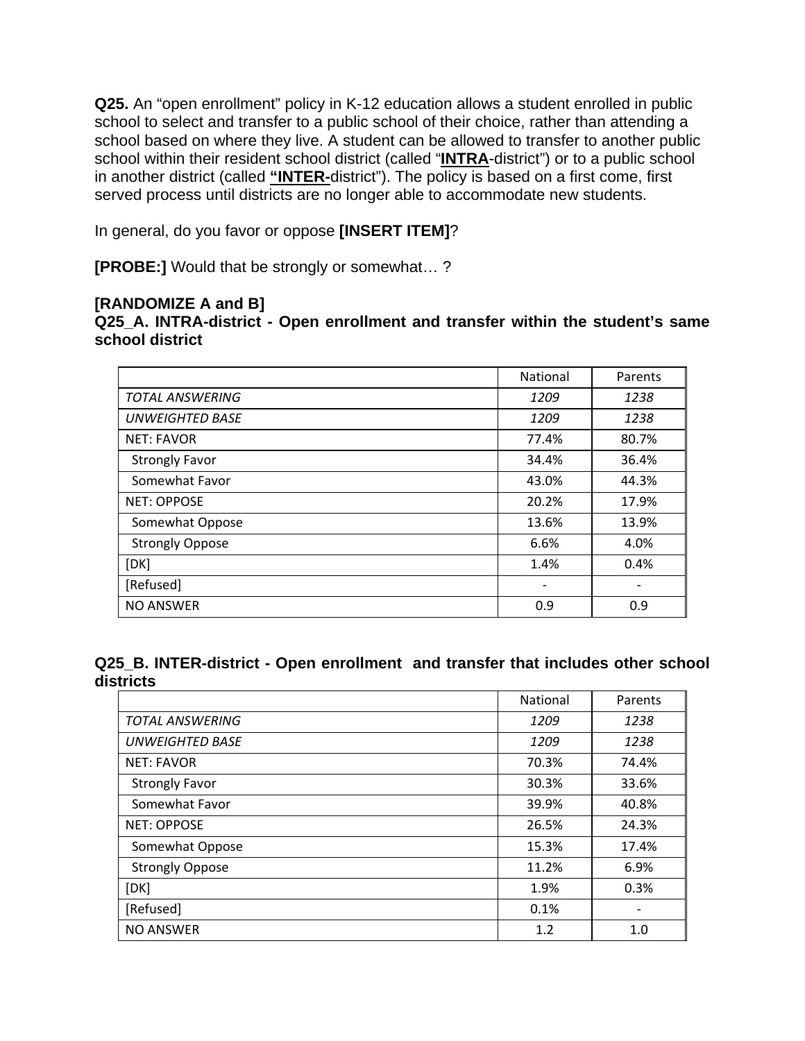**Q25.** An "open enrollment" policy in K-12 education allows a student enrolled in public school to select and transfer to a public school of their choice, rather than attending a school based on where they live. A student can be allowed to transfer to another public school within their resident school district (called "**INTRA**-district") or to a public school in another district (called **"INTER-**district"). The policy is based on a first come, first served process until districts are no longer able to accommodate new students.

In general, do you favor or oppose **[INSERT ITEM]**?

**[PROBE:]** Would that be strongly or somewhat… ?

**[RANDOMIZE A and B]**

**Q25_A. INTRA-district - Open enrollment and transfer within the student's same school district**

| | National | Parents |
|---|---|---|
| *TOTAL ANSWERING* | *1209* | *1238* |
| *UNWEIGHTED BASE* | *1209* | *1238* |
| NET: FAVOR | 77.4% | 80.7% |
| Strongly Favor | 34.4% | 36.4% |
| Somewhat Favor | 43.0% | 44.3% |
| NET: OPPOSE | 20.2% | 17.9% |
| Somewhat Oppose | 13.6% | 13.9% |
| Strongly Oppose | 6.6% | 4.0% |
| [DK] | 1.4% | 0.4% |
| [Refused] | - | - |
| NO ANSWER | 0.9 | 0.9 |

**Q25_B. INTER-district - Open enrollment and transfer that includes other school districts**

| | National | Parents |
|---|---|---|
| *TOTAL ANSWERING* | *1209* | *1238* |
| *UNWEIGHTED BASE* | *1209* | *1238* |
| NET: FAVOR | 70.3% | 74.4% |
| Strongly Favor | 30.3% | 33.6% |
| Somewhat Favor | 39.9% | 40.8% |
| NET: OPPOSE | 26.5% | 24.3% |
| Somewhat Oppose | 15.3% | 17.4% |
| Strongly Oppose | 11.2% | 6.9% |
| [DK] | 1.9% | 0.3% |
| [Refused] | 0.1% | - |
| NO ANSWER | 1.2 | 1.0 |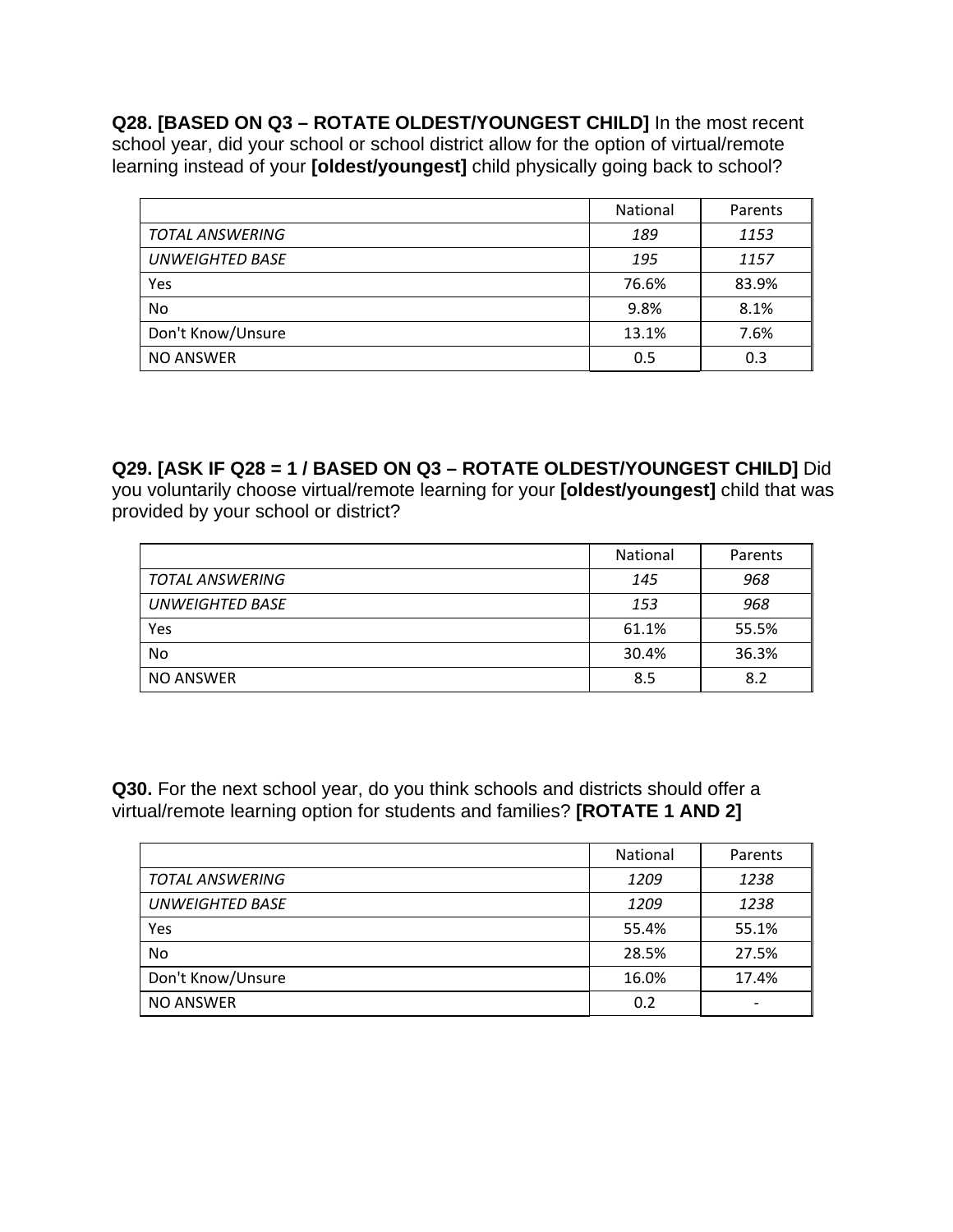**Q28. [BASED ON Q3 – ROTATE OLDEST/YOUNGEST CHILD]** In the most recent school year, did your school or school district allow for the option of virtual/remote learning instead of your **[oldest/youngest]** child physically going back to school?

| | National | Parents |
|---|---|---|
| *TOTAL ANSWERING* | *189* | *1153* |
| *UNWEIGHTED BASE* | *195* | *1157* |
| Yes | 76.6% | 83.9% |
| No | 9.8% | 8.1% |
| Don't Know/Unsure | 13.1% | 7.6% |
| NO ANSWER | 0.5 | 0.3 |

**Q29. [ASK IF Q28 = 1 / BASED ON Q3 – ROTATE OLDEST/YOUNGEST CHILD]** Did you voluntarily choose virtual/remote learning for your **[oldest/youngest]** child that was provided by your school or district?

| | National | Parents |
|---|---|---|
| *TOTAL ANSWERING* | *145* | *968* |
| *UNWEIGHTED BASE* | *153* | *968* |
| Yes | 61.1% | 55.5% |
| No | 30.4% | 36.3% |
| NO ANSWER | 8.5 | 8.2 |

**Q30.** For the next school year, do you think schools and districts should offer a virtual/remote learning option for students and families? **[ROTATE 1 AND 2]**

| | National | Parents |
|---|---|---|
| *TOTAL ANSWERING* | *1209* | *1238* |
| *UNWEIGHTED BASE* | *1209* | *1238* |
| Yes | 55.4% | 55.1% |
| No | 28.5% | 27.5% |
| Don't Know/Unsure | 16.0% | 17.4% |
| NO ANSWER | 0.2 | - |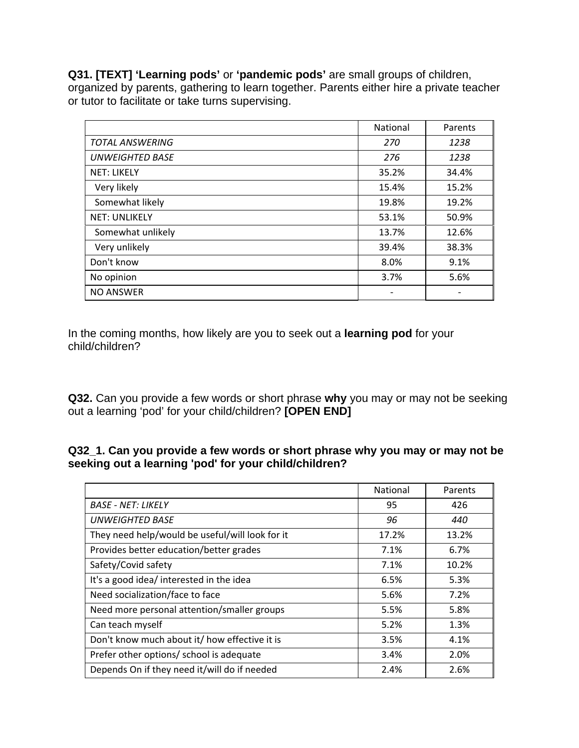**Q31. [TEXT] 'Learning pods'** or **'pandemic pods'** are small groups of children, organized by parents, gathering to learn together. Parents either hire a private teacher or tutor to facilitate or take turns supervising.

| | National | Parents |
|---|---|---|
| *TOTAL ANSWERING* | *270* | *1238* |
| *UNWEIGHTED BASE* | *276* | *1238* |
| NET: LIKELY | 35.2% | 34.4% |
| Very likely | 15.4% | 15.2% |
| Somewhat likely | 19.8% | 19.2% |
| NET: UNLIKELY | 53.1% | 50.9% |
| Somewhat unlikely | 13.7% | 12.6% |
| Very unlikely | 39.4% | 38.3% |
| Don't know | 8.0% | 9.1% |
| No opinion | 3.7% | 5.6% |
| NO ANSWER | - | - |

In the coming months, how likely are you to seek out a **learning pod** for your child/children?

**Q32.** Can you provide a few words or short phrase **why** you may or may not be seeking out a learning 'pod' for your child/children? **[OPEN END]**

**Q32_1. Can you provide a few words or short phrase why you may or may not be seeking out a learning 'pod' for your child/children?**

| | National | Parents |
|---|---|---|
| *BASE - NET: LIKELY* | 95 | 426 |
| *UNWEIGHTED BASE* | *96* | *440* |
| They need help/would be useful/will look for it | 17.2% | 13.2% |
| Provides better education/better grades | 7.1% | 6.7% |
| Safety/Covid safety | 7.1% | 10.2% |
| It's a good idea/ interested in the idea | 6.5% | 5.3% |
| Need socialization/face to face | 5.6% | 7.2% |
| Need more personal attention/smaller groups | 5.5% | 5.8% |
| Can teach myself | 5.2% | 1.3% |
| Don't know much about it/ how effective it is | 3.5% | 4.1% |
| Prefer other options/ school is adequate | 3.4% | 2.0% |
| Depends On if they need it/will do if needed | 2.4% | 2.6% |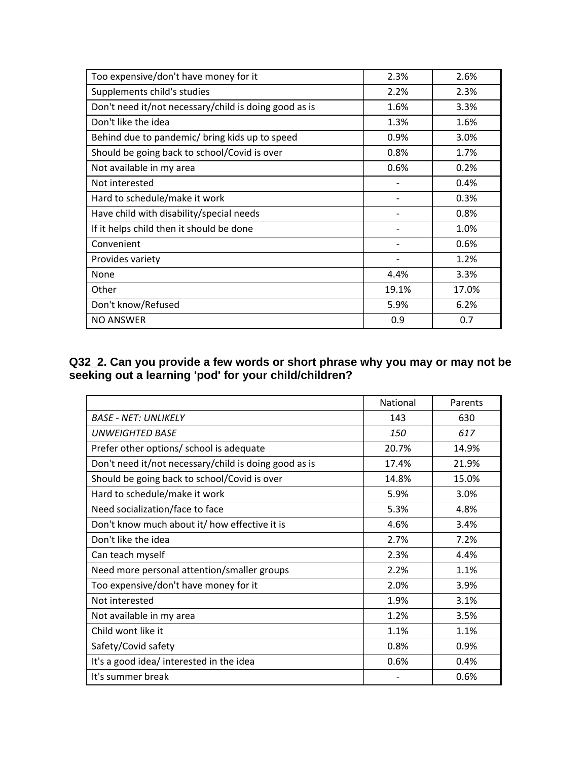| | | |
|---|---|---|
| Too expensive/don't have money for it | 2.3% | 2.6% |
| Supplements child's studies | 2.2% | 2.3% |
| Don't need it/not necessary/child is doing good as is | 1.6% | 3.3% |
| Don't like the idea | 1.3% | 1.6% |
| Behind due to pandemic/ bring kids up to speed | 0.9% | 3.0% |
| Should be going back to school/Covid is over | 0.8% | 1.7% |
| Not available in my area | 0.6% | 0.2% |
| Not interested | - | 0.4% |
| Hard to schedule/make it work | - | 0.3% |
| Have child with disability/special needs | - | 0.8% |
| If it helps child then it should be done | - | 1.0% |
| Convenient | - | 0.6% |
| Provides variety | - | 1.2% |
| None | 4.4% | 3.3% |
| Other | 19.1% | 17.0% |
| Don't know/Refused | 5.9% | 6.2% |
| NO ANSWER | 0.9 | 0.7 |

**Q32_2. Can you provide a few words or short phrase why you may or may not be seeking out a learning 'pod' for your child/children?**

| | National | Parents |
|---|---|---|
| *BASE - NET: UNLIKELY* | 143 | 630 |
| *UNWEIGHTED BASE* | *150* | *617* |
| Prefer other options/ school is adequate | 20.7% | 14.9% |
| Don't need it/not necessary/child is doing good as is | 17.4% | 21.9% |
| Should be going back to school/Covid is over | 14.8% | 15.0% |
| Hard to schedule/make it work | 5.9% | 3.0% |
| Need socialization/face to face | 5.3% | 4.8% |
| Don't know much about it/ how effective it is | 4.6% | 3.4% |
| Don't like the idea | 2.7% | 7.2% |
| Can teach myself | 2.3% | 4.4% |
| Need more personal attention/smaller groups | 2.2% | 1.1% |
| Too expensive/don't have money for it | 2.0% | 3.9% |
| Not interested | 1.9% | 3.1% |
| Not available in my area | 1.2% | 3.5% |
| Child wont like it | 1.1% | 1.1% |
| Safety/Covid safety | 0.8% | 0.9% |
| It's a good idea/ interested in the idea | 0.6% | 0.4% |
| It's summer break | - | 0.6% |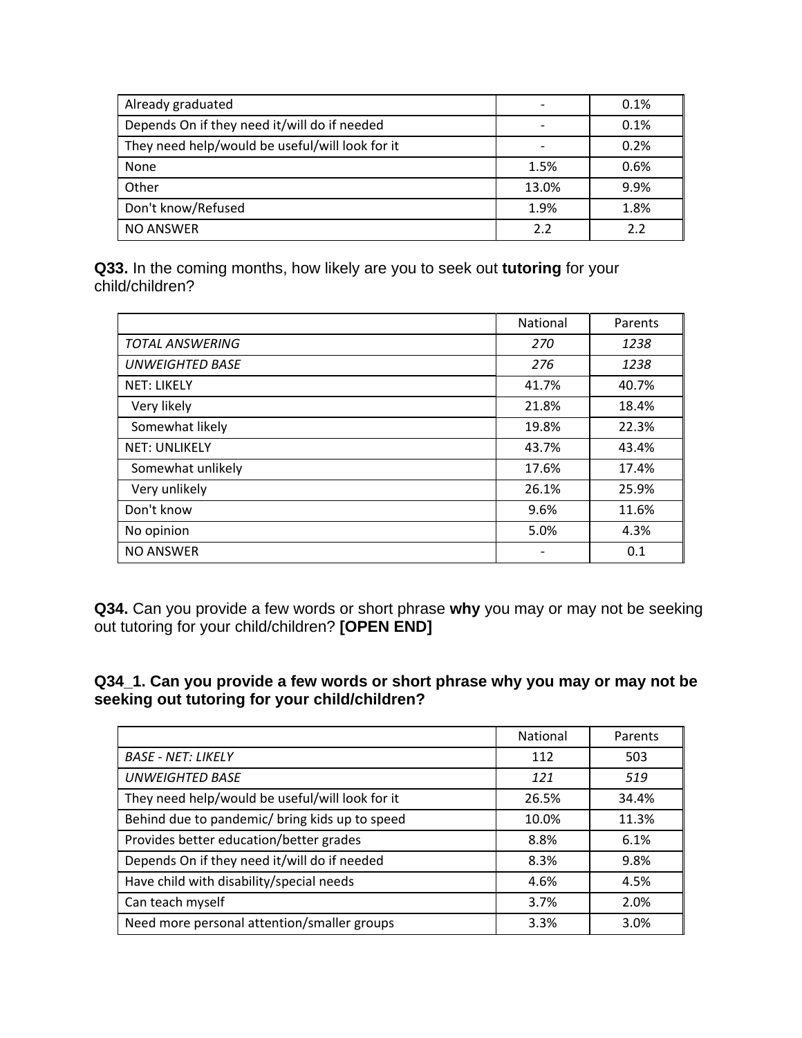| | | |
|---|---|---|
| Already graduated | - | 0.1% |
| Depends On if they need it/will do if needed | - | 0.1% |
| They need help/would be useful/will look for it | - | 0.2% |
| None | 1.5% | 0.6% |
| Other | 13.0% | 9.9% |
| Don't know/Refused | 1.9% | 1.8% |
| NO ANSWER | 2.2 | 2.2 |

**Q33.** In the coming months, how likely are you to seek out **tutoring** for your child/children?

| | National | Parents |
|---|---|---|
| *TOTAL ANSWERING* | *270* | *1238* |
| *UNWEIGHTED BASE* | *276* | *1238* |
| NET: LIKELY | 41.7% | 40.7% |
| Very likely | 21.8% | 18.4% |
| Somewhat likely | 19.8% | 22.3% |
| NET: UNLIKELY | 43.7% | 43.4% |
| Somewhat unlikely | 17.6% | 17.4% |
| Very unlikely | 26.1% | 25.9% |
| Don't know | 9.6% | 11.6% |
| No opinion | 5.0% | 4.3% |
| NO ANSWER | - | 0.1 |

**Q34.** Can you provide a few words or short phrase **why** you may or may not be seeking out tutoring for your child/children? **[OPEN END]**

**Q34_1. Can you provide a few words or short phrase why you may or may not be seeking out tutoring for your child/children?**

| | National | Parents |
|---|---|---|
| *BASE - NET: LIKELY* | 112 | 503 |
| *UNWEIGHTED BASE* | *121* | *519* |
| They need help/would be useful/will look for it | 26.5% | 34.4% |
| Behind due to pandemic/ bring kids up to speed | 10.0% | 11.3% |
| Provides better education/better grades | 8.8% | 6.1% |
| Depends On if they need it/will do if needed | 8.3% | 9.8% |
| Have child with disability/special needs | 4.6% | 4.5% |
| Can teach myself | 3.7% | 2.0% |
| Need more personal attention/smaller groups | 3.3% | 3.0% |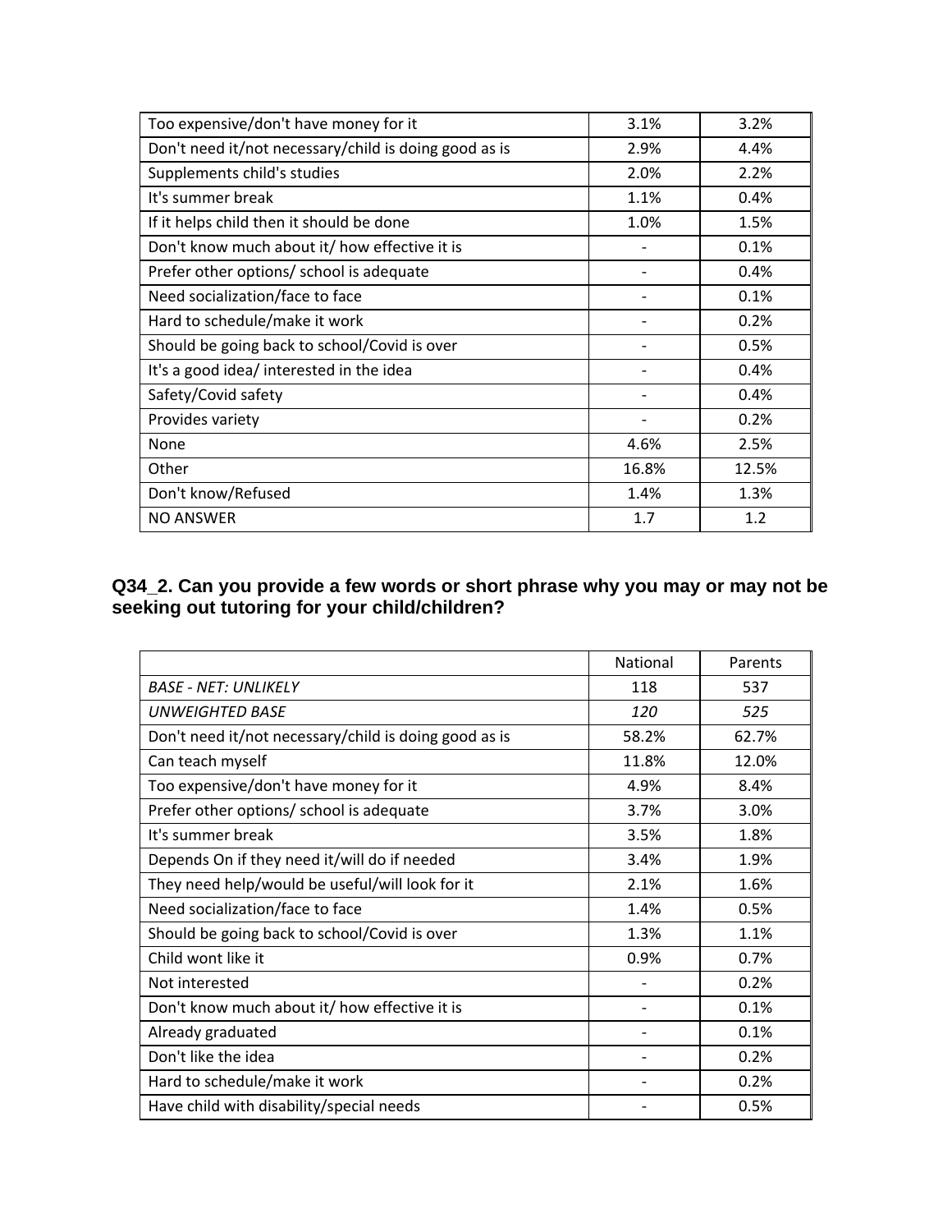| | | |
|---|---|---|
| Too expensive/don't have money for it | 3.1% | 3.2% |
| Don't need it/not necessary/child is doing good as is | 2.9% | 4.4% |
| Supplements child's studies | 2.0% | 2.2% |
| It's summer break | 1.1% | 0.4% |
| If it helps child then it should be done | 1.0% | 1.5% |
| Don't know much about it/ how effective it is | - | 0.1% |
| Prefer other options/ school is adequate | - | 0.4% |
| Need socialization/face to face | - | 0.1% |
| Hard to schedule/make it work | - | 0.2% |
| Should be going back to school/Covid is over | - | 0.5% |
| It's a good idea/ interested in the idea | - | 0.4% |
| Safety/Covid safety | - | 0.4% |
| Provides variety | - | 0.2% |
| None | 4.6% | 2.5% |
| Other | 16.8% | 12.5% |
| Don't know/Refused | 1.4% | 1.3% |
| NO ANSWER | 1.7 | 1.2 |

### Q34_2. Can you provide a few words or short phrase why you may or may not be seeking out tutoring for your child/children?

| | National | Parents |
|---|---|---|
| *BASE - NET: UNLIKELY* | 118 | 537 |
| *UNWEIGHTED BASE* | *120* | *525* |
| Don't need it/not necessary/child is doing good as is | 58.2% | 62.7% |
| Can teach myself | 11.8% | 12.0% |
| Too expensive/don't have money for it | 4.9% | 8.4% |
| Prefer other options/ school is adequate | 3.7% | 3.0% |
| It's summer break | 3.5% | 1.8% |
| Depends On if they need it/will do if needed | 3.4% | 1.9% |
| They need help/would be useful/will look for it | 2.1% | 1.6% |
| Need socialization/face to face | 1.4% | 0.5% |
| Should be going back to school/Covid is over | 1.3% | 1.1% |
| Child wont like it | 0.9% | 0.7% |
| Not interested | - | 0.2% |
| Don't know much about it/ how effective it is | - | 0.1% |
| Already graduated | - | 0.1% |
| Don't like the idea | - | 0.2% |
| Hard to schedule/make it work | - | 0.2% |
| Have child with disability/special needs | - | 0.5% |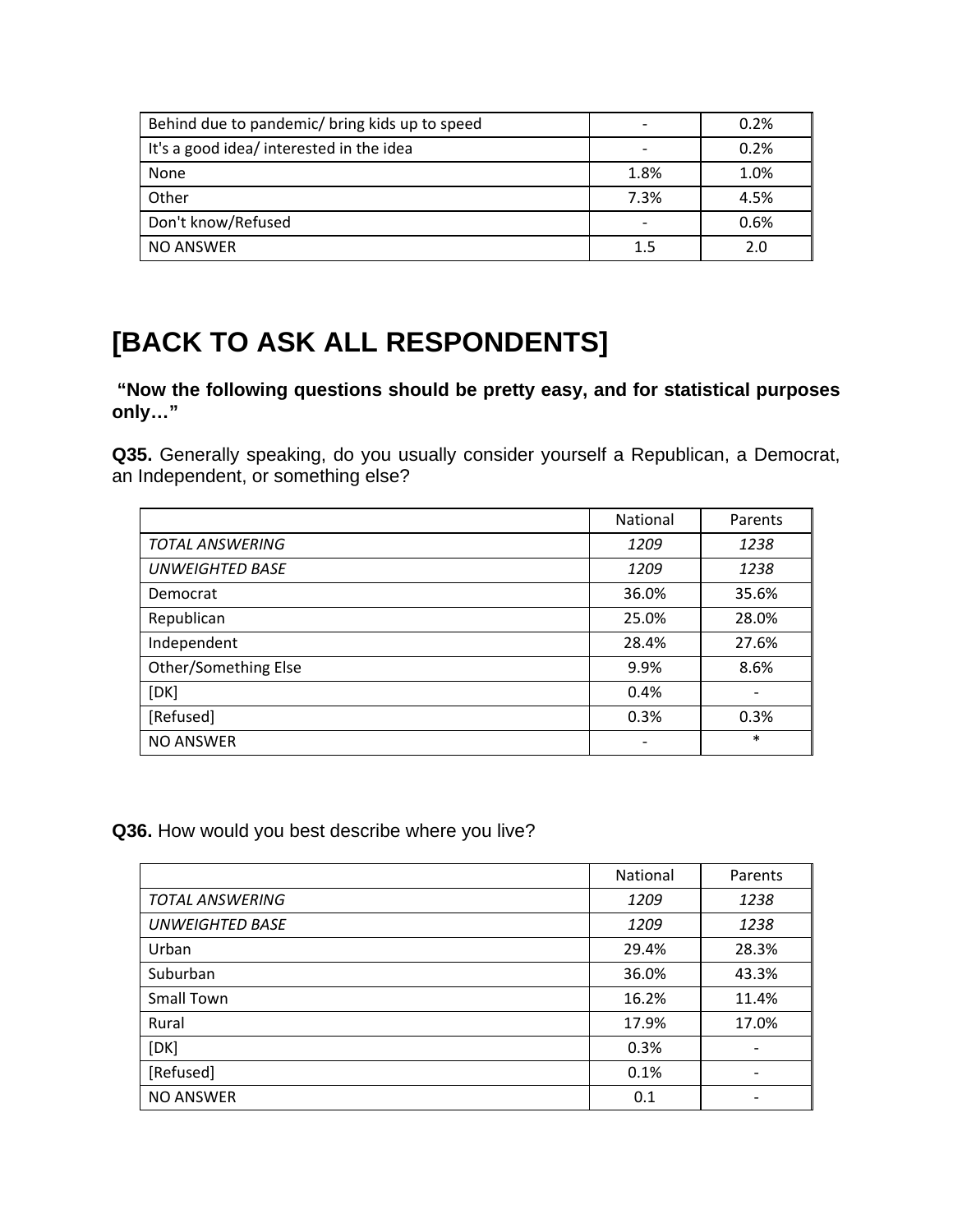| | | |
|---|---|---|
| Behind due to pandemic/ bring kids up to speed | - | 0.2% |
| It's a good idea/ interested in the idea | - | 0.2% |
| None | 1.8% | 1.0% |
| Other | 7.3% | 4.5% |
| Don't know/Refused | - | 0.6% |
| NO ANSWER | 1.5 | 2.0 |

# [BACK TO ASK ALL RESPONDENTS]

**"Now the following questions should be pretty easy, and for statistical purposes only…"**

**Q35.** Generally speaking, do you usually consider yourself a Republican, a Democrat, an Independent, or something else?

| | National | Parents |
|---|---|---|
| *TOTAL ANSWERING* | *1209* | *1238* |
| *UNWEIGHTED BASE* | *1209* | *1238* |
| Democrat | 36.0% | 35.6% |
| Republican | 25.0% | 28.0% |
| Independent | 28.4% | 27.6% |
| Other/Something Else | 9.9% | 8.6% |
| [DK] | 0.4% | - |
| [Refused] | 0.3% | 0.3% |
| NO ANSWER | - | * |

**Q36.** How would you best describe where you live?

| | National | Parents |
|---|---|---|
| *TOTAL ANSWERING* | *1209* | *1238* |
| *UNWEIGHTED BASE* | *1209* | *1238* |
| Urban | 29.4% | 28.3% |
| Suburban | 36.0% | 43.3% |
| Small Town | 16.2% | 11.4% |
| Rural | 17.9% | 17.0% |
| [DK] | 0.3% | - |
| [Refused] | 0.1% | - |
| NO ANSWER | 0.1 | - |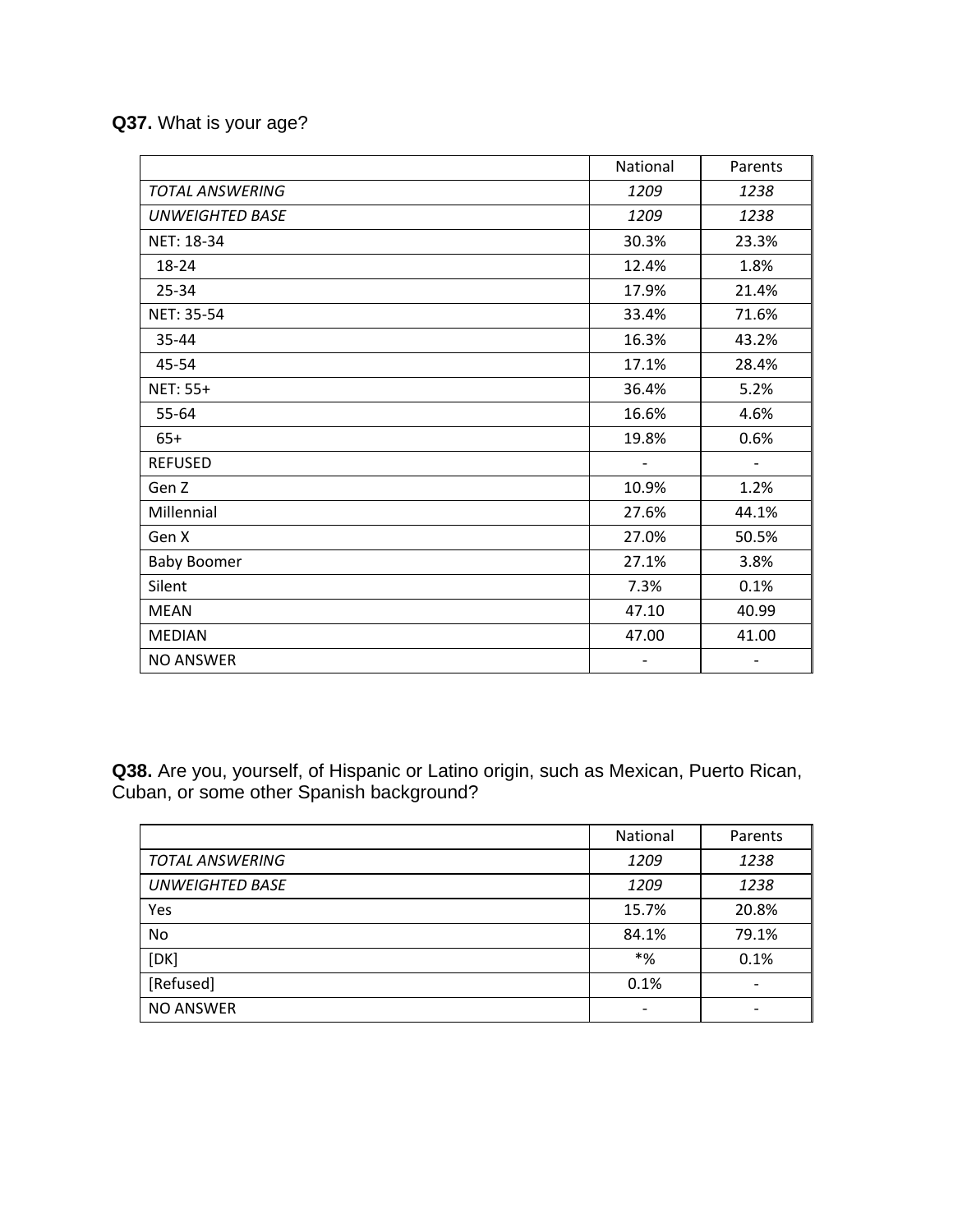**Q37.** What is your age?

| | National | Parents |
|---|---|---|
| *TOTAL ANSWERING* | *1209* | *1238* |
| *UNWEIGHTED BASE* | *1209* | *1238* |
| NET: 18-34 | 30.3% | 23.3% |
| 18-24 | 12.4% | 1.8% |
| 25-34 | 17.9% | 21.4% |
| NET: 35-54 | 33.4% | 71.6% |
| 35-44 | 16.3% | 43.2% |
| 45-54 | 17.1% | 28.4% |
| NET: 55+ | 36.4% | 5.2% |
| 55-64 | 16.6% | 4.6% |
| 65+ | 19.8% | 0.6% |
| REFUSED | - | - |
| Gen Z | 10.9% | 1.2% |
| Millennial | 27.6% | 44.1% |
| Gen X | 27.0% | 50.5% |
| Baby Boomer | 27.1% | 3.8% |
| Silent | 7.3% | 0.1% |
| MEAN | 47.10 | 40.99 |
| MEDIAN | 47.00 | 41.00 |
| NO ANSWER | - | - |

**Q38.** Are you, yourself, of Hispanic or Latino origin, such as Mexican, Puerto Rican, Cuban, or some other Spanish background?

| | National | Parents |
|---|---|---|
| *TOTAL ANSWERING* | *1209* | *1238* |
| *UNWEIGHTED BASE* | *1209* | *1238* |
| Yes | 15.7% | 20.8% |
| No | 84.1% | 79.1% |
| [DK] | *% | 0.1% |
| [Refused] | 0.1% | - |
| NO ANSWER | - | - |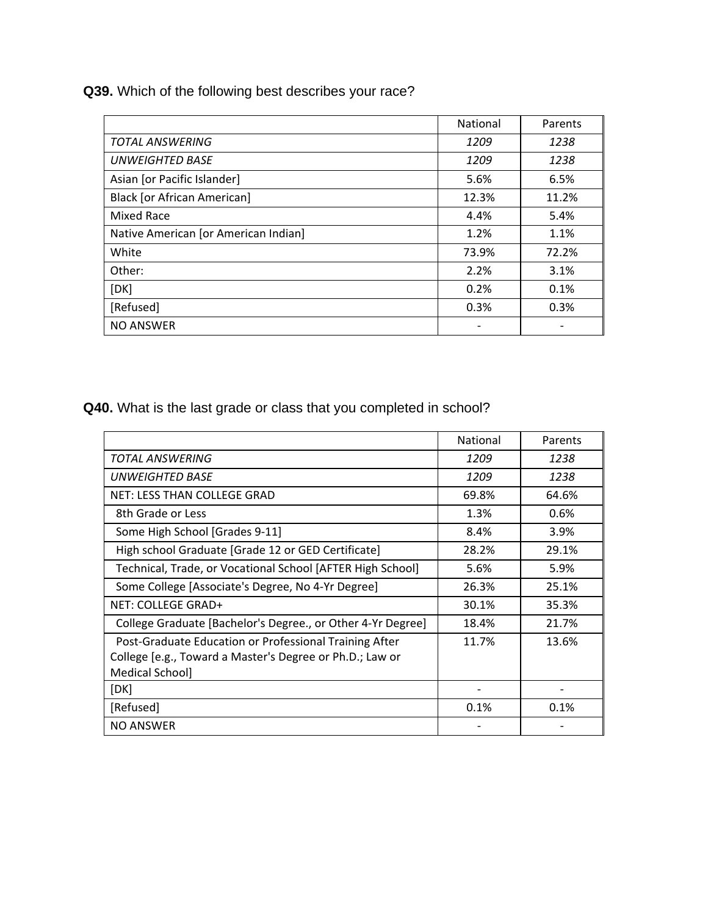**Q39.** Which of the following best describes your race?

| | National | Parents |
|---|---|---|
| *TOTAL ANSWERING* | *1209* | *1238* |
| *UNWEIGHTED BASE* | *1209* | *1238* |
| Asian [or Pacific Islander] | 5.6% | 6.5% |
| Black [or African American] | 12.3% | 11.2% |
| Mixed Race | 4.4% | 5.4% |
| Native American [or American Indian] | 1.2% | 1.1% |
| White | 73.9% | 72.2% |
| Other: | 2.2% | 3.1% |
| [DK] | 0.2% | 0.1% |
| [Refused] | 0.3% | 0.3% |
| NO ANSWER | - | - |

**Q40.** What is the last grade or class that you completed in school?

| | National | Parents |
|---|---|---|
| *TOTAL ANSWERING* | *1209* | *1238* |
| *UNWEIGHTED BASE* | *1209* | *1238* |
| NET: LESS THAN COLLEGE GRAD | 69.8% | 64.6% |
| 8th Grade or Less | 1.3% | 0.6% |
| Some High School [Grades 9-11] | 8.4% | 3.9% |
| High school Graduate [Grade 12 or GED Certificate] | 28.2% | 29.1% |
| Technical, Trade, or Vocational School [AFTER High School] | 5.6% | 5.9% |
| Some College [Associate's Degree, No 4-Yr Degree] | 26.3% | 25.1% |
| NET: COLLEGE GRAD+ | 30.1% | 35.3% |
| College Graduate [Bachelor's Degree., or Other 4-Yr Degree] | 18.4% | 21.7% |
| Post-Graduate Education or Professional Training After College [e.g., Toward a Master's Degree or Ph.D.; Law or Medical School] | 11.7% | 13.6% |
| [DK] | - | - |
| [Refused] | 0.1% | 0.1% |
| NO ANSWER | - | - |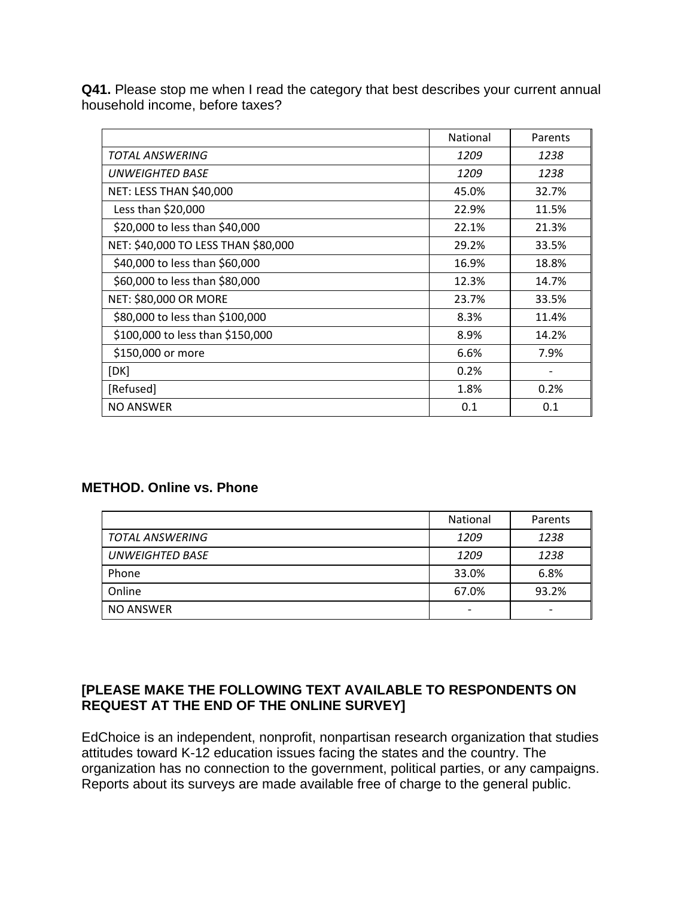**Q41.** Please stop me when I read the category that best describes your current annual household income, before taxes?

| | National | Parents |
|---|---|---|
| *TOTAL ANSWERING* | *1209* | *1238* |
| *UNWEIGHTED BASE* | *1209* | *1238* |
| NET: LESS THAN $40,000 | 45.0% | 32.7% |
| Less than $20,000 | 22.9% | 11.5% |
| $20,000 to less than $40,000 | 22.1% | 21.3% |
| NET: $40,000 TO LESS THAN $80,000 | 29.2% | 33.5% |
| $40,000 to less than $60,000 | 16.9% | 18.8% |
| $60,000 to less than $80,000 | 12.3% | 14.7% |
| NET: $80,000 OR MORE | 23.7% | 33.5% |
| $80,000 to less than $100,000 | 8.3% | 11.4% |
| $100,000 to less than $150,000 | 8.9% | 14.2% |
| $150,000 or more | 6.6% | 7.9% |
| [DK] | 0.2% | - |
| [Refused] | 1.8% | 0.2% |
| NO ANSWER | 0.1 | 0.1 |

**METHOD. Online vs. Phone**

| | National | Parents |
|---|---|---|
| *TOTAL ANSWERING* | *1209* | *1238* |
| *UNWEIGHTED BASE* | *1209* | *1238* |
| Phone | 33.0% | 6.8% |
| Online | 67.0% | 93.2% |
| NO ANSWER | - | - |

**[PLEASE MAKE THE FOLLOWING TEXT AVAILABLE TO RESPONDENTS ON REQUEST AT THE END OF THE ONLINE SURVEY]**

EdChoice is an independent, nonprofit, nonpartisan research organization that studies attitudes toward K-12 education issues facing the states and the country. The organization has no connection to the government, political parties, or any campaigns. Reports about its surveys are made available free of charge to the general public.